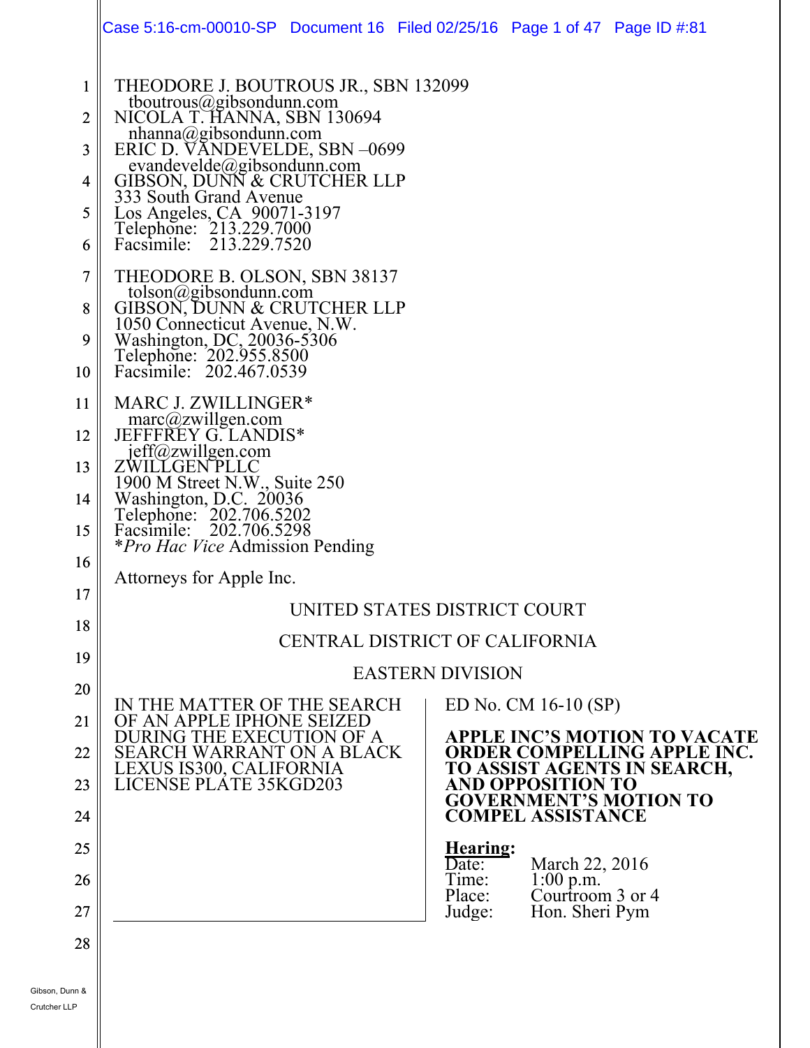THEODORE J. BOUTROUS JR., SBN 132099
tboutrous@gibsondunn.com
NICOLA T. HANNA, SBN 130694
nhanna@gibsondunn.com
ERIC D. VANDEVELDE, SBN –0699
evandevelde@gibsondunn.com
GIBSON, DUNN & CRUTCHER LLP
333 South Grand Avenue
Los Angeles, CA 90071-3197
Telephone: 213.229.7000
Facsimile: 213.229.7520

THEODORE B. OLSON, SBN 38137
tolson@gibsondunn.com
GIBSON, DUNN & CRUTCHER LLP
1050 Connecticut Avenue, N.W.
Washington, DC, 20036-5306
Telephone: 202.955.8500
Facsimile: 202.467.0539

MARC J. ZWILLINGER*
marc@zwillgen.com
JEFFFREY G. LANDIS*
jeff@zwillgen.com
ZWILLGEN PLLC
1900 M Street N.W., Suite 250
Washington, D.C. 20036
Telephone: 202.706.5202
Facsimile: 202.706.5298
**Pro Hac Vice* Admission Pending

Attorneys for Apple Inc.

UNITED STATES DISTRICT COURT

CENTRAL DISTRICT OF CALIFORNIA

EASTERN DIVISION

| | |
|---|---|
| IN THE MATTER OF THE SEARCH OF AN APPLE IPHONE SEIZED DURING THE EXECUTION OF A SEARCH WARRANT ON A BLACK LEXUS IS300, CALIFORNIA LICENSE PLATE 35KGD203 | ED No. CM 16-10 (SP)<br><br>**APPLE INC'S MOTION TO VACATE ORDER COMPELLING APPLE INC. TO ASSIST AGENTS IN SEARCH, AND OPPOSITION TO GOVERNMENT'S MOTION TO COMPEL ASSISTANCE**<br><br>**Hearing:**<br>Date: March 22, 2016<br>Time: 1:00 p.m.<br>Place: Courtroom 3 or 4<br>Judge: Hon. Sheri Pym |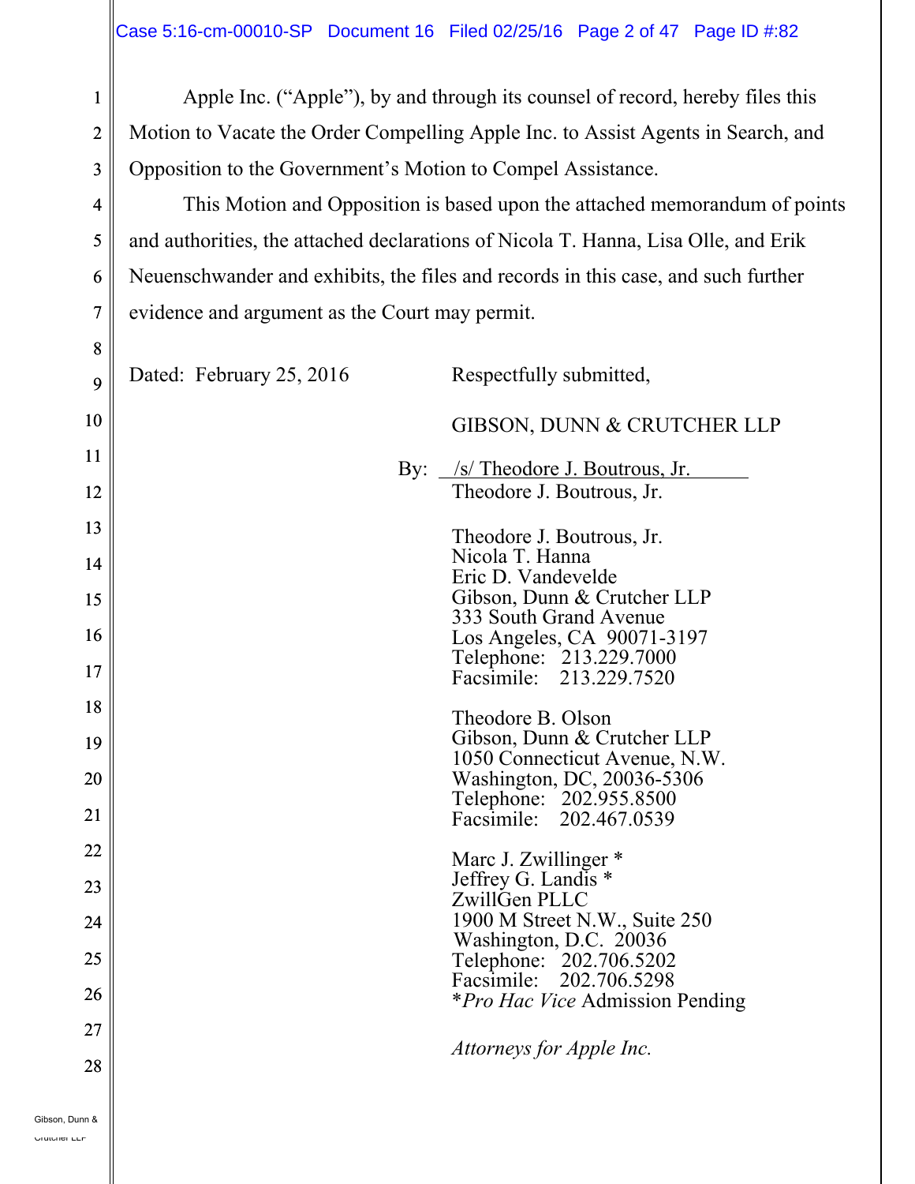Apple Inc. ("Apple"), by and through its counsel of record, hereby files this Motion to Vacate the Order Compelling Apple Inc. to Assist Agents in Search, and Opposition to the Government's Motion to Compel Assistance.

This Motion and Opposition is based upon the attached memorandum of points and authorities, the attached declarations of Nicola T. Hanna, Lisa Olle, and Erik Neuenschwander and exhibits, the files and records in this case, and such further evidence and argument as the Court may permit.

Dated: February 25, 2016

Respectfully submitted,

GIBSON, DUNN & CRUTCHER LLP

By: /s/ Theodore J. Boutrous, Jr.
Theodore J. Boutrous, Jr.

Theodore J. Boutrous, Jr.
Nicola T. Hanna
Eric D. Vandevelde
Gibson, Dunn & Crutcher LLP
333 South Grand Avenue
Los Angeles, CA 90071-3197
Telephone: 213.229.7000
Facsimile: 213.229.7520

Theodore B. Olson
Gibson, Dunn & Crutcher LLP
1050 Connecticut Avenue, N.W.
Washington, DC, 20036-5306
Telephone: 202.955.8500
Facsimile: 202.467.0539

Marc J. Zwillinger *
Jeffrey G. Landis *
ZwillGen PLLC
1900 M Street N.W., Suite 250
Washington, D.C. 20036
Telephone: 202.706.5202
Facsimile: 202.706.5298
**Pro Hac Vice* Admission Pending

*Attorneys for Apple Inc.*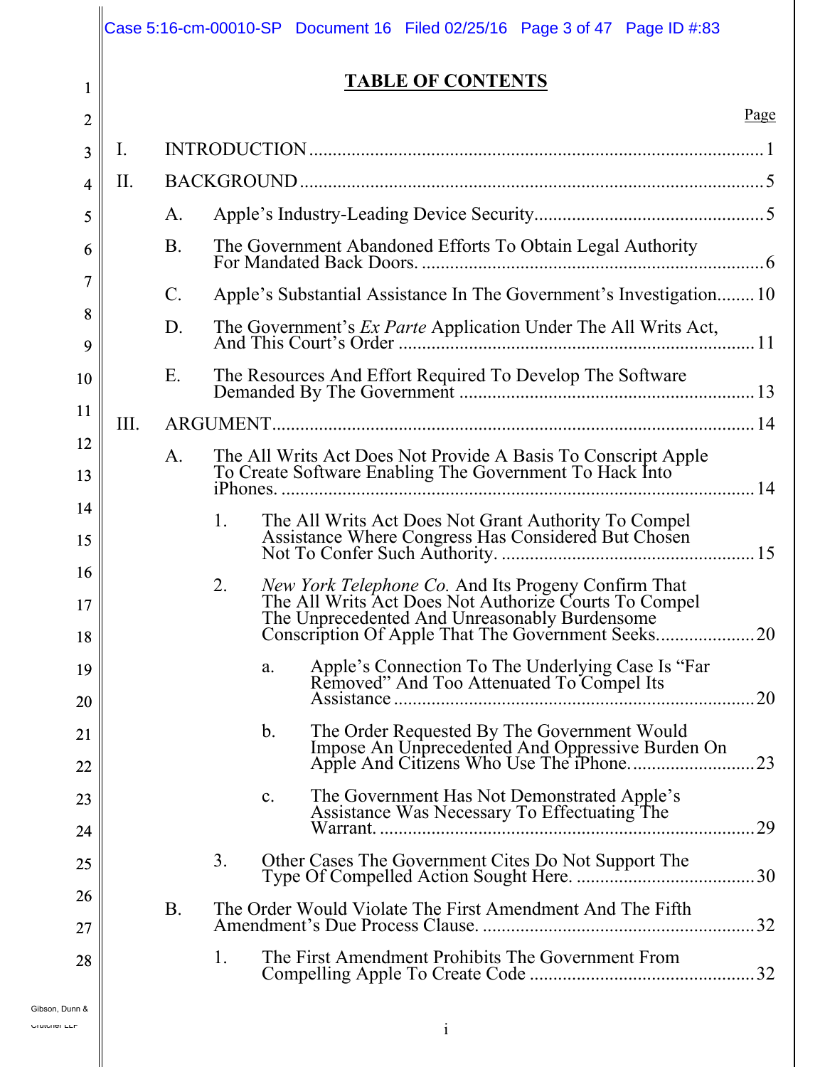# TABLE OF CONTENTS

| | | | | Page |
|---|---|---|---|---|
| I. | INTRODUCTION | | | 1 |
| II. | BACKGROUND | | | 5 |
| | A. | Apple's Industry-Leading Device Security | | 5 |
| | B. | The Government Abandoned Efforts To Obtain Legal Authority For Mandated Back Doors. | | 6 |
| | C. | Apple's Substantial Assistance In The Government's Investigation | | 10 |
| | D. | The Government's *Ex Parte* Application Under The All Writs Act, And This Court's Order | | 11 |
| | E. | The Resources And Effort Required To Develop The Software Demanded By The Government | | 13 |
| III. | ARGUMENT | | | 14 |
| | A. | The All Writs Act Does Not Provide A Basis To Conscript Apple To Create Software Enabling The Government To Hack Into iPhones. | | 14 |
| | | 1. | The All Writs Act Does Not Grant Authority To Compel Assistance Where Congress Has Considered But Chosen Not To Confer Such Authority. | 15 |
| | | 2. | *New York Telephone Co.* And Its Progeny Confirm That The All Writs Act Does Not Authorize Courts To Compel The Unprecedented And Unreasonably Burdensome Conscription Of Apple That The Government Seeks. | 20 |
| | | | a. Apple's Connection To The Underlying Case Is "Far Removed" And Too Attenuated To Compel Its Assistance | 20 |
| | | | b. The Order Requested By The Government Would Impose An Unprecedented And Oppressive Burden On Apple And Citizens Who Use The iPhone. | 23 |
| | | | c. The Government Has Not Demonstrated Apple's Assistance Was Necessary To Effectuating The Warrant. | 29 |
| | | 3. | Other Cases The Government Cites Do Not Support The Type Of Compelled Action Sought Here. | 30 |
| | B. | The Order Would Violate The First Amendment And The Fifth Amendment's Due Process Clause. | | 32 |
| | | 1. | The First Amendment Prohibits The Government From Compelling Apple To Create Code | 32 |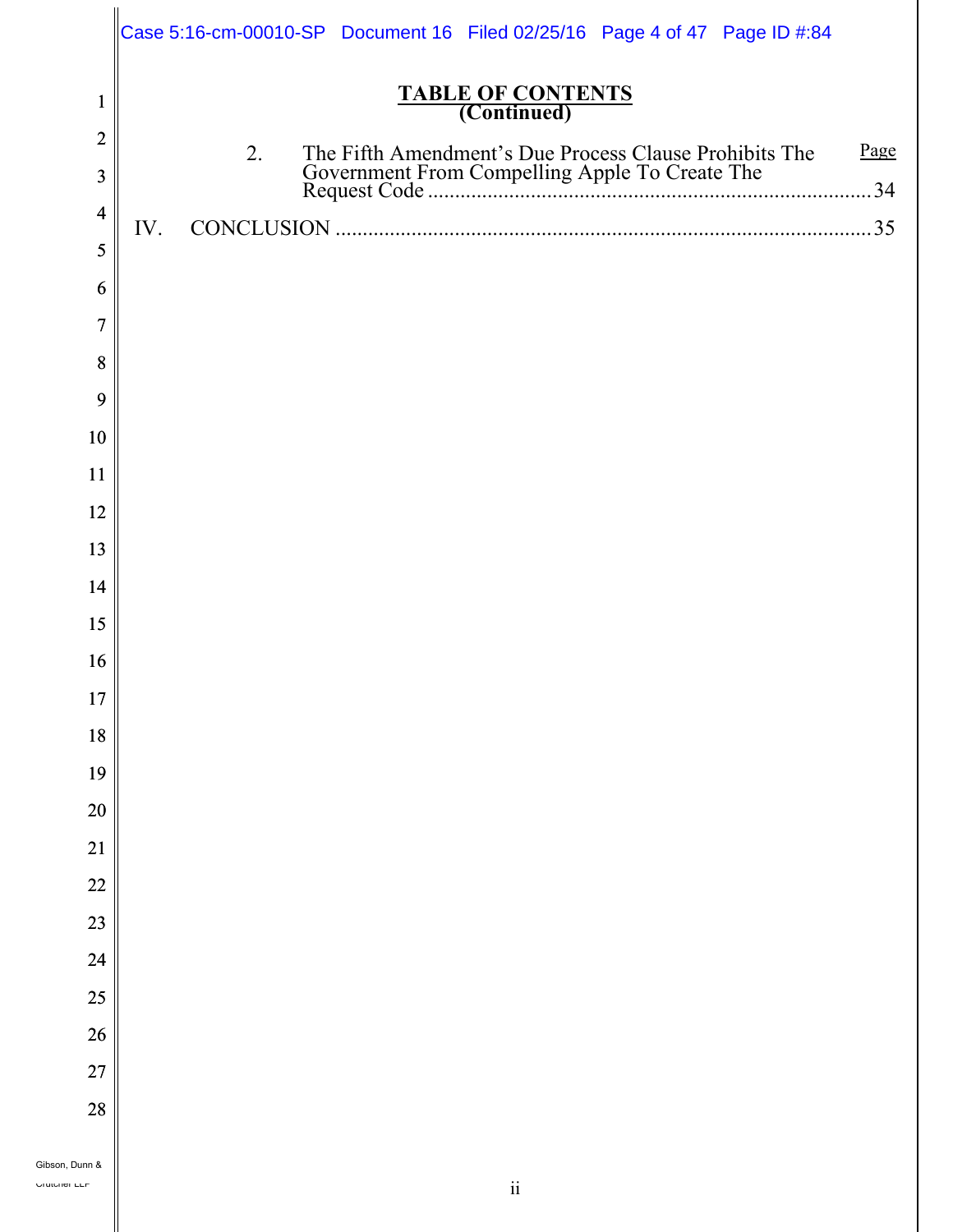# TABLE OF CONTENTS
## (Continued)

| | | Page |
|---|---|---|
| 2. | The Fifth Amendment's Due Process Clause Prohibits The Government From Compelling Apple To Create The Request Code | 34 |
| IV. | CONCLUSION | 35 |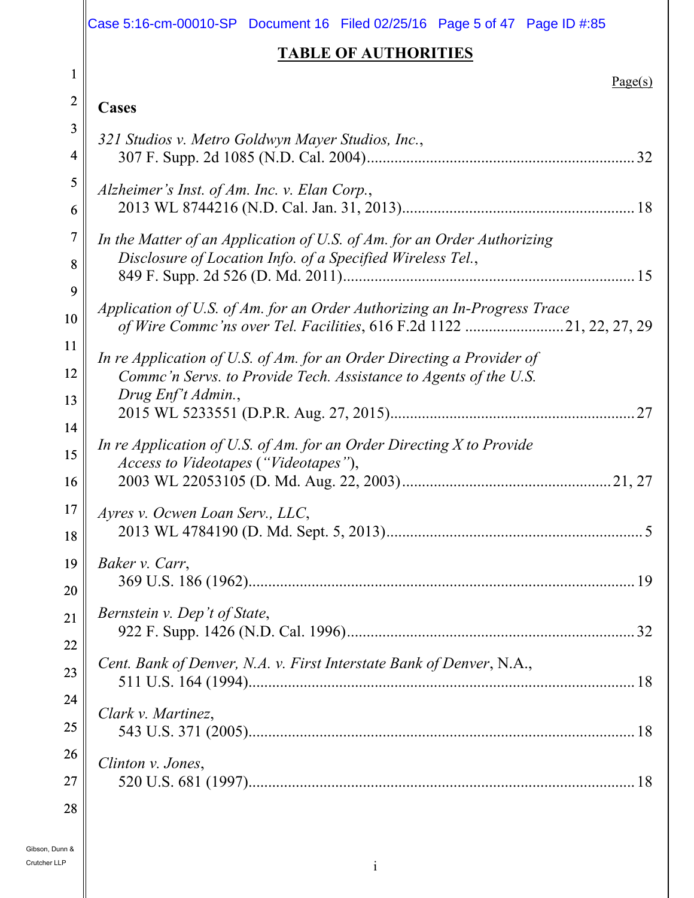## TABLE OF AUTHORITIES

Page(s)

**Cases**

*321 Studios v. Metro Goldwyn Mayer Studios, Inc.*,
307 F. Supp. 2d 1085 (N.D. Cal. 2004) .................................................................... 32

*Alzheimer's Inst. of Am. Inc. v. Elan Corp.*,
2013 WL 8744216 (N.D. Cal. Jan. 31, 2013) .......................................................... 18

*In the Matter of an Application of U.S. of Am. for an Order Authorizing Disclosure of Location Info. of a Specified Wireless Tel.*,
849 F. Supp. 2d 526 (D. Md. 2011) ......................................................................... 15

*Application of U.S. of Am. for an Order Authorizing an In-Progress Trace of Wire Commc'ns over Tel. Facilities*, 616 F.2d 1122 ........................ 21, 22, 27, 29

*In re Application of U.S. of Am. for an Order Directing a Provider of Commc'n Servs. to Provide Tech. Assistance to Agents of the U.S. Drug Enf't Admin.*,
2015 WL 5233551 (D.P.R. Aug. 27, 2015) ............................................................. 27

*In re Application of U.S. of Am. for an Order Directing X to Provide Access to Videotapes ("Videotapes")*,
2003 WL 22053105 (D. Md. Aug. 22, 2003) ..................................................... 21, 27

*Ayres v. Ocwen Loan Serv., LLC*,
2013 WL 4784190 (D. Md. Sept. 5, 2013) ................................................................. 5

*Baker v. Carr*,
369 U.S. 186 (1962) ................................................................................................. 19

*Bernstein v. Dep't of State*,
922 F. Supp. 1426 (N.D. Cal. 1996) ......................................................................... 32

*Cent. Bank of Denver, N.A. v. First Interstate Bank of Denver*, N.A.,
511 U.S. 164 (1994) ................................................................................................. 18

*Clark v. Martinez*,
543 U.S. 371 (2005) ................................................................................................. 18

*Clinton v. Jones*,
520 U.S. 681 (1997) ................................................................................................. 18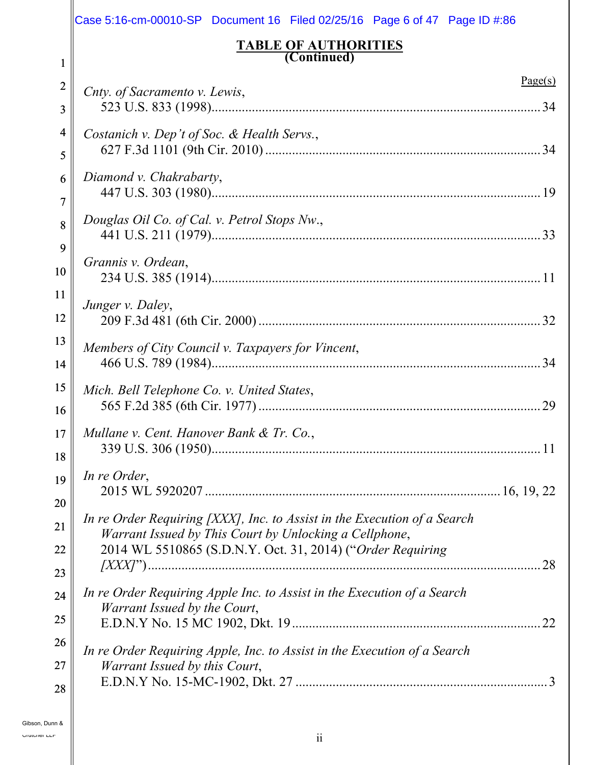## TABLE OF AUTHORITIES
**(Continued)**

Page(s)

*Cnty. of Sacramento v. Lewis*,
523 U.S. 833 (1998) ... 34

*Costanich v. Dep't of Soc. & Health Servs.*,
627 F.3d 1101 (9th Cir. 2010) ... 34

*Diamond v. Chakrabarty*,
447 U.S. 303 (1980) ... 19

*Douglas Oil Co. of Cal. v. Petrol Stops Nw.*,
441 U.S. 211 (1979) ... 33

*Grannis v. Ordean*,
234 U.S. 385 (1914) ... 11

*Junger v. Daley*,
209 F.3d 481 (6th Cir. 2000) ... 32

*Members of City Council v. Taxpayers for Vincent*,
466 U.S. 789 (1984) ... 34

*Mich. Bell Telephone Co. v. United States*,
565 F.2d 385 (6th Cir. 1977) ... 29

*Mullane v. Cent. Hanover Bank & Tr. Co.*,
339 U.S. 306 (1950) ... 11

*In re Order*,
2015 WL 5920207 ... 16, 19, 22

*In re Order Requiring [XXX], Inc. to Assist in the Execution of a Search Warrant Issued by This Court by Unlocking a Cellphone*,
2014 WL 5510865 (S.D.N.Y. Oct. 31, 2014) ("*Order Requiring [XXX]*") ... 28

*In re Order Requiring Apple Inc. to Assist in the Execution of a Search Warrant Issued by the Court*,
E.D.N.Y No. 15 MC 1902, Dkt. 19 ... 22

*In re Order Requiring Apple, Inc. to Assist in the Execution of a Search Warrant Issued by this Court*,
E.D.N.Y No. 15-MC-1902, Dkt. 27 ... 3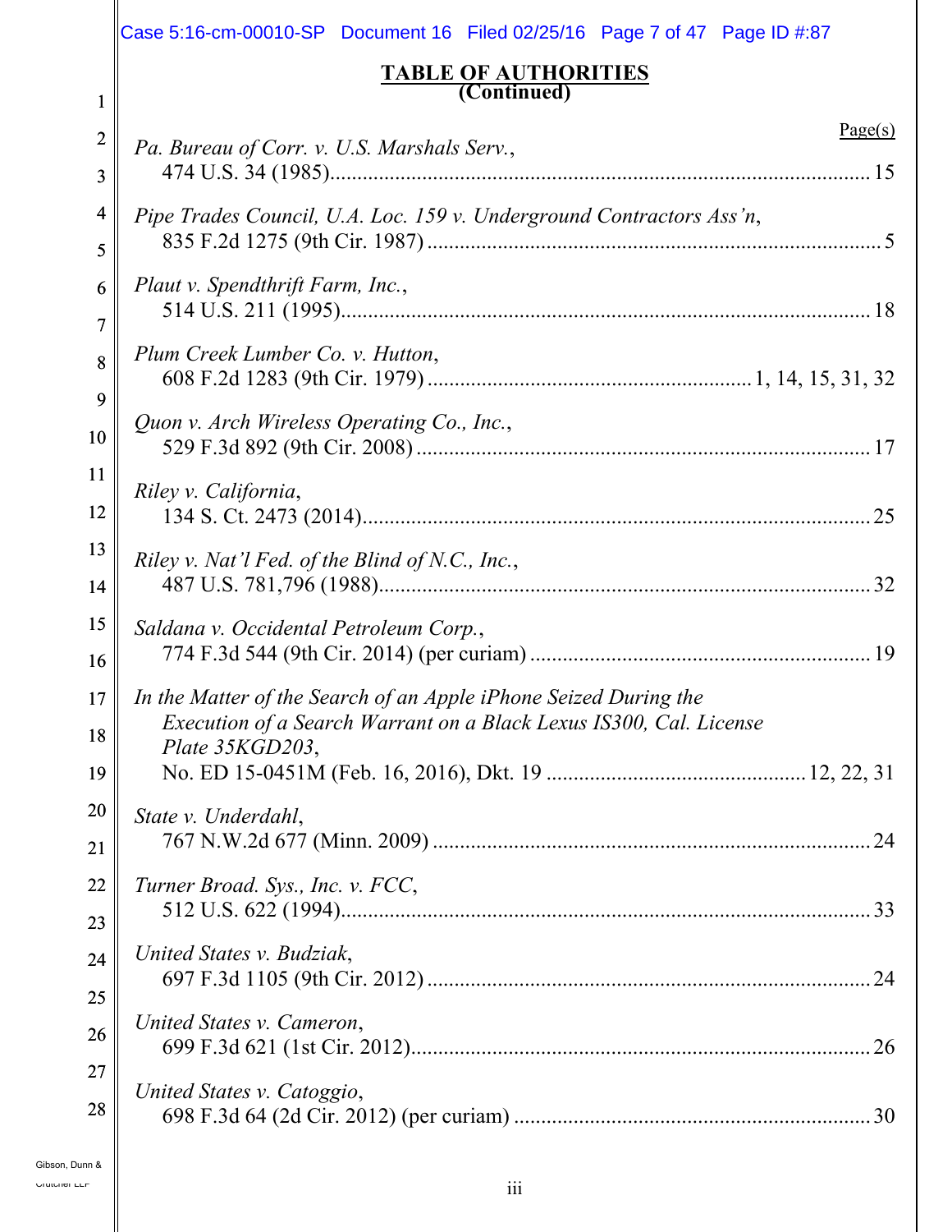## TABLE OF AUTHORITIES
**(Continued)**

Page(s)

*Pa. Bureau of Corr. v. U.S. Marshals Serv.*,
474 U.S. 34 (1985) .......... 15

*Pipe Trades Council, U.A. Loc. 159 v. Underground Contractors Ass'n*,
835 F.2d 1275 (9th Cir. 1987) .......... 5

*Plaut v. Spendthrift Farm, Inc.*,
514 U.S. 211 (1995) .......... 18

*Plum Creek Lumber Co. v. Hutton*,
608 F.2d 1283 (9th Cir. 1979) .......... 1, 14, 15, 31, 32

*Quon v. Arch Wireless Operating Co., Inc.*,
529 F.3d 892 (9th Cir. 2008) .......... 17

*Riley v. California*,
134 S. Ct. 2473 (2014) .......... 25

*Riley v. Nat'l Fed. of the Blind of N.C., Inc.*,
487 U.S. 781,796 (1988) .......... 32

*Saldana v. Occidental Petroleum Corp.*,
774 F.3d 544 (9th Cir. 2014) (per curiam) .......... 19

*In the Matter of the Search of an Apple iPhone Seized During the Execution of a Search Warrant on a Black Lexus IS300, Cal. License Plate 35KGD203*,
No. ED 15-0451M (Feb. 16, 2016), Dkt. 19 .......... 12, 22, 31

*State v. Underdahl*,
767 N.W.2d 677 (Minn. 2009) .......... 24

*Turner Broad. Sys., Inc. v. FCC*,
512 U.S. 622 (1994) .......... 33

*United States v. Budziak*,
697 F.3d 1105 (9th Cir. 2012) .......... 24

*United States v. Cameron*,
699 F.3d 621 (1st Cir. 2012) .......... 26

*United States v. Catoggio*,
698 F.3d 64 (2d Cir. 2012) (per curiam) .......... 30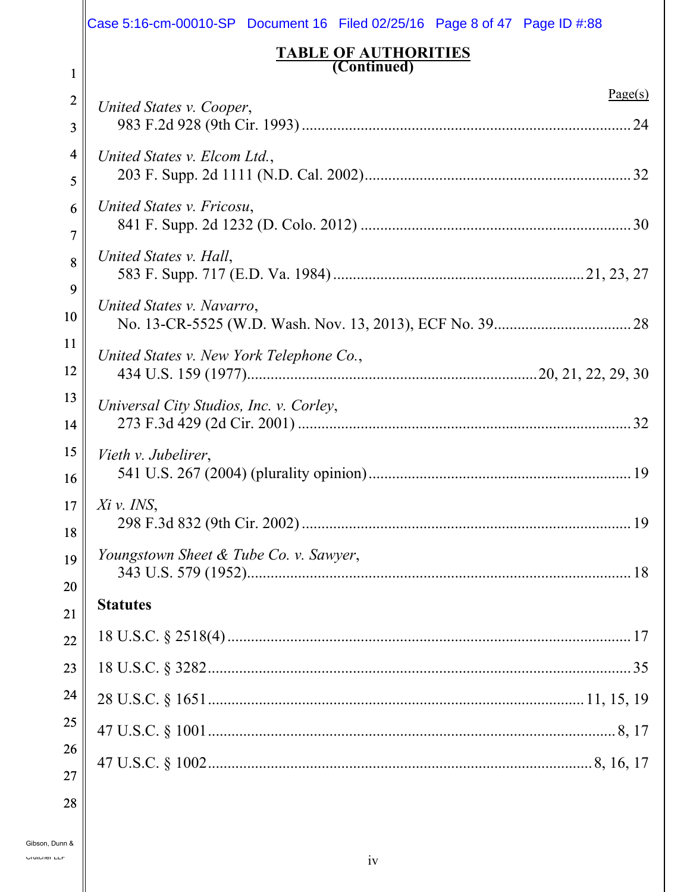## TABLE OF AUTHORITIES (Continued)

| | Page(s) |
|---|---|
| *United States v. Cooper*, 983 F.2d 928 (9th Cir. 1993) | 24 |
| *United States v. Elcom Ltd.*, 203 F. Supp. 2d 1111 (N.D. Cal. 2002) | 32 |
| *United States v. Fricosu*, 841 F. Supp. 2d 1232 (D. Colo. 2012) | 30 |
| *United States v. Hall*, 583 F. Supp. 717 (E.D. Va. 1984) | 21, 23, 27 |
| *United States v. Navarro*, No. 13-CR-5525 (W.D. Wash. Nov. 13, 2013), ECF No. 39 | 28 |
| *United States v. New York Telephone Co.*, 434 U.S. 159 (1977) | 20, 21, 22, 29, 30 |
| *Universal City Studios, Inc. v. Corley*, 273 F.3d 429 (2d Cir. 2001) | 32 |
| *Vieth v. Jubelirer*, 541 U.S. 267 (2004) (plurality opinion) | 19 |
| *Xi v. INS*, 298 F.3d 832 (9th Cir. 2002) | 19 |
| *Youngstown Sheet & Tube Co. v. Sawyer*, 343 U.S. 579 (1952) | 18 |

**Statutes**

| | |
|---|---|
| 18 U.S.C. § 2518(4) | 17 |
| 18 U.S.C. § 3282 | 35 |
| 28 U.S.C. § 1651 | 11, 15, 19 |
| 47 U.S.C. § 1001 | 8, 17 |
| 47 U.S.C. § 1002 | 8, 16, 17 |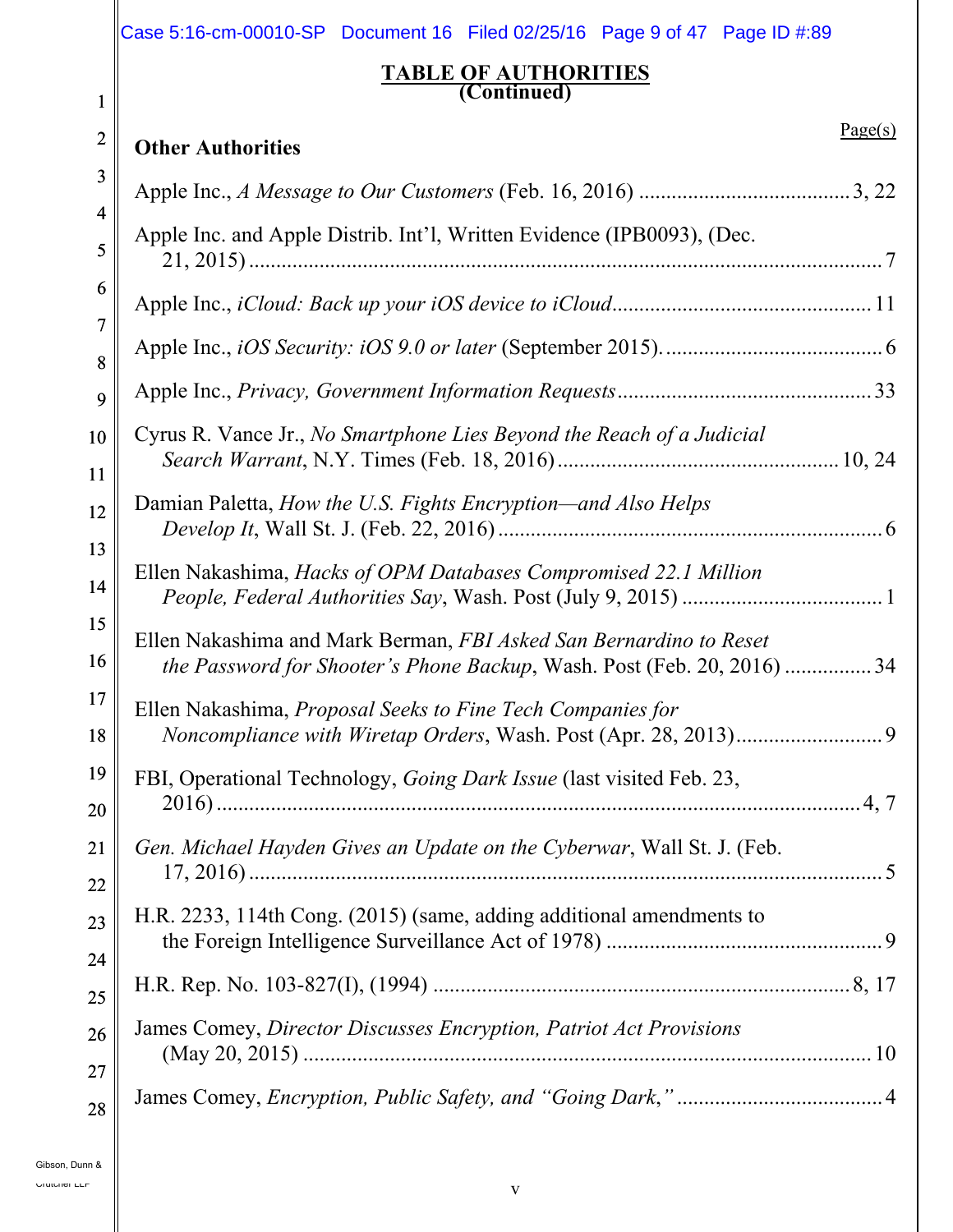## TABLE OF AUTHORITIES (Continued)

**Other Authorities** Page(s)

Apple Inc., *A Message to Our Customers* (Feb. 16, 2016) .......................................3, 22

Apple Inc. and Apple Distrib. Int'l, Written Evidence (IPB0093), (Dec. 21, 2015) .......................................7

Apple Inc., *iCloud: Back up your iOS device to iCloud* .......................................11

Apple Inc., *iOS Security: iOS 9.0 or later* (September 2015). .......................................6

Apple Inc., *Privacy, Government Information Requests* .......................................33

Cyrus R. Vance Jr., *No Smartphone Lies Beyond the Reach of a Judicial Search Warrant*, N.Y. Times (Feb. 18, 2016) .......................................10, 24

Damian Paletta, *How the U.S. Fights Encryption—and Also Helps Develop It*, Wall St. J. (Feb. 22, 2016) .......................................6

Ellen Nakashima, *Hacks of OPM Databases Compromised 22.1 Million People, Federal Authorities Say*, Wash. Post (July 9, 2015) .......................................1

Ellen Nakashima and Mark Berman, *FBI Asked San Bernardino to Reset the Password for Shooter's Phone Backup*, Wash. Post (Feb. 20, 2016) .......................................34

Ellen Nakashima, *Proposal Seeks to Fine Tech Companies for Noncompliance with Wiretap Orders*, Wash. Post (Apr. 28, 2013) .......................................9

FBI, Operational Technology, *Going Dark Issue* (last visited Feb. 23, 2016) .......................................4, 7

*Gen. Michael Hayden Gives an Update on the Cyberwar*, Wall St. J. (Feb. 17, 2016) .......................................5

H.R. 2233, 114th Cong. (2015) (same, adding additional amendments to the Foreign Intelligence Surveillance Act of 1978) .......................................9

H.R. Rep. No. 103-827(I), (1994) .......................................8, 17

James Comey, *Director Discusses Encryption, Patriot Act Provisions* (May 20, 2015) .......................................10

James Comey, *Encryption, Public Safety, and "Going Dark,"* .......................................4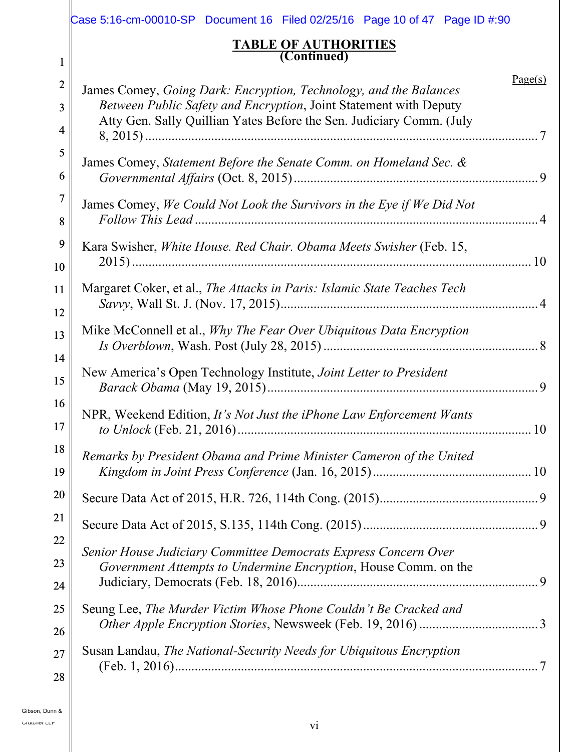**TABLE OF AUTHORITIES**
**(Continued)**

Page(s)

James Comey, *Going Dark: Encryption, Technology, and the Balances Between Public Safety and Encryption*, Joint Statement with Deputy Atty Gen. Sally Quillian Yates Before the Sen. Judiciary Comm. (July 8, 2015) .......... 7

James Comey, *Statement Before the Senate Comm. on Homeland Sec. & Governmental Affairs* (Oct. 8, 2015) .......... 9

James Comey, *We Could Not Look the Survivors in the Eye if We Did Not Follow This Lead* .......... 4

Kara Swisher, *White House. Red Chair. Obama Meets Swisher* (Feb. 15, 2015) .......... 10

Margaret Coker, et al., *The Attacks in Paris: Islamic State Teaches Tech Savvy*, Wall St. J. (Nov. 17, 2015) .......... 4

Mike McConnell et al., *Why The Fear Over Ubiquitous Data Encryption Is Overblown*, Wash. Post (July 28, 2015) .......... 8

New America's Open Technology Institute, *Joint Letter to President Barack Obama* (May 19, 2015) .......... 9

NPR, Weekend Edition, *It's Not Just the iPhone Law Enforcement Wants to Unlock* (Feb. 21, 2016) .......... 10

*Remarks by President Obama and Prime Minister Cameron of the United Kingdom in Joint Press Conference* (Jan. 16, 2015) .......... 10

Secure Data Act of 2015, H.R. 726, 114th Cong. (2015) .......... 9

Secure Data Act of 2015, S.135, 114th Cong. (2015) .......... 9

*Senior House Judiciary Committee Democrats Express Concern Over Government Attempts to Undermine Encryption*, House Comm. on the Judiciary, Democrats (Feb. 18, 2016) .......... 9

Seung Lee, *The Murder Victim Whose Phone Couldn't Be Cracked and Other Apple Encryption Stories*, Newsweek (Feb. 19, 2016) .......... 3

Susan Landau, *The National-Security Needs for Ubiquitous Encryption* (Feb. 1, 2016) .......... 7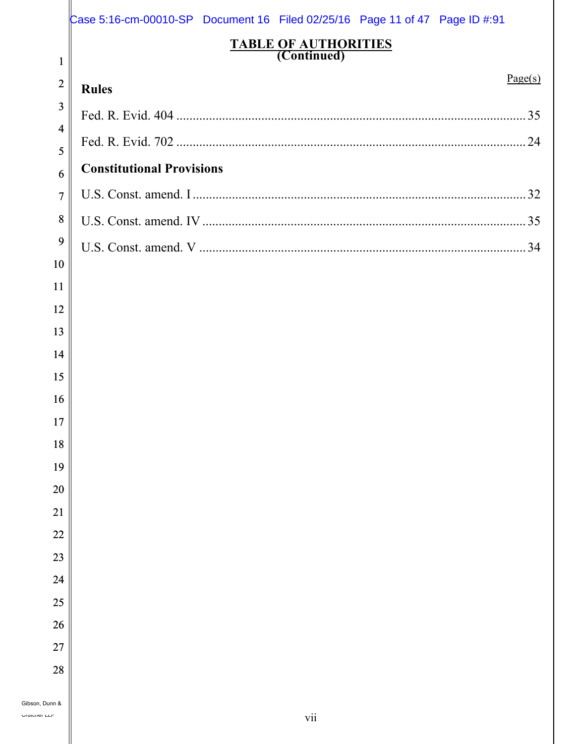# TABLE OF AUTHORITIES
## (Continued)

Page(s)

**Rules**

Fed. R. Evid. 404 ........................................................................................................ 35

Fed. R. Evid. 702 ........................................................................................................ 24

**Constitutional Provisions**

U.S. Const. amend. I .................................................................................................. 32

U.S. Const. amend. IV ................................................................................................ 35

U.S. Const. amend. V ................................................................................................. 34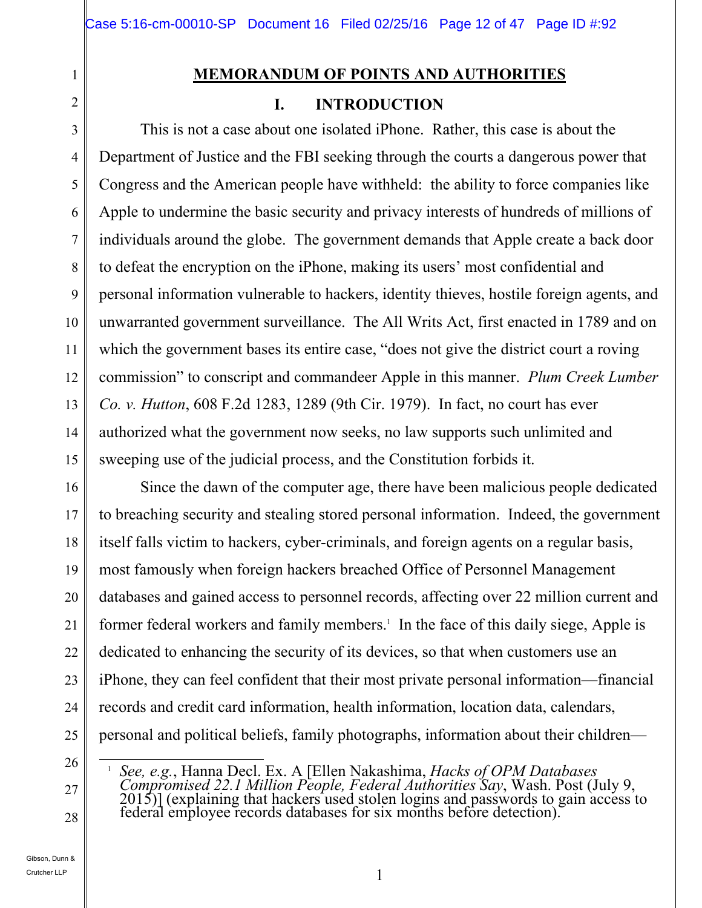# MEMORANDUM OF POINTS AND AUTHORITIES

## I. INTRODUCTION

This is not a case about one isolated iPhone. Rather, this case is about the Department of Justice and the FBI seeking through the courts a dangerous power that Congress and the American people have withheld: the ability to force companies like Apple to undermine the basic security and privacy interests of hundreds of millions of individuals around the globe. The government demands that Apple create a back door to defeat the encryption on the iPhone, making its users' most confidential and personal information vulnerable to hackers, identity thieves, hostile foreign agents, and unwarranted government surveillance. The All Writs Act, first enacted in 1789 and on which the government bases its entire case, "does not give the district court a roving commission" to conscript and commandeer Apple in this manner. *Plum Creek Lumber Co. v. Hutton*, 608 F.2d 1283, 1289 (9th Cir. 1979). In fact, no court has ever authorized what the government now seeks, no law supports such unlimited and sweeping use of the judicial process, and the Constitution forbids it.

Since the dawn of the computer age, there have been malicious people dedicated to breaching security and stealing stored personal information. Indeed, the government itself falls victim to hackers, cyber-criminals, and foreign agents on a regular basis, most famously when foreign hackers breached Office of Personnel Management databases and gained access to personnel records, affecting over 22 million current and former federal workers and family members.[1] In the face of this daily siege, Apple is dedicated to enhancing the security of its devices, so that when customers use an iPhone, they can feel confident that their most private personal information—financial records and credit card information, health information, location data, calendars, personal and political beliefs, family photographs, information about their children—

---

[1] *See, e.g.*, Hanna Decl. Ex. A [Ellen Nakashima, *Hacks of OPM Databases Compromised 22.1 Million People, Federal Authorities Say*, Wash. Post (July 9, 2015)] (explaining that hackers used stolen logins and passwords to gain access to federal employee records databases for six months before detection).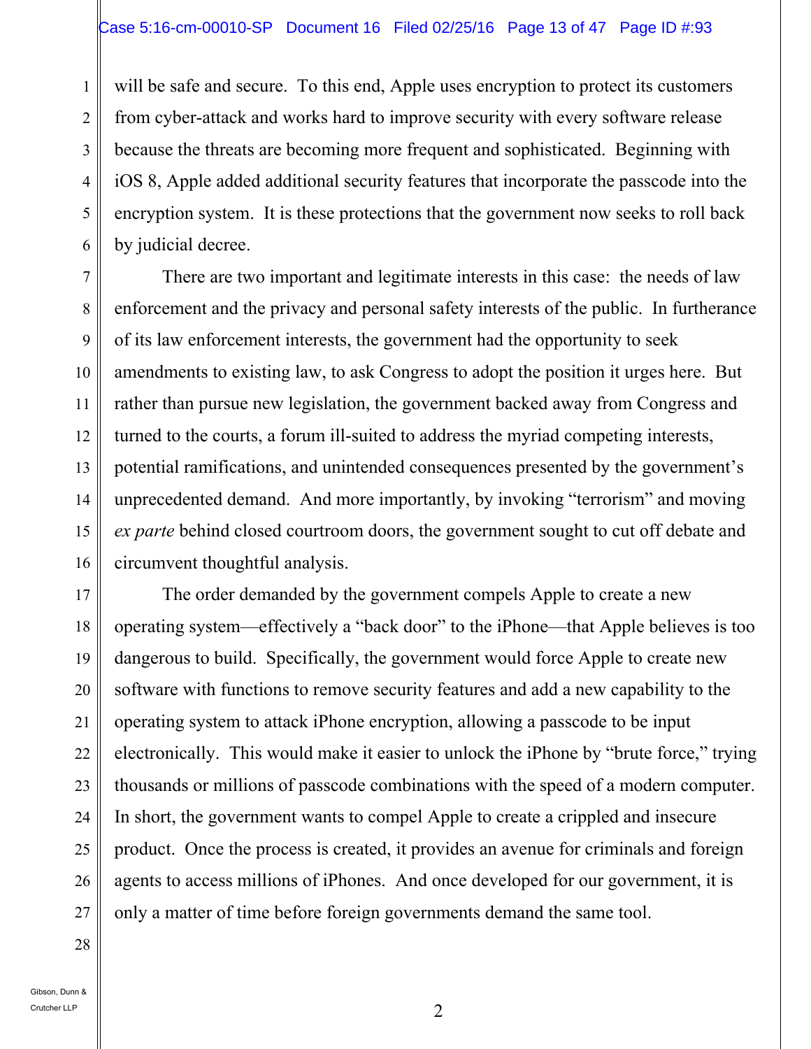will be safe and secure. To this end, Apple uses encryption to protect its customers from cyber-attack and works hard to improve security with every software release because the threats are becoming more frequent and sophisticated. Beginning with iOS 8, Apple added additional security features that incorporate the passcode into the encryption system. It is these protections that the government now seeks to roll back by judicial decree.

There are two important and legitimate interests in this case: the needs of law enforcement and the privacy and personal safety interests of the public. In furtherance of its law enforcement interests, the government had the opportunity to seek amendments to existing law, to ask Congress to adopt the position it urges here. But rather than pursue new legislation, the government backed away from Congress and turned to the courts, a forum ill-suited to address the myriad competing interests, potential ramifications, and unintended consequences presented by the government's unprecedented demand. And more importantly, by invoking "terrorism" and moving *ex parte* behind closed courtroom doors, the government sought to cut off debate and circumvent thoughtful analysis.

The order demanded by the government compels Apple to create a new operating system—effectively a "back door" to the iPhone—that Apple believes is too dangerous to build. Specifically, the government would force Apple to create new software with functions to remove security features and add a new capability to the operating system to attack iPhone encryption, allowing a passcode to be input electronically. This would make it easier to unlock the iPhone by "brute force," trying thousands or millions of passcode combinations with the speed of a modern computer. In short, the government wants to compel Apple to create a crippled and insecure product. Once the process is created, it provides an avenue for criminals and foreign agents to access millions of iPhones. And once developed for our government, it is only a matter of time before foreign governments demand the same tool.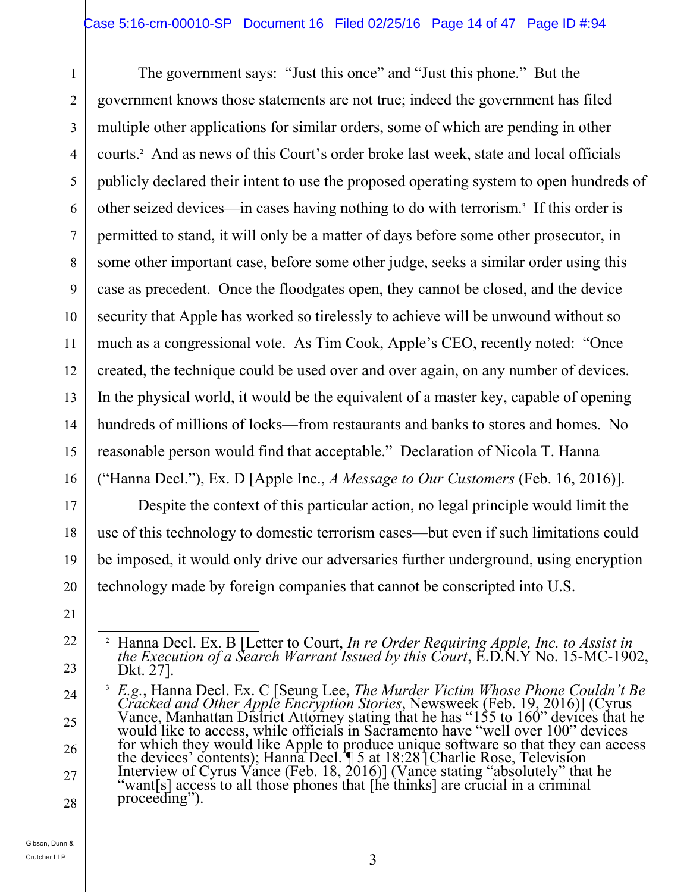The government says: "Just this once" and "Just this phone." But the government knows those statements are not true; indeed the government has filed multiple other applications for similar orders, some of which are pending in other courts.[2] And as news of this Court's order broke last week, state and local officials publicly declared their intent to use the proposed operating system to open hundreds of other seized devices—in cases having nothing to do with terrorism.[3] If this order is permitted to stand, it will only be a matter of days before some other prosecutor, in some other important case, before some other judge, seeks a similar order using this case as precedent. Once the floodgates open, they cannot be closed, and the device security that Apple has worked so tirelessly to achieve will be unwound without so much as a congressional vote. As Tim Cook, Apple's CEO, recently noted: "Once created, the technique could be used over and over again, on any number of devices. In the physical world, it would be the equivalent of a master key, capable of opening hundreds of millions of locks—from restaurants and banks to stores and homes. No reasonable person would find that acceptable." Declaration of Nicola T. Hanna ("Hanna Decl."), Ex. D [Apple Inc., *A Message to Our Customers* (Feb. 16, 2016)].

Despite the context of this particular action, no legal principle would limit the use of this technology to domestic terrorism cases—but even if such limitations could be imposed, it would only drive our adversaries further underground, using encryption technology made by foreign companies that cannot be conscripted into U.S.

---

[2] Hanna Decl. Ex. B [Letter to Court, *In re Order Requiring Apple, Inc. to Assist in the Execution of a Search Warrant Issued by this Court*, E.D.N.Y No. 15-MC-1902, Dkt. 27].

[3] *E.g.*, Hanna Decl. Ex. C [Seung Lee, *The Murder Victim Whose Phone Couldn't Be Cracked and Other Apple Encryption Stories*, Newsweek (Feb. 19, 2016)] (Cyrus Vance, Manhattan District Attorney stating that he has "155 to 160" devices that he would like to access, while officials in Sacramento have "well over 100" devices for which they would like Apple to produce unique software so that they can access the devices' contents); Hanna Decl. ¶ 5 at 18:28 [Charlie Rose, Television Interview of Cyrus Vance (Feb. 18, 2016)] (Vance stating "absolutely" that he "want[s] access to all those phones that [he thinks] are crucial in a criminal proceeding").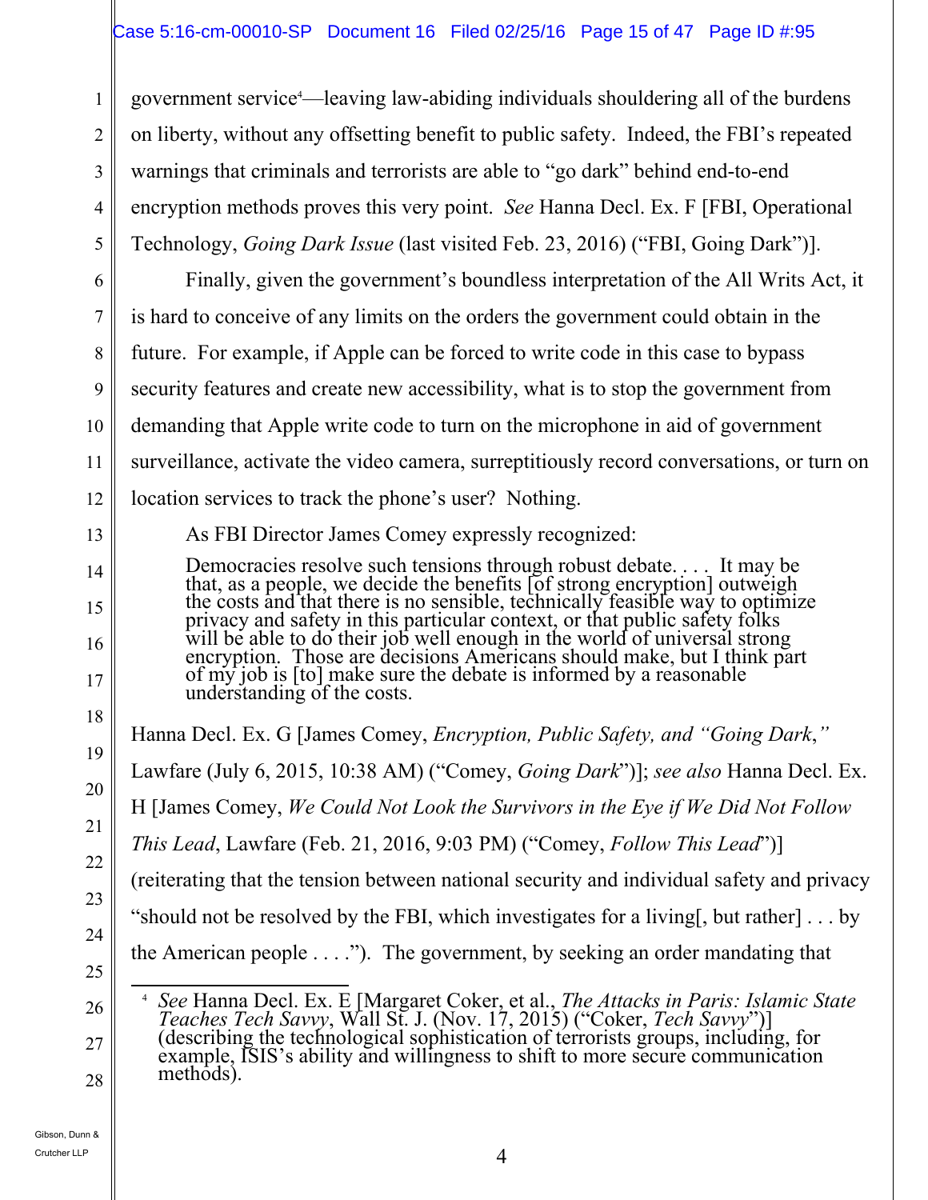government service[4]—leaving law-abiding individuals shouldering all of the burdens on liberty, without any offsetting benefit to public safety. Indeed, the FBI's repeated warnings that criminals and terrorists are able to "go dark" behind end-to-end encryption methods proves this very point. *See* Hanna Decl. Ex. F [FBI, Operational Technology, *Going Dark Issue* (last visited Feb. 23, 2016) ("FBI, Going Dark")].

Finally, given the government's boundless interpretation of the All Writs Act, it is hard to conceive of any limits on the orders the government could obtain in the future. For example, if Apple can be forced to write code in this case to bypass security features and create new accessibility, what is to stop the government from demanding that Apple write code to turn on the microphone in aid of government surveillance, activate the video camera, surreptitiously record conversations, or turn on location services to track the phone's user? Nothing.

As FBI Director James Comey expressly recognized:

> Democracies resolve such tensions through robust debate. . . . It may be that, as a people, we decide the benefits [of strong encryption] outweigh the costs and that there is no sensible, technically feasible way to optimize privacy and safety in this particular context, or that public safety folks will be able to do their job well enough in the world of universal strong encryption. Those are decisions Americans should make, but I think part of my job is [to] make sure the debate is informed by a reasonable understanding of the costs.

Hanna Decl. Ex. G [James Comey, *Encryption, Public Safety, and "Going Dark*,*"* Lawfare (July 6, 2015, 10:38 AM) ("Comey, *Going Dark*")]; *see also* Hanna Decl. Ex. H [James Comey, *We Could Not Look the Survivors in the Eye if We Did Not Follow This Lead*, Lawfare (Feb. 21, 2016, 9:03 PM) ("Comey, *Follow This Lead*")] (reiterating that the tension between national security and individual safety and privacy "should not be resolved by the FBI, which investigates for a living[, but rather] . . . by the American people . . . ."). The government, by seeking an order mandating that

---

[4] *See* Hanna Decl. Ex. E [Margaret Coker, et al., *The Attacks in Paris: Islamic State Teaches Tech Savvy*, Wall St. J. (Nov. 17, 2015) ("Coker, *Tech Savvy*")] (describing the technological sophistication of terrorists groups, including, for example, ISIS's ability and willingness to shift to more secure communication methods).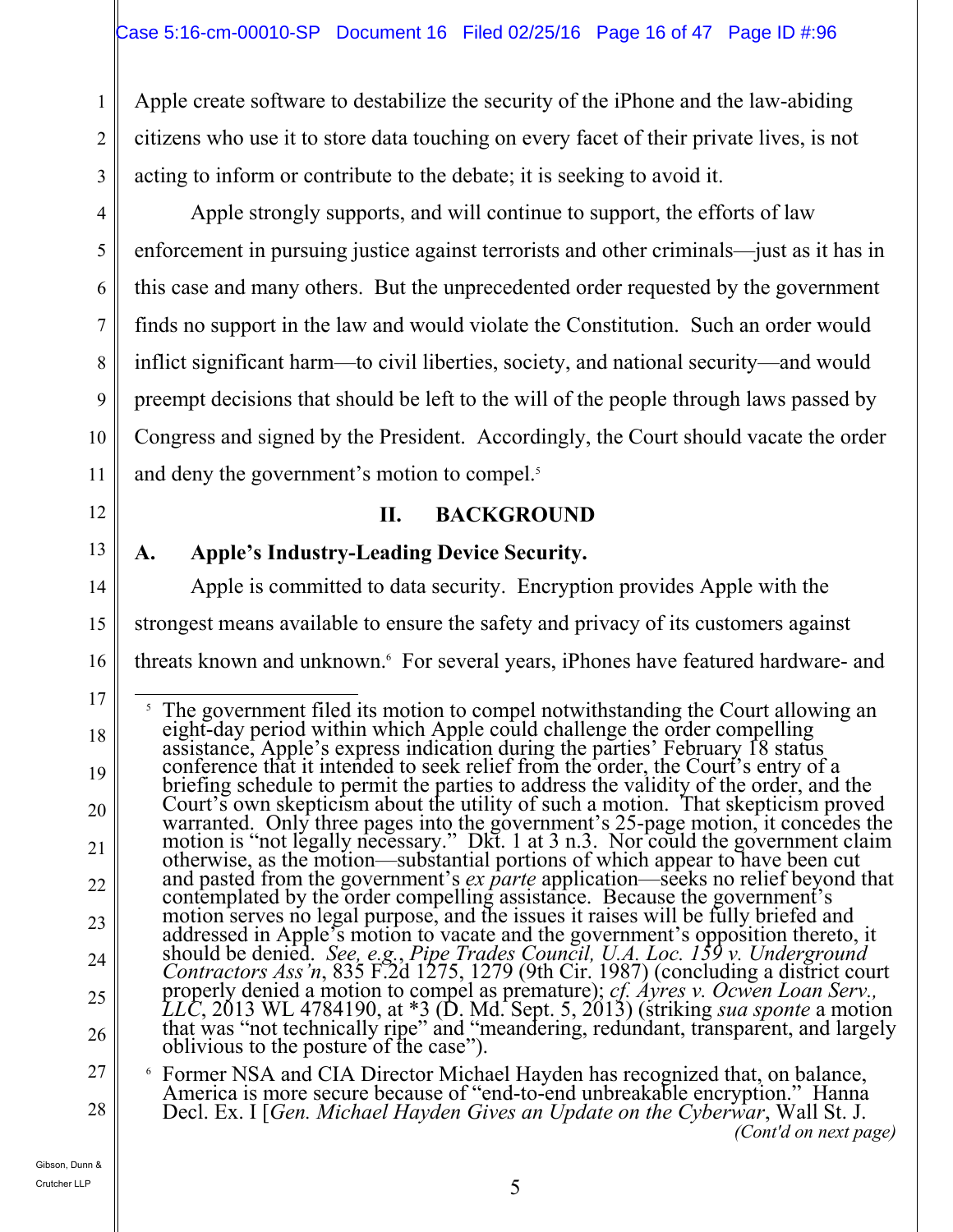Apple create software to destabilize the security of the iPhone and the law-abiding citizens who use it to store data touching on every facet of their private lives, is not acting to inform or contribute to the debate; it is seeking to avoid it.

Apple strongly supports, and will continue to support, the efforts of law enforcement in pursuing justice against terrorists and other criminals—just as it has in this case and many others. But the unprecedented order requested by the government finds no support in the law and would violate the Constitution. Such an order would inflict significant harm—to civil liberties, society, and national security—and would preempt decisions that should be left to the will of the people through laws passed by Congress and signed by the President. Accordingly, the Court should vacate the order and deny the government's motion to compel.[5]

## II. BACKGROUND

### A. Apple's Industry-Leading Device Security.

Apple is committed to data security. Encryption provides Apple with the strongest means available to ensure the safety and privacy of its customers against threats known and unknown.[6] For several years, iPhones have featured hardware- and

---

[5] The government filed its motion to compel notwithstanding the Court allowing an eight-day period within which Apple could challenge the order compelling assistance, Apple's express indication during the parties' February 18 status conference that it intended to seek relief from the order, the Court's entry of a briefing schedule to permit the parties to address the validity of the order, and the Court's own skepticism about the utility of such a motion. That skepticism proved warranted. Only three pages into the government's 25-page motion, it concedes the motion is "not legally necessary." Dkt. 1 at 3 n.3. Nor could the government claim otherwise, as the motion—substantial portions of which appear to have been cut and pasted from the government's *ex parte* application—seeks no relief beyond that contemplated by the order compelling assistance. Because the government's motion serves no legal purpose, and the issues it raises will be fully briefed and addressed in Apple's motion to vacate and the government's opposition thereto, it should be denied. *See, e.g.*, *Pipe Trades Council, U.A. Loc. 159 v. Underground Contractors Ass'n*, 835 F.2d 1275, 1279 (9th Cir. 1987) (concluding a district court properly denied a motion to compel as premature); *cf. Ayres v. Ocwen Loan Serv., LLC*, 2013 WL 4784190, at *3 (D. Md. Sept. 5, 2013) (striking *sua sponte* a motion that was "not technically ripe" and "meandering, redundant, transparent, and largely oblivious to the posture of the case").

[6] Former NSA and CIA Director Michael Hayden has recognized that, on balance, America is more secure because of "end-to-end unbreakable encryption." Hanna Decl. Ex. I [*Gen. Michael Hayden Gives an Update on the Cyberwar*, Wall St. J.

*(Cont'd on next page)*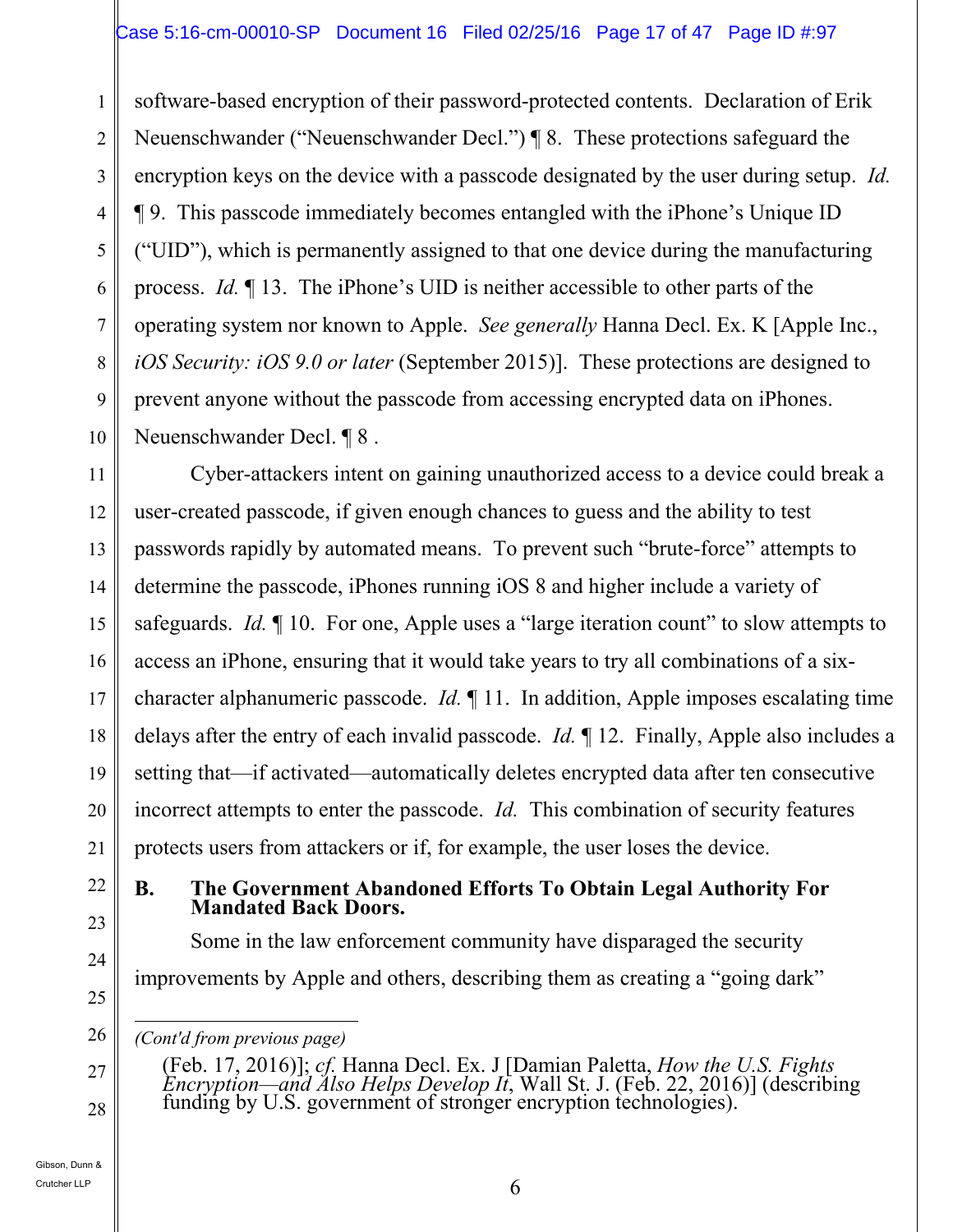software-based encryption of their password-protected contents. Declaration of Erik Neuenschwander ("Neuenschwander Decl.") ¶ 8. These protections safeguard the encryption keys on the device with a passcode designated by the user during setup. *Id.* ¶ 9. This passcode immediately becomes entangled with the iPhone's Unique ID ("UID"), which is permanently assigned to that one device during the manufacturing process. *Id.* ¶ 13. The iPhone's UID is neither accessible to other parts of the operating system nor known to Apple. *See generally* Hanna Decl. Ex. K [Apple Inc., *iOS Security: iOS 9.0 or later* (September 2015)]. These protections are designed to prevent anyone without the passcode from accessing encrypted data on iPhones. Neuenschwander Decl. ¶ 8 .

Cyber-attackers intent on gaining unauthorized access to a device could break a user-created passcode, if given enough chances to guess and the ability to test passwords rapidly by automated means. To prevent such "brute-force" attempts to determine the passcode, iPhones running iOS 8 and higher include a variety of safeguards. *Id.* ¶ 10. For one, Apple uses a "large iteration count" to slow attempts to access an iPhone, ensuring that it would take years to try all combinations of a six-character alphanumeric passcode. *Id.* ¶ 11. In addition, Apple imposes escalating time delays after the entry of each invalid passcode. *Id.* ¶ 12. Finally, Apple also includes a setting that—if activated—automatically deletes encrypted data after ten consecutive incorrect attempts to enter the passcode. *Id.* This combination of security features protects users from attackers or if, for example, the user loses the device.

### B. The Government Abandoned Efforts To Obtain Legal Authority For Mandated Back Doors.

Some in the law enforcement community have disparaged the security improvements by Apple and others, describing them as creating a "going dark"

---

*(Cont'd from previous page)*

(Feb. 17, 2016)]; *cf.* Hanna Decl. Ex. J [Damian Paletta, *How the U.S. Fights Encryption—and Also Helps Develop It*, Wall St. J. (Feb. 22, 2016)] (describing funding by U.S. government of stronger encryption technologies).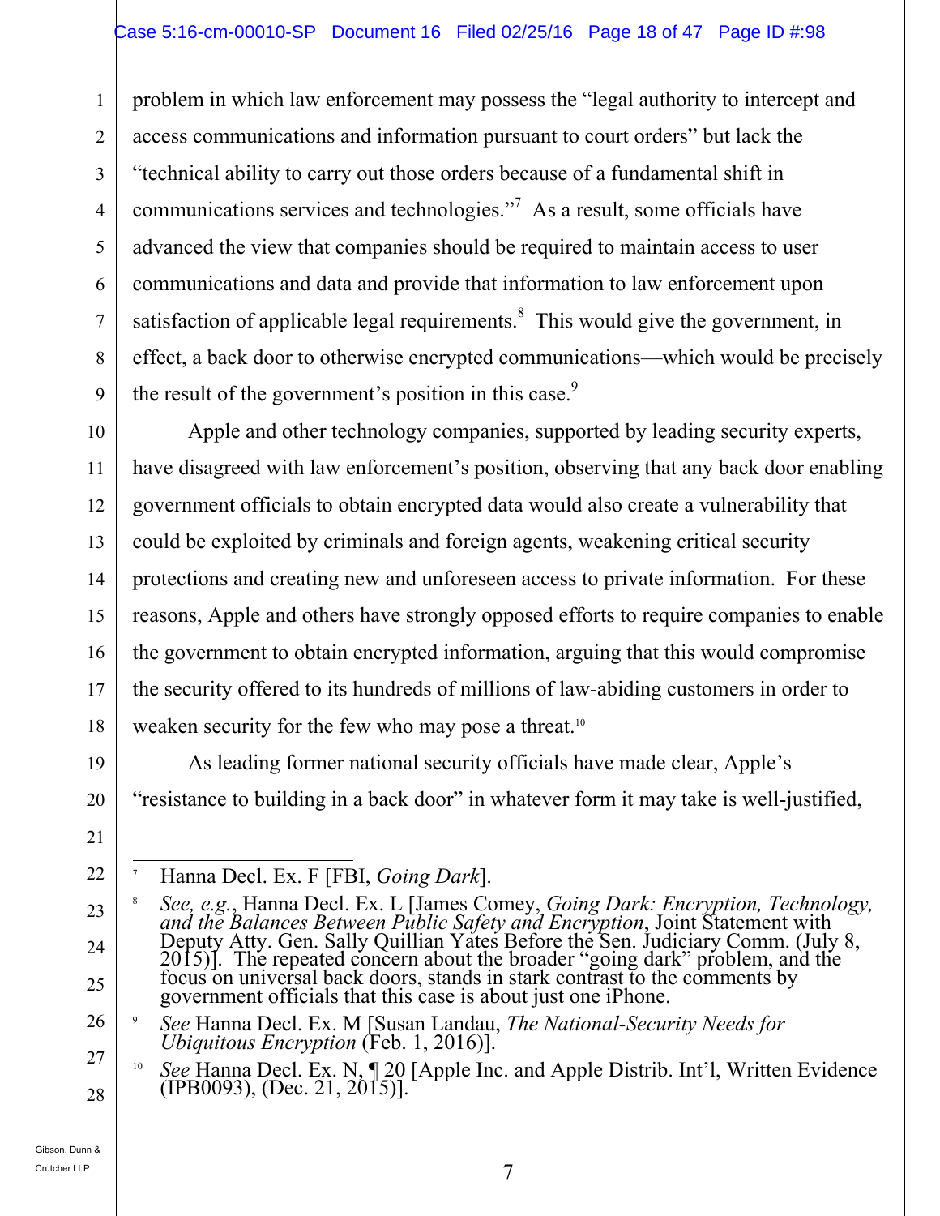problem in which law enforcement may possess the "legal authority to intercept and access communications and information pursuant to court orders" but lack the "technical ability to carry out those orders because of a fundamental shift in communications services and technologies."[7] As a result, some officials have advanced the view that companies should be required to maintain access to user communications and data and provide that information to law enforcement upon satisfaction of applicable legal requirements.[8] This would give the government, in effect, a back door to otherwise encrypted communications—which would be precisely the result of the government's position in this case.[9]

Apple and other technology companies, supported by leading security experts, have disagreed with law enforcement's position, observing that any back door enabling government officials to obtain encrypted data would also create a vulnerability that could be exploited by criminals and foreign agents, weakening critical security protections and creating new and unforeseen access to private information. For these reasons, Apple and others have strongly opposed efforts to require companies to enable the government to obtain encrypted information, arguing that this would compromise the security offered to its hundreds of millions of law-abiding customers in order to weaken security for the few who may pose a threat.[10]

As leading former national security officials have made clear, Apple's "resistance to building in a back door" in whatever form it may take is well-justified,

---

[7] Hanna Decl. Ex. F [FBI, *Going Dark*].

[8] *See, e.g.*, Hanna Decl. Ex. L [James Comey, *Going Dark: Encryption, Technology, and the Balances Between Public Safety and Encryption*, Joint Statement with Deputy Atty. Gen. Sally Quillian Yates Before the Sen. Judiciary Comm. (July 8, 2015)]. The repeated concern about the broader "going dark" problem, and the focus on universal back doors, stands in stark contrast to the comments by government officials that this case is about just one iPhone.

[9] *See* Hanna Decl. Ex. M [Susan Landau, *The National-Security Needs for Ubiquitous Encryption* (Feb. 1, 2016)].

[10] *See* Hanna Decl. Ex. N, ¶ 20 [Apple Inc. and Apple Distrib. Int'l, Written Evidence (IPB0093), (Dec. 21, 2015)].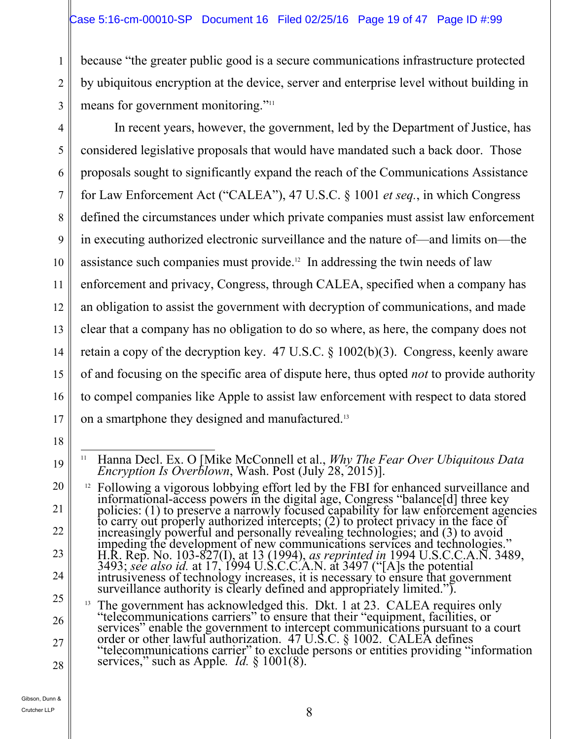because "the greater public good is a secure communications infrastructure protected by ubiquitous encryption at the device, server and enterprise level without building in means for government monitoring."[11]

In recent years, however, the government, led by the Department of Justice, has considered legislative proposals that would have mandated such a back door. Those proposals sought to significantly expand the reach of the Communications Assistance for Law Enforcement Act ("CALEA"), 47 U.S.C. § 1001 *et seq.*, in which Congress defined the circumstances under which private companies must assist law enforcement in executing authorized electronic surveillance and the nature of—and limits on—the assistance such companies must provide.[12] In addressing the twin needs of law enforcement and privacy, Congress, through CALEA, specified when a company has an obligation to assist the government with decryption of communications, and made clear that a company has no obligation to do so where, as here, the company does not retain a copy of the decryption key. 47 U.S.C. § 1002(b)(3). Congress, keenly aware of and focusing on the specific area of dispute here, thus opted *not* to provide authority to compel companies like Apple to assist law enforcement with respect to data stored on a smartphone they designed and manufactured.[13]

---

[11] Hanna Decl. Ex. O [Mike McConnell et al., *Why The Fear Over Ubiquitous Data Encryption Is Overblown*, Wash. Post (July 28, 2015)].

[12] Following a vigorous lobbying effort led by the FBI for enhanced surveillance and informational-access powers in the digital age, Congress "balance[d] three key policies: (1) to preserve a narrowly focused capability for law enforcement agencies to carry out properly authorized intercepts; (2) to protect privacy in the face of increasingly powerful and personally revealing technologies; and (3) to avoid impeding the development of new communications services and technologies." H.R. Rep. No. 103-827(I), at 13 (1994), *as reprinted in* 1994 U.S.C.C.A.N. 3489, 3493; *see also id.* at 17, 1994 U.S.C.C.A.N. at 3497 ("[A]s the potential intrusiveness of technology increases, it is necessary to ensure that government surveillance authority is clearly defined and appropriately limited.").

[13] The government has acknowledged this. Dkt. 1 at 23. CALEA requires only "telecommunications carriers" to ensure that their "equipment, facilities, or services" enable the government to intercept communications pursuant to a court order or other lawful authorization. 47 U.S.C. § 1002. CALEA defines "telecommunications carrier" to exclude persons or entities providing "information services," such as Apple. *Id.* § 1001(8).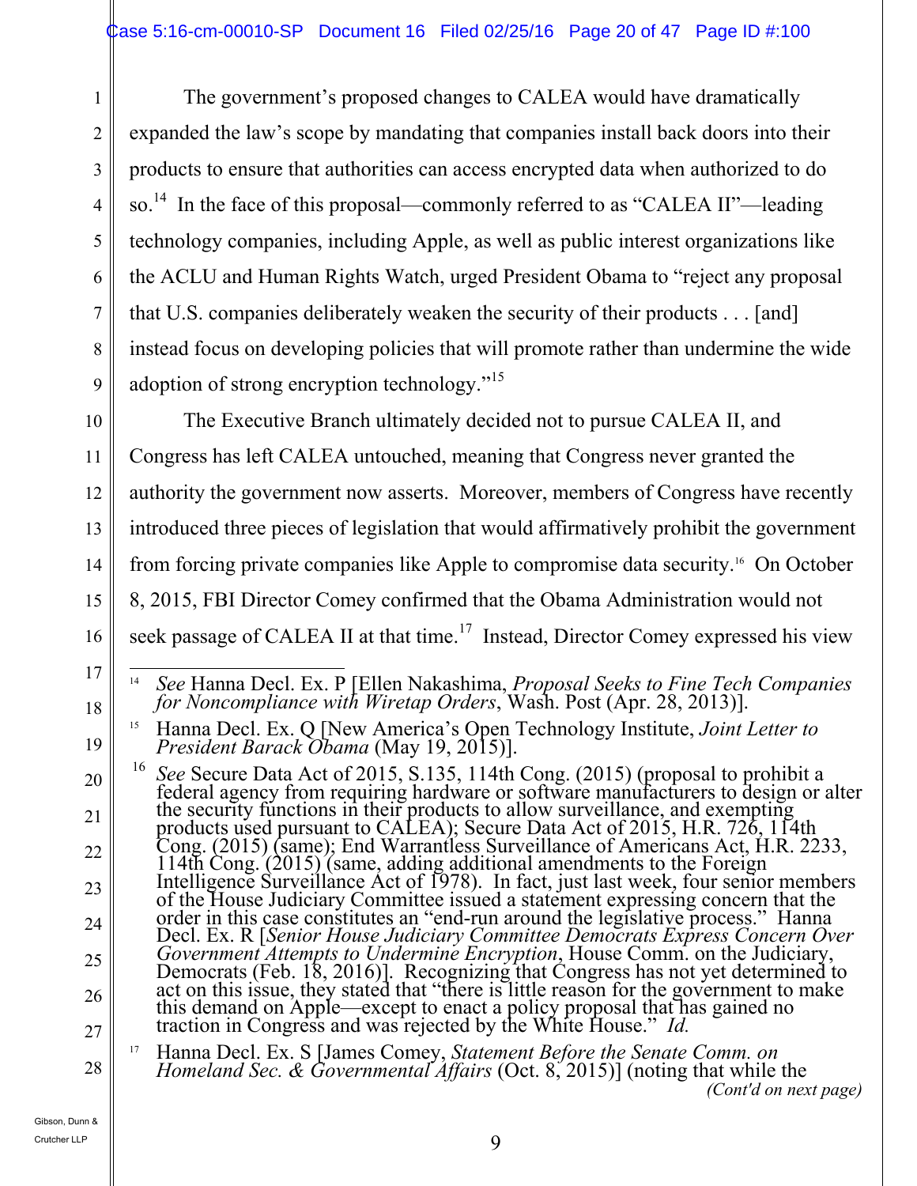The government's proposed changes to CALEA would have dramatically expanded the law's scope by mandating that companies install back doors into their products to ensure that authorities can access encrypted data when authorized to do so.[14] In the face of this proposal—commonly referred to as "CALEA II"—leading technology companies, including Apple, as well as public interest organizations like the ACLU and Human Rights Watch, urged President Obama to "reject any proposal that U.S. companies deliberately weaken the security of their products . . . [and] instead focus on developing policies that will promote rather than undermine the wide adoption of strong encryption technology."[15]

The Executive Branch ultimately decided not to pursue CALEA II, and Congress has left CALEA untouched, meaning that Congress never granted the authority the government now asserts. Moreover, members of Congress have recently introduced three pieces of legislation that would affirmatively prohibit the government from forcing private companies like Apple to compromise data security.[16] On October 8, 2015, FBI Director Comey confirmed that the Obama Administration would not seek passage of CALEA II at that time.[17] Instead, Director Comey expressed his view

---

[14] *See* Hanna Decl. Ex. P [Ellen Nakashima, *Proposal Seeks to Fine Tech Companies for Noncompliance with Wiretap Orders*, Wash. Post (Apr. 28, 2013)].

[15] Hanna Decl. Ex. Q [New America's Open Technology Institute, *Joint Letter to President Barack Obama* (May 19, 2015)].

[16] *See* Secure Data Act of 2015, S.135, 114th Cong. (2015) (proposal to prohibit a federal agency from requiring hardware or software manufacturers to design or alter the security functions in their products to allow surveillance, and exempting products used pursuant to CALEA); Secure Data Act of 2015, H.R. 726, 114th Cong. (2015) (same); End Warrantless Surveillance of Americans Act, H.R. 2233, 114th Cong. (2015) (same, adding additional amendments to the Foreign Intelligence Surveillance Act of 1978). In fact, just last week, four senior members of the House Judiciary Committee issued a statement expressing concern that the order in this case constitutes an "end-run around the legislative process." Hanna Decl. Ex. R [*Senior House Judiciary Committee Democrats Express Concern Over Government Attempts to Undermine Encryption*, House Comm. on the Judiciary, Democrats (Feb. 18, 2016)]. Recognizing that Congress has not yet determined to act on this issue, they stated that "there is little reason for the government to make this demand on Apple—except to enact a policy proposal that has gained no traction in Congress and was rejected by the White House." *Id.*

[17] Hanna Decl. Ex. S [James Comey, *Statement Before the Senate Comm. on Homeland Sec. & Governmental Affairs* (Oct. 8, 2015)] (noting that while the

*(Cont'd on next page)*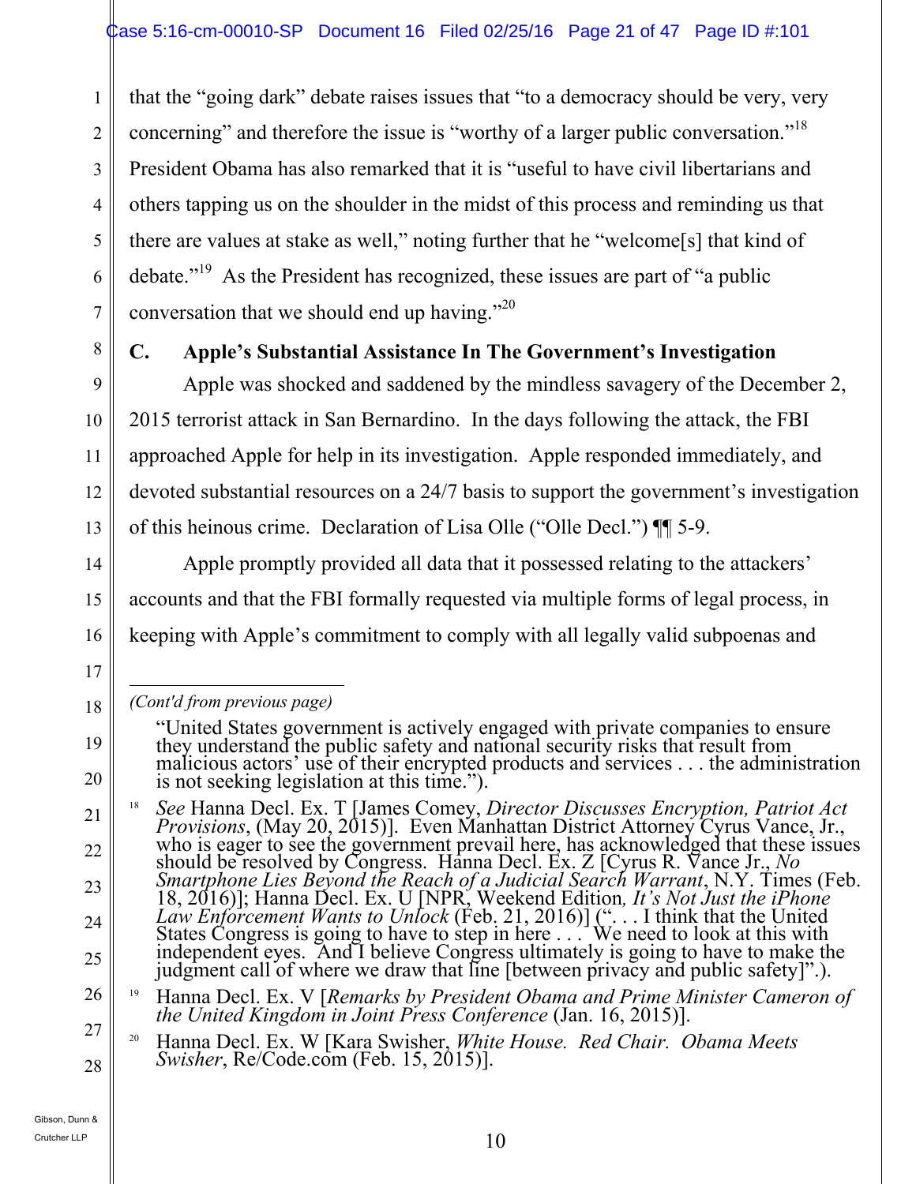that the "going dark" debate raises issues that "to a democracy should be very, very concerning" and therefore the issue is "worthy of a larger public conversation."[18] President Obama has also remarked that it is "useful to have civil libertarians and others tapping us on the shoulder in the midst of this process and reminding us that there are values at stake as well," noting further that he "welcome[s] that kind of debate."[19] As the President has recognized, these issues are part of "a public conversation that we should end up having."[20]

### C. Apple's Substantial Assistance In The Government's Investigation

Apple was shocked and saddened by the mindless savagery of the December 2, 2015 terrorist attack in San Bernardino. In the days following the attack, the FBI approached Apple for help in its investigation. Apple responded immediately, and devoted substantial resources on a 24/7 basis to support the government's investigation of this heinous crime. Declaration of Lisa Olle ("Olle Decl.") ¶¶ 5-9.

Apple promptly provided all data that it possessed relating to the attackers' accounts and that the FBI formally requested via multiple forms of legal process, in keeping with Apple's commitment to comply with all legally valid subpoenas and

---

*(Cont'd from previous page)*

"United States government is actively engaged with private companies to ensure they understand the public safety and national security risks that result from malicious actors' use of their encrypted products and services . . . the administration is not seeking legislation at this time.").

[18] *See* Hanna Decl. Ex. T [James Comey, *Director Discusses Encryption, Patriot Act Provisions*, (May 20, 2015)]. Even Manhattan District Attorney Cyrus Vance, Jr., who is eager to see the government prevail here, has acknowledged that these issues should be resolved by Congress. Hanna Decl. Ex. Z [Cyrus R. Vance Jr., *No Smartphone Lies Beyond the Reach of a Judicial Search Warrant*, N.Y. Times (Feb. 18, 2016)]; Hanna Decl. Ex. U [NPR, Weekend Edition, *It's Not Just the iPhone Law Enforcement Wants to Unlock* (Feb. 21, 2016)] (". . . I think that the United States Congress is going to have to step in here . . . We need to look at this with independent eyes. And I believe Congress ultimately is going to have to make the judgment call of where we draw that line [between privacy and public safety]".).

[19] Hanna Decl. Ex. V [*Remarks by President Obama and Prime Minister Cameron of the United Kingdom in Joint Press Conference* (Jan. 16, 2015)].

[20] Hanna Decl. Ex. W [Kara Swisher, *White House. Red Chair. Obama Meets Swisher*, Re/Code.com (Feb. 15, 2015)].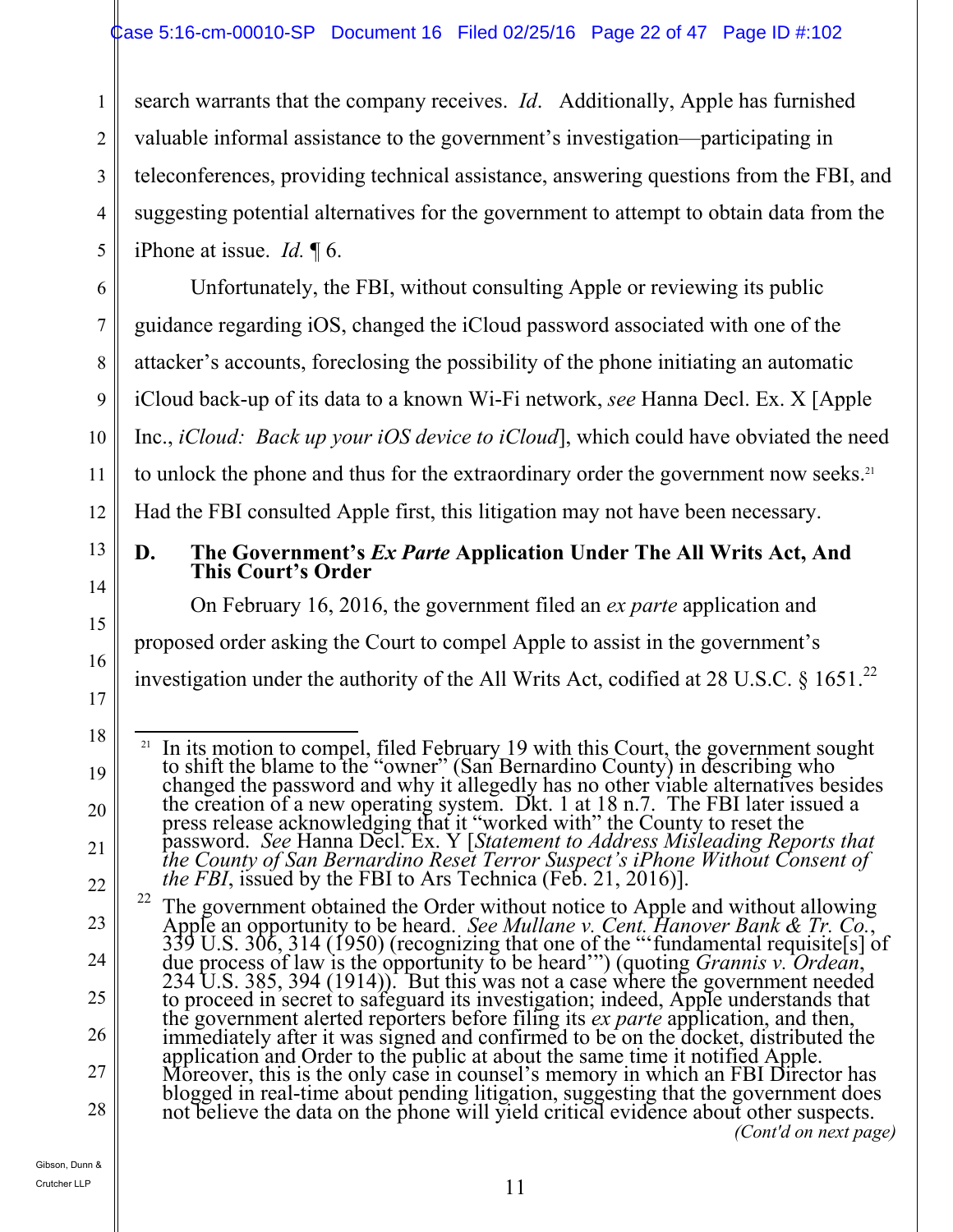search warrants that the company receives. *Id*. Additionally, Apple has furnished valuable informal assistance to the government's investigation—participating in teleconferences, providing technical assistance, answering questions from the FBI, and suggesting potential alternatives for the government to attempt to obtain data from the iPhone at issue. *Id.* ¶ 6.

Unfortunately, the FBI, without consulting Apple or reviewing its public guidance regarding iOS, changed the iCloud password associated with one of the attacker's accounts, foreclosing the possibility of the phone initiating an automatic iCloud back-up of its data to a known Wi-Fi network, *see* Hanna Decl. Ex. X [Apple Inc., *iCloud: Back up your iOS device to iCloud*], which could have obviated the need to unlock the phone and thus for the extraordinary order the government now seeks.[21] Had the FBI consulted Apple first, this litigation may not have been necessary.

### D. The Government's *Ex Parte* Application Under The All Writs Act, And This Court's Order

On February 16, 2016, the government filed an *ex parte* application and proposed order asking the Court to compel Apple to assist in the government's investigation under the authority of the All Writs Act, codified at 28 U.S.C. § 1651.[22]

---

[21] In its motion to compel, filed February 19 with this Court, the government sought to shift the blame to the "owner" (San Bernardino County) in describing who changed the password and why it allegedly has no other viable alternatives besides the creation of a new operating system. Dkt. 1 at 18 n.7. The FBI later issued a press release acknowledging that it "worked with" the County to reset the password. *See* Hanna Decl. Ex. Y [*Statement to Address Misleading Reports that the County of San Bernardino Reset Terror Suspect's iPhone Without Consent of the FBI*, issued by the FBI to Ars Technica (Feb. 21, 2016)].

[22] The government obtained the Order without notice to Apple and without allowing Apple an opportunity to be heard. *See Mullane v. Cent. Hanover Bank & Tr. Co.*, 339 U.S. 306, 314 (1950) (recognizing that one of the "'fundamental requisite[s] of due process of law is the opportunity to be heard'") (quoting *Grannis v. Ordean*, 234 U.S. 385, 394 (1914)). But this was not a case where the government needed to proceed in secret to safeguard its investigation; indeed, Apple understands that the government alerted reporters before filing its *ex parte* application, and then, immediately after it was signed and confirmed to be on the docket, distributed the application and Order to the public at about the same time it notified Apple. Moreover, this is the only case in counsel's memory in which an FBI Director has blogged in real-time about pending litigation, suggesting that the government does not believe the data on the phone will yield critical evidence about other suspects.

*(Cont'd on next page)*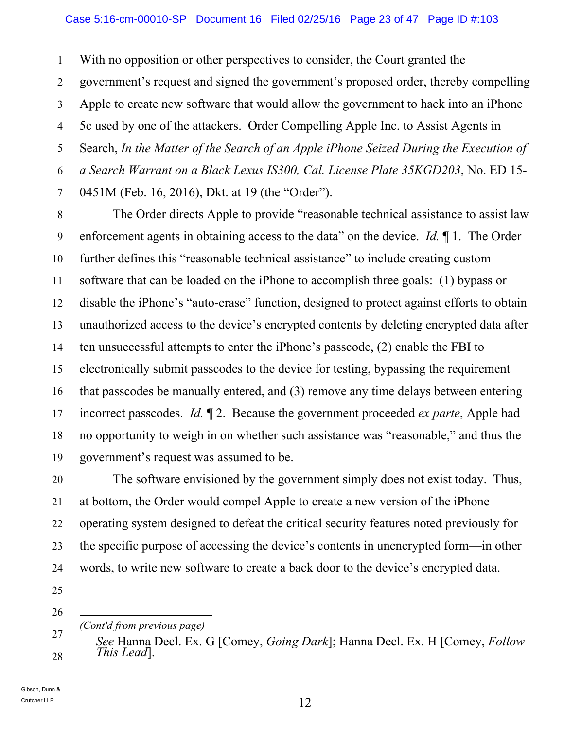With no opposition or other perspectives to consider, the Court granted the government's request and signed the government's proposed order, thereby compelling Apple to create new software that would allow the government to hack into an iPhone 5c used by one of the attackers. Order Compelling Apple Inc. to Assist Agents in Search, *In the Matter of the Search of an Apple iPhone Seized During the Execution of a Search Warrant on a Black Lexus IS300, Cal. License Plate 35KGD203*, No. ED 15-0451M (Feb. 16, 2016), Dkt. at 19 (the "Order").

The Order directs Apple to provide "reasonable technical assistance to assist law enforcement agents in obtaining access to the data" on the device. *Id.* ¶ 1. The Order further defines this "reasonable technical assistance" to include creating custom software that can be loaded on the iPhone to accomplish three goals: (1) bypass or disable the iPhone's "auto-erase" function, designed to protect against efforts to obtain unauthorized access to the device's encrypted contents by deleting encrypted data after ten unsuccessful attempts to enter the iPhone's passcode, (2) enable the FBI to electronically submit passcodes to the device for testing, bypassing the requirement that passcodes be manually entered, and (3) remove any time delays between entering incorrect passcodes. *Id.* ¶ 2. Because the government proceeded *ex parte*, Apple had no opportunity to weigh in on whether such assistance was "reasonable," and thus the government's request was assumed to be.

The software envisioned by the government simply does not exist today. Thus, at bottom, the Order would compel Apple to create a new version of the iPhone operating system designed to defeat the critical security features noted previously for the specific purpose of accessing the device's contents in unencrypted form—in other words, to write new software to create a back door to the device's encrypted data.

---

*(Cont'd from previous page)*

*See* Hanna Decl. Ex. G [Comey, *Going Dark*]; Hanna Decl. Ex. H [Comey, *Follow This Lead*].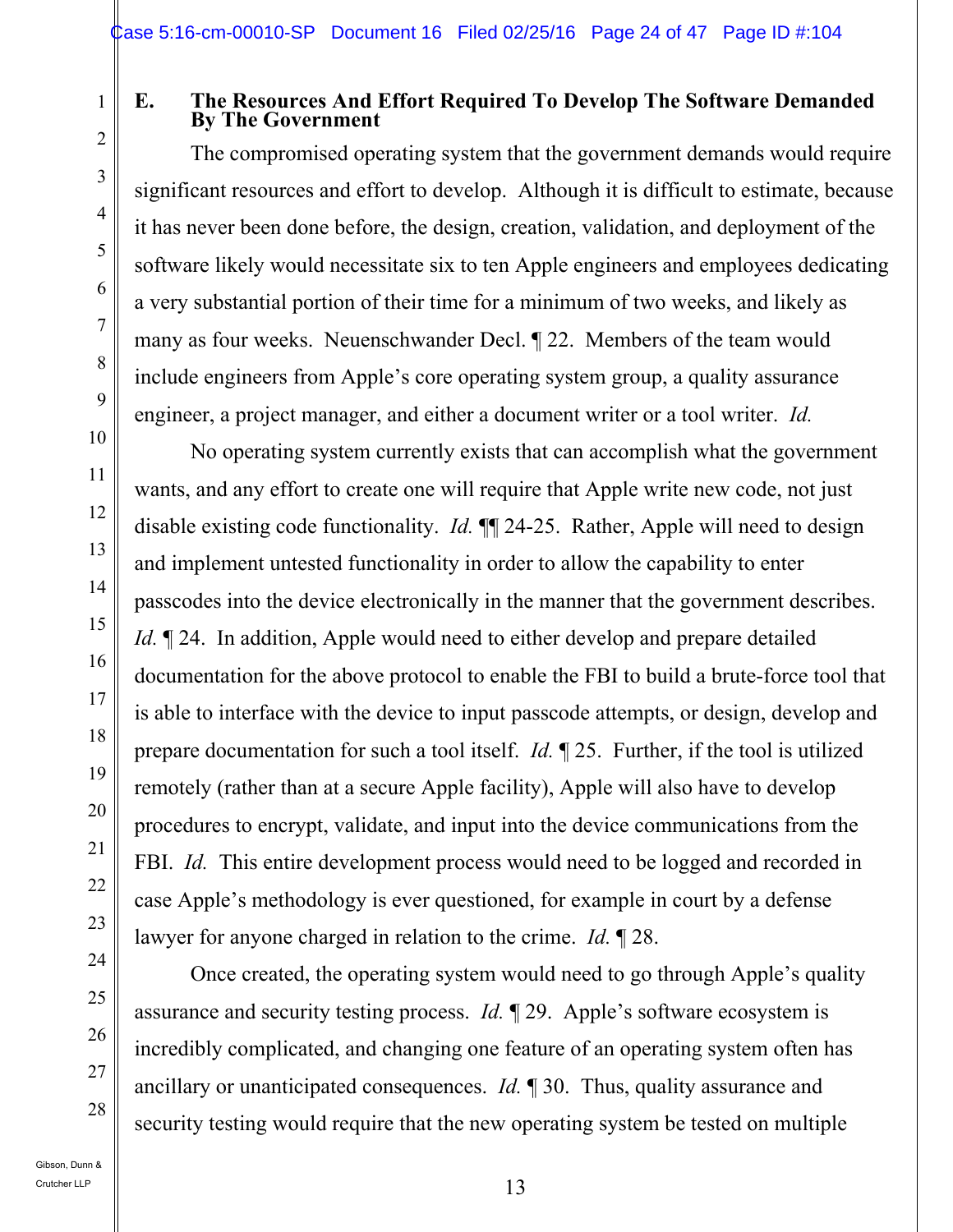### E. The Resources And Effort Required To Develop The Software Demanded By The Government

The compromised operating system that the government demands would require significant resources and effort to develop. Although it is difficult to estimate, because it has never been done before, the design, creation, validation, and deployment of the software likely would necessitate six to ten Apple engineers and employees dedicating a very substantial portion of their time for a minimum of two weeks, and likely as many as four weeks. Neuenschwander Decl. ¶ 22. Members of the team would include engineers from Apple's core operating system group, a quality assurance engineer, a project manager, and either a document writer or a tool writer. *Id.*

No operating system currently exists that can accomplish what the government wants, and any effort to create one will require that Apple write new code, not just disable existing code functionality. *Id.* ¶¶ 24-25. Rather, Apple will need to design and implement untested functionality in order to allow the capability to enter passcodes into the device electronically in the manner that the government describes. *Id.* ¶ 24. In addition, Apple would need to either develop and prepare detailed documentation for the above protocol to enable the FBI to build a brute-force tool that is able to interface with the device to input passcode attempts, or design, develop and prepare documentation for such a tool itself. *Id.* ¶ 25. Further, if the tool is utilized remotely (rather than at a secure Apple facility), Apple will also have to develop procedures to encrypt, validate, and input into the device communications from the FBI. *Id.* This entire development process would need to be logged and recorded in case Apple's methodology is ever questioned, for example in court by a defense lawyer for anyone charged in relation to the crime. *Id.* ¶ 28.

Once created, the operating system would need to go through Apple's quality assurance and security testing process. *Id.* ¶ 29. Apple's software ecosystem is incredibly complicated, and changing one feature of an operating system often has ancillary or unanticipated consequences. *Id.* ¶ 30. Thus, quality assurance and security testing would require that the new operating system be tested on multiple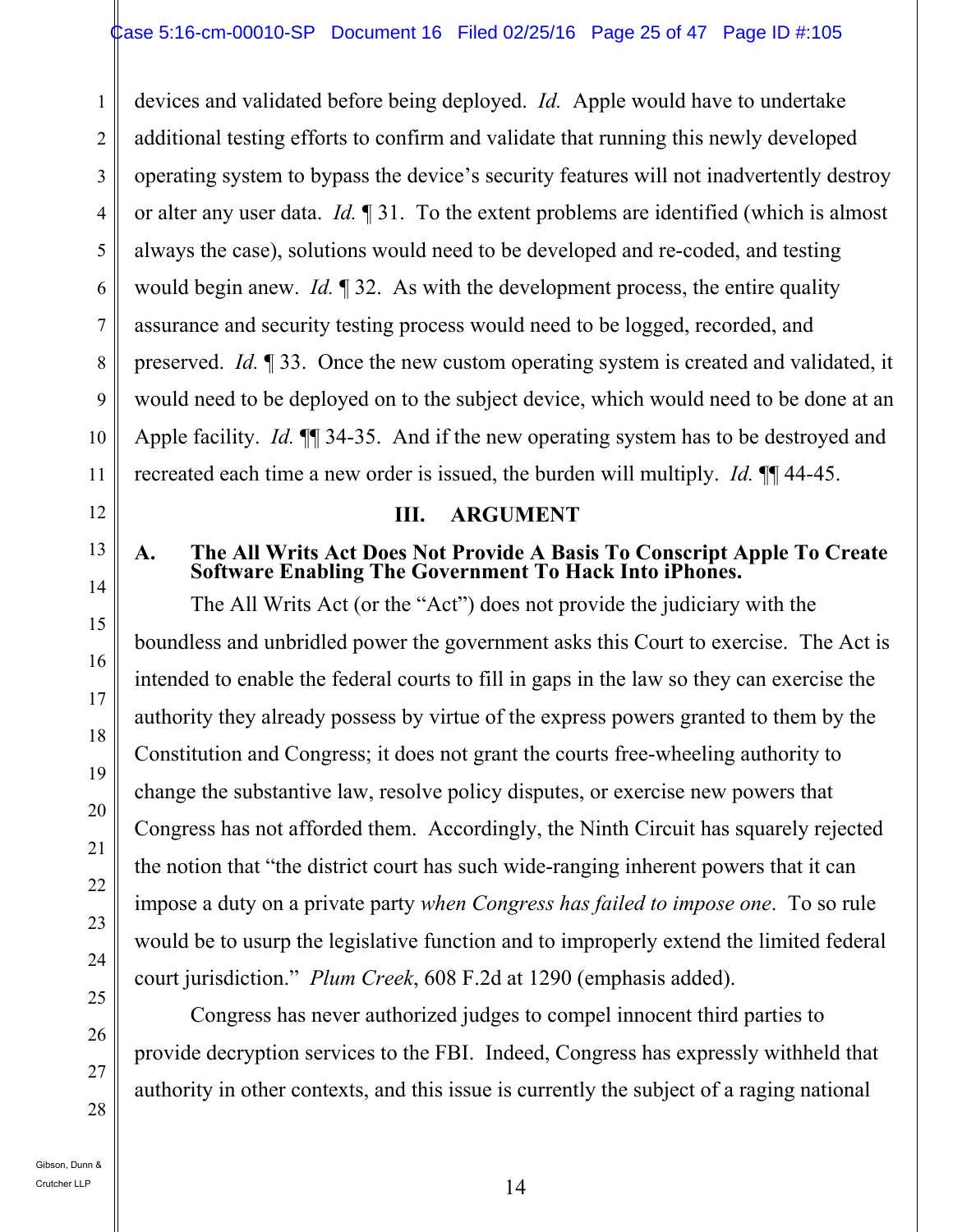devices and validated before being deployed. *Id.* Apple would have to undertake additional testing efforts to confirm and validate that running this newly developed operating system to bypass the device's security features will not inadvertently destroy or alter any user data. *Id.* ¶ 31. To the extent problems are identified (which is almost always the case), solutions would need to be developed and re-coded, and testing would begin anew. *Id.* ¶ 32. As with the development process, the entire quality assurance and security testing process would need to be logged, recorded, and preserved. *Id.* ¶ 33. Once the new custom operating system is created and validated, it would need to be deployed on to the subject device, which would need to be done at an Apple facility. *Id.* ¶¶ 34-35. And if the new operating system has to be destroyed and recreated each time a new order is issued, the burden will multiply. *Id.* ¶¶ 44-45.

## III. ARGUMENT

### A. The All Writs Act Does Not Provide A Basis To Conscript Apple To Create Software Enabling The Government To Hack Into iPhones.

The All Writs Act (or the "Act") does not provide the judiciary with the boundless and unbridled power the government asks this Court to exercise. The Act is intended to enable the federal courts to fill in gaps in the law so they can exercise the authority they already possess by virtue of the express powers granted to them by the Constitution and Congress; it does not grant the courts free-wheeling authority to change the substantive law, resolve policy disputes, or exercise new powers that Congress has not afforded them. Accordingly, the Ninth Circuit has squarely rejected the notion that "the district court has such wide-ranging inherent powers that it can impose a duty on a private party *when Congress has failed to impose one*. To so rule would be to usurp the legislative function and to improperly extend the limited federal court jurisdiction." *Plum Creek*, 608 F.2d at 1290 (emphasis added).

Congress has never authorized judges to compel innocent third parties to provide decryption services to the FBI. Indeed, Congress has expressly withheld that authority in other contexts, and this issue is currently the subject of a raging national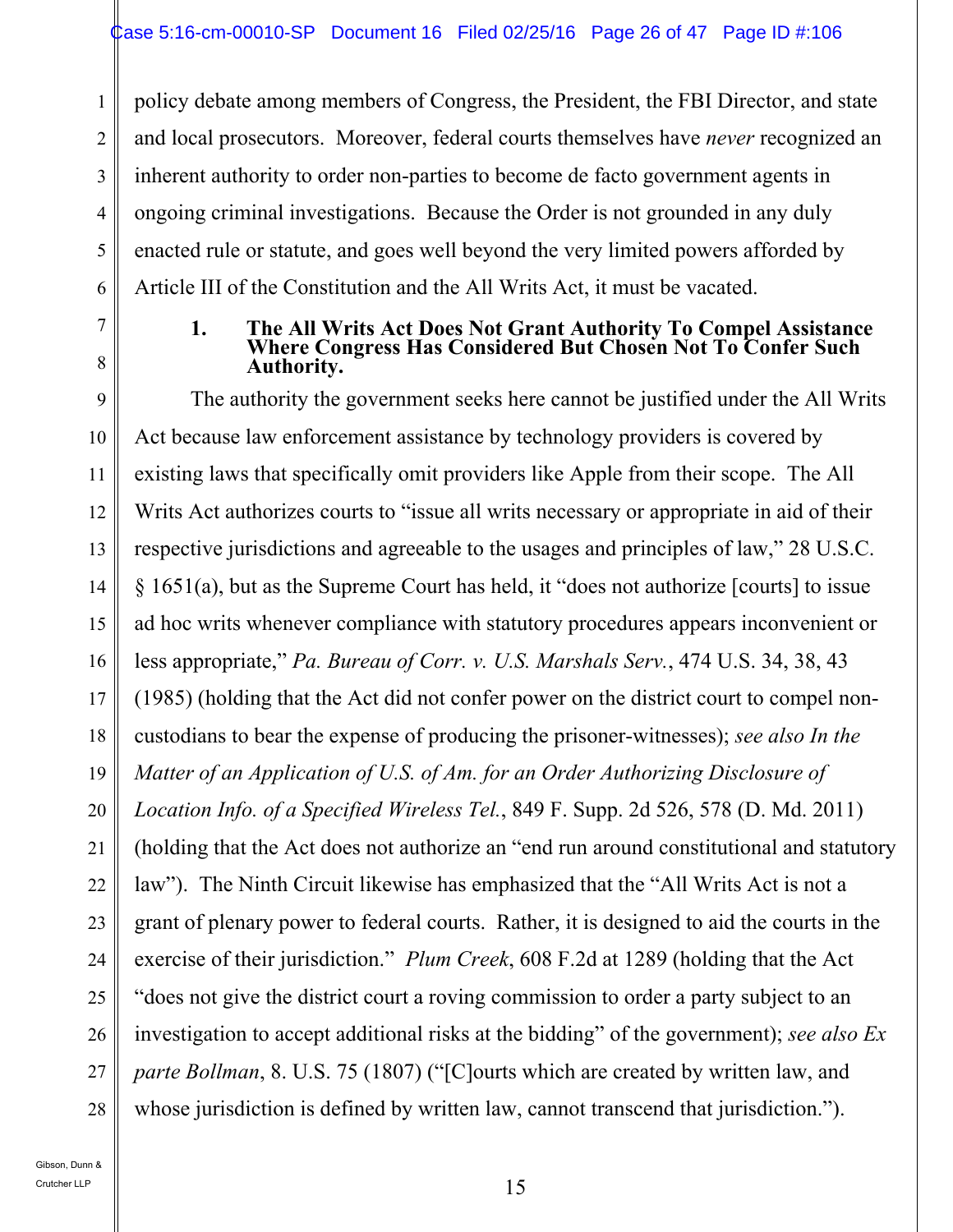policy debate among members of Congress, the President, the FBI Director, and state and local prosecutors. Moreover, federal courts themselves have *never* recognized an inherent authority to order non-parties to become de facto government agents in ongoing criminal investigations. Because the Order is not grounded in any duly enacted rule or statute, and goes well beyond the very limited powers afforded by Article III of the Constitution and the All Writs Act, it must be vacated.

### 1. The All Writs Act Does Not Grant Authority To Compel Assistance Where Congress Has Considered But Chosen Not To Confer Such Authority.

The authority the government seeks here cannot be justified under the All Writs Act because law enforcement assistance by technology providers is covered by existing laws that specifically omit providers like Apple from their scope. The All Writs Act authorizes courts to "issue all writs necessary or appropriate in aid of their respective jurisdictions and agreeable to the usages and principles of law," 28 U.S.C. § 1651(a), but as the Supreme Court has held, it "does not authorize [courts] to issue ad hoc writs whenever compliance with statutory procedures appears inconvenient or less appropriate," *Pa. Bureau of Corr. v. U.S. Marshals Serv.*, 474 U.S. 34, 38, 43 (1985) (holding that the Act did not confer power on the district court to compel non-custodians to bear the expense of producing the prisoner-witnesses); *see also In the Matter of an Application of U.S. of Am. for an Order Authorizing Disclosure of Location Info. of a Specified Wireless Tel.*, 849 F. Supp. 2d 526, 578 (D. Md. 2011) (holding that the Act does not authorize an "end run around constitutional and statutory law"). The Ninth Circuit likewise has emphasized that the "All Writs Act is not a grant of plenary power to federal courts. Rather, it is designed to aid the courts in the exercise of their jurisdiction." *Plum Creek*, 608 F.2d at 1289 (holding that the Act "does not give the district court a roving commission to order a party subject to an investigation to accept additional risks at the bidding" of the government); *see also Ex parte Bollman*, 8. U.S. 75 (1807) ("[C]ourts which are created by written law, and whose jurisdiction is defined by written law, cannot transcend that jurisdiction.").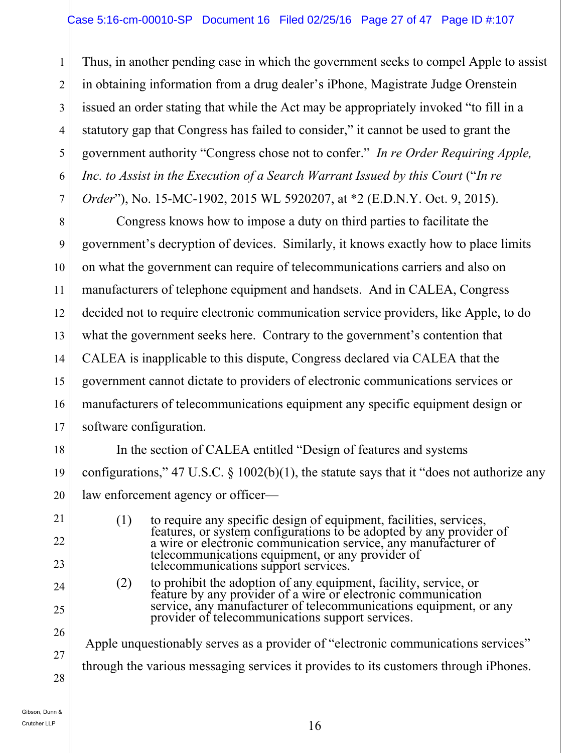Thus, in another pending case in which the government seeks to compel Apple to assist in obtaining information from a drug dealer's iPhone, Magistrate Judge Orenstein issued an order stating that while the Act may be appropriately invoked "to fill in a statutory gap that Congress has failed to consider," it cannot be used to grant the government authority "Congress chose not to confer." *In re Order Requiring Apple, Inc. to Assist in the Execution of a Search Warrant Issued by this Court* ("*In re Order*"), No. 15-MC-1902, 2015 WL 5920207, at *2 (E.D.N.Y. Oct. 9, 2015).

Congress knows how to impose a duty on third parties to facilitate the government's decryption of devices. Similarly, it knows exactly how to place limits on what the government can require of telecommunications carriers and also on manufacturers of telephone equipment and handsets. And in CALEA, Congress decided not to require electronic communication service providers, like Apple, to do what the government seeks here. Contrary to the government's contention that CALEA is inapplicable to this dispute, Congress declared via CALEA that the government cannot dictate to providers of electronic communications services or manufacturers of telecommunications equipment any specific equipment design or software configuration.

In the section of CALEA entitled "Design of features and systems configurations," 47 U.S.C. § 1002(b)(1), the statute says that it "does not authorize any law enforcement agency or officer—

> (1) to require any specific design of equipment, facilities, services, features, or system configurations to be adopted by any provider of a wire or electronic communication service, any manufacturer of telecommunications equipment, or any provider of telecommunications support services.
>
> (2) to prohibit the adoption of any equipment, facility, service, or feature by any provider of a wire or electronic communication service, any manufacturer of telecommunications equipment, or any provider of telecommunications support services.

Apple unquestionably serves as a provider of "electronic communications services" through the various messaging services it provides to its customers through iPhones.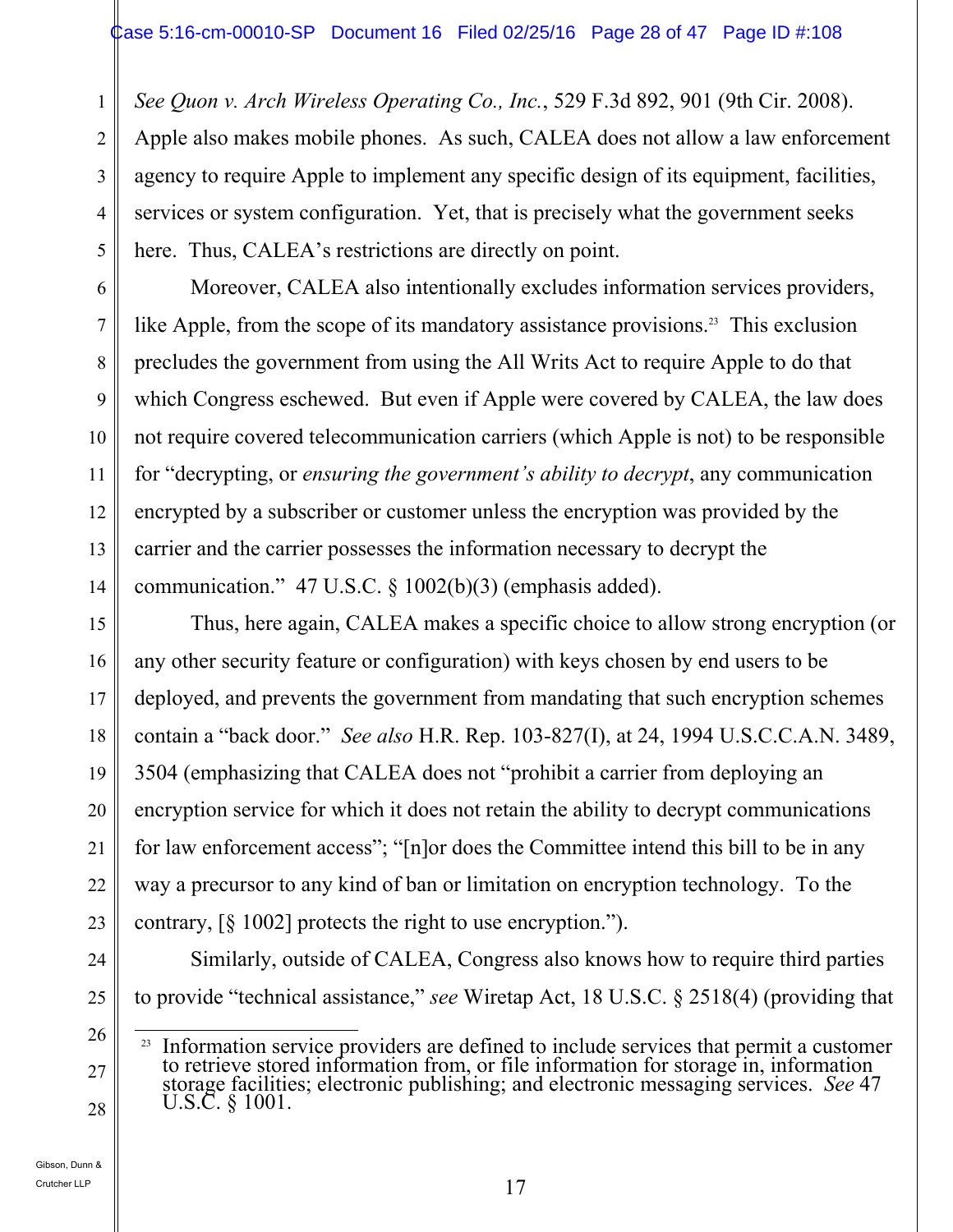*See Quon v. Arch Wireless Operating Co., Inc.*, 529 F.3d 892, 901 (9th Cir. 2008). Apple also makes mobile phones. As such, CALEA does not allow a law enforcement agency to require Apple to implement any specific design of its equipment, facilities, services or system configuration. Yet, that is precisely what the government seeks here. Thus, CALEA's restrictions are directly on point.

Moreover, CALEA also intentionally excludes information services providers, like Apple, from the scope of its mandatory assistance provisions.[23] This exclusion precludes the government from using the All Writs Act to require Apple to do that which Congress eschewed. But even if Apple were covered by CALEA, the law does not require covered telecommunication carriers (which Apple is not) to be responsible for "decrypting, or *ensuring the government's ability to decrypt*, any communication encrypted by a subscriber or customer unless the encryption was provided by the carrier and the carrier possesses the information necessary to decrypt the communication." 47 U.S.C. § 1002(b)(3) (emphasis added).

Thus, here again, CALEA makes a specific choice to allow strong encryption (or any other security feature or configuration) with keys chosen by end users to be deployed, and prevents the government from mandating that such encryption schemes contain a "back door." *See also* H.R. Rep. 103-827(I), at 24, 1994 U.S.C.C.A.N. 3489, 3504 (emphasizing that CALEA does not "prohibit a carrier from deploying an encryption service for which it does not retain the ability to decrypt communications for law enforcement access"; "[n]or does the Committee intend this bill to be in any way a precursor to any kind of ban or limitation on encryption technology. To the contrary, [§ 1002] protects the right to use encryption.").

Similarly, outside of CALEA, Congress also knows how to require third parties to provide "technical assistance," *see* Wiretap Act, 18 U.S.C. § 2518(4) (providing that

---

[23] Information service providers are defined to include services that permit a customer to retrieve stored information from, or file information for storage in, information storage facilities; electronic publishing; and electronic messaging services. *See* 47 U.S.C. § 1001.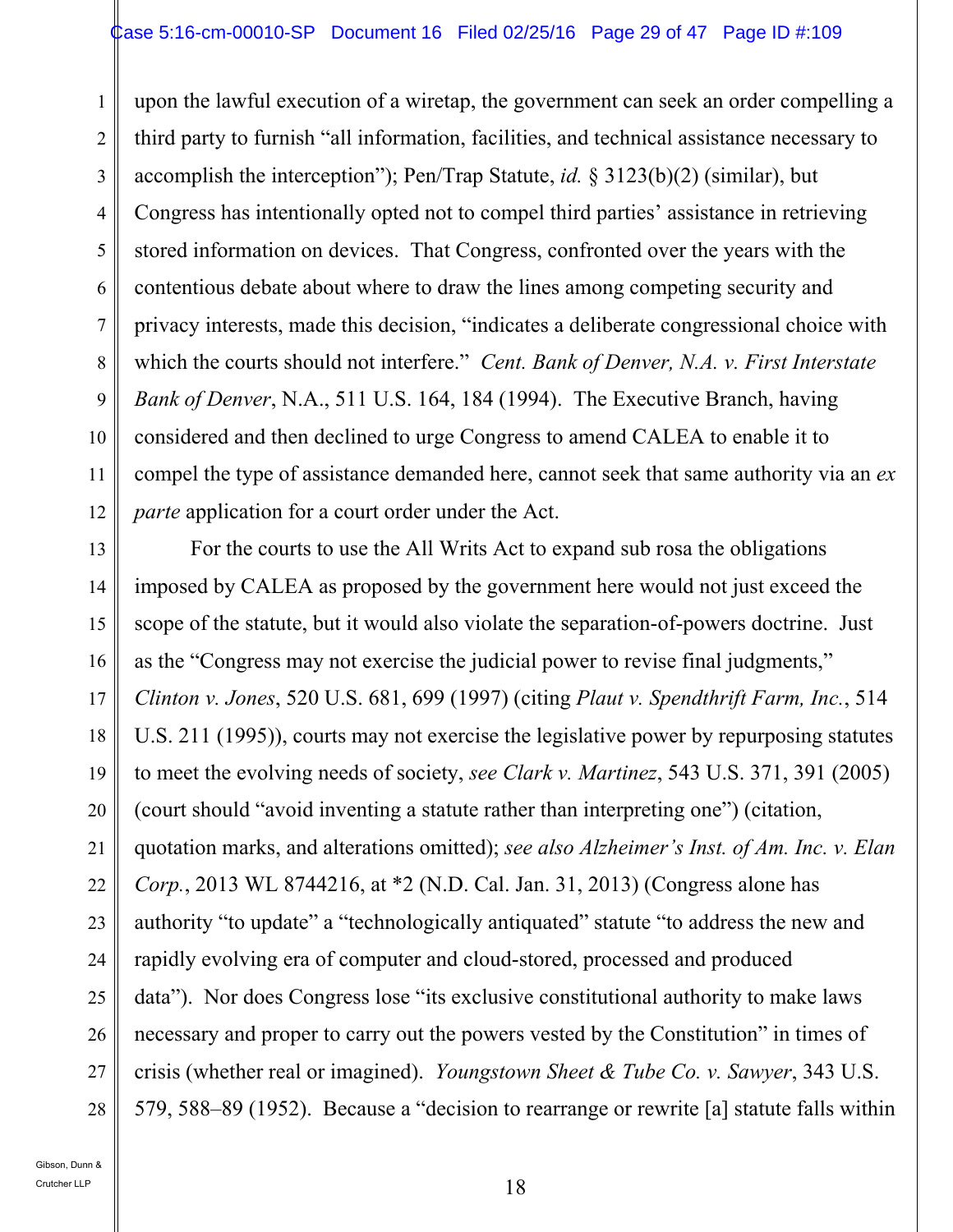upon the lawful execution of a wiretap, the government can seek an order compelling a third party to furnish "all information, facilities, and technical assistance necessary to accomplish the interception"); Pen/Trap Statute, *id.* § 3123(b)(2) (similar), but Congress has intentionally opted not to compel third parties' assistance in retrieving stored information on devices. That Congress, confronted over the years with the contentious debate about where to draw the lines among competing security and privacy interests, made this decision, "indicates a deliberate congressional choice with which the courts should not interfere." *Cent. Bank of Denver, N.A. v. First Interstate Bank of Denver*, N.A., 511 U.S. 164, 184 (1994). The Executive Branch, having considered and then declined to urge Congress to amend CALEA to enable it to compel the type of assistance demanded here, cannot seek that same authority via an *ex parte* application for a court order under the Act.

For the courts to use the All Writs Act to expand sub rosa the obligations imposed by CALEA as proposed by the government here would not just exceed the scope of the statute, but it would also violate the separation-of-powers doctrine. Just as the "Congress may not exercise the judicial power to revise final judgments," *Clinton v. Jones*, 520 U.S. 681, 699 (1997) (citing *Plaut v. Spendthrift Farm, Inc.*, 514 U.S. 211 (1995)), courts may not exercise the legislative power by repurposing statutes to meet the evolving needs of society, *see Clark v. Martinez*, 543 U.S. 371, 391 (2005) (court should "avoid inventing a statute rather than interpreting one") (citation, quotation marks, and alterations omitted); *see also Alzheimer's Inst. of Am. Inc. v. Elan Corp.*, 2013 WL 8744216, at *2 (N.D. Cal. Jan. 31, 2013) (Congress alone has authority "to update" a "technologically antiquated" statute "to address the new and rapidly evolving era of computer and cloud-stored, processed and produced data"). Nor does Congress lose "its exclusive constitutional authority to make laws necessary and proper to carry out the powers vested by the Constitution" in times of crisis (whether real or imagined). *Youngstown Sheet & Tube Co. v. Sawyer*, 343 U.S. 579, 588–89 (1952). Because a "decision to rearrange or rewrite [a] statute falls within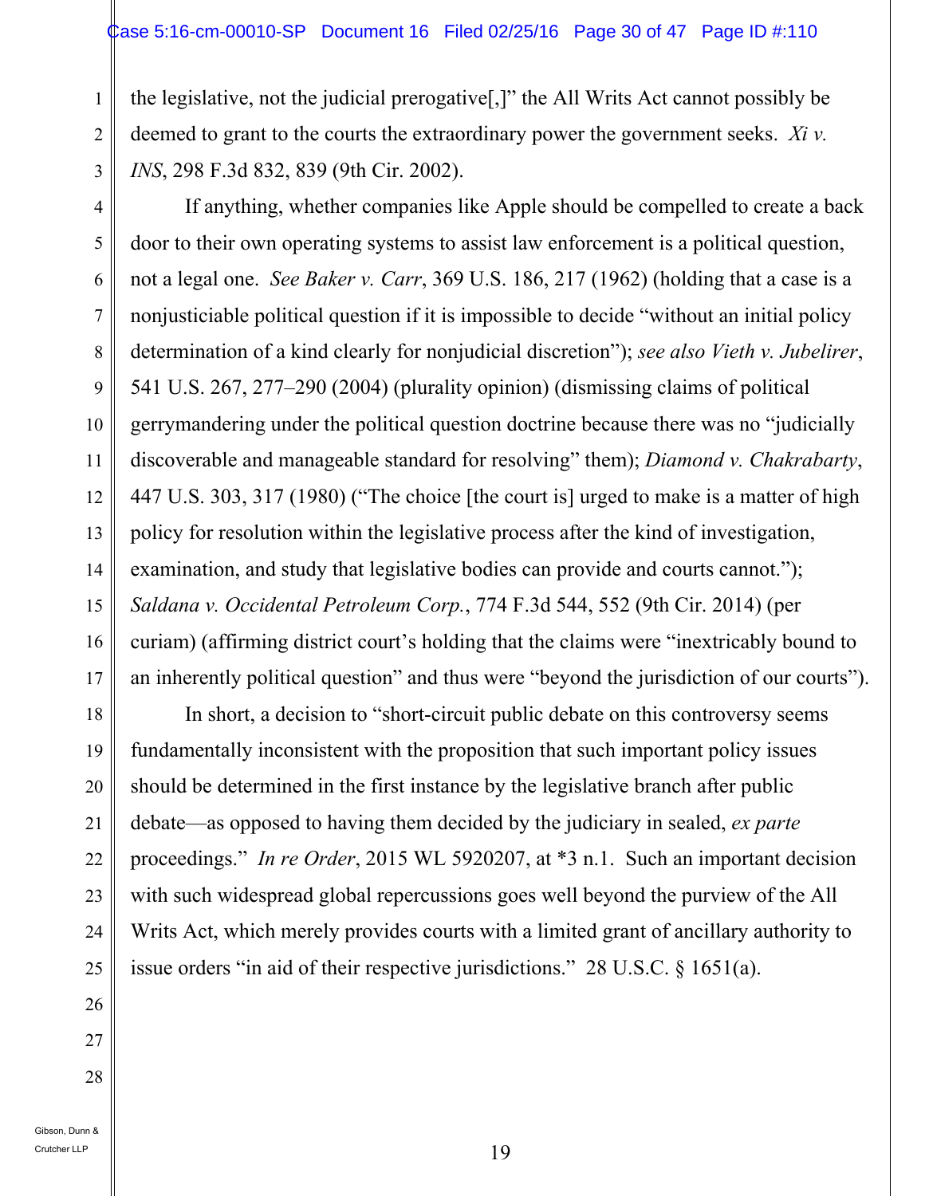the legislative, not the judicial prerogative[,]" the All Writs Act cannot possibly be deemed to grant to the courts the extraordinary power the government seeks. *Xi v. INS*, 298 F.3d 832, 839 (9th Cir. 2002).

If anything, whether companies like Apple should be compelled to create a back door to their own operating systems to assist law enforcement is a political question, not a legal one. *See Baker v. Carr*, 369 U.S. 186, 217 (1962) (holding that a case is a nonjusticiable political question if it is impossible to decide "without an initial policy determination of a kind clearly for nonjudicial discretion"); *see also Vieth v. Jubelirer*, 541 U.S. 267, 277–290 (2004) (plurality opinion) (dismissing claims of political gerrymandering under the political question doctrine because there was no "judicially discoverable and manageable standard for resolving" them); *Diamond v. Chakrabarty*, 447 U.S. 303, 317 (1980) ("The choice [the court is] urged to make is a matter of high policy for resolution within the legislative process after the kind of investigation, examination, and study that legislative bodies can provide and courts cannot."); *Saldana v. Occidental Petroleum Corp.*, 774 F.3d 544, 552 (9th Cir. 2014) (per curiam) (affirming district court's holding that the claims were "inextricably bound to an inherently political question" and thus were "beyond the jurisdiction of our courts").

In short, a decision to "short-circuit public debate on this controversy seems fundamentally inconsistent with the proposition that such important policy issues should be determined in the first instance by the legislative branch after public debate—as opposed to having them decided by the judiciary in sealed, *ex parte* proceedings." *In re Order*, 2015 WL 5920207, at *3 n.1. Such an important decision with such widespread global repercussions goes well beyond the purview of the All Writs Act, which merely provides courts with a limited grant of ancillary authority to issue orders "in aid of their respective jurisdictions." 28 U.S.C. § 1651(a).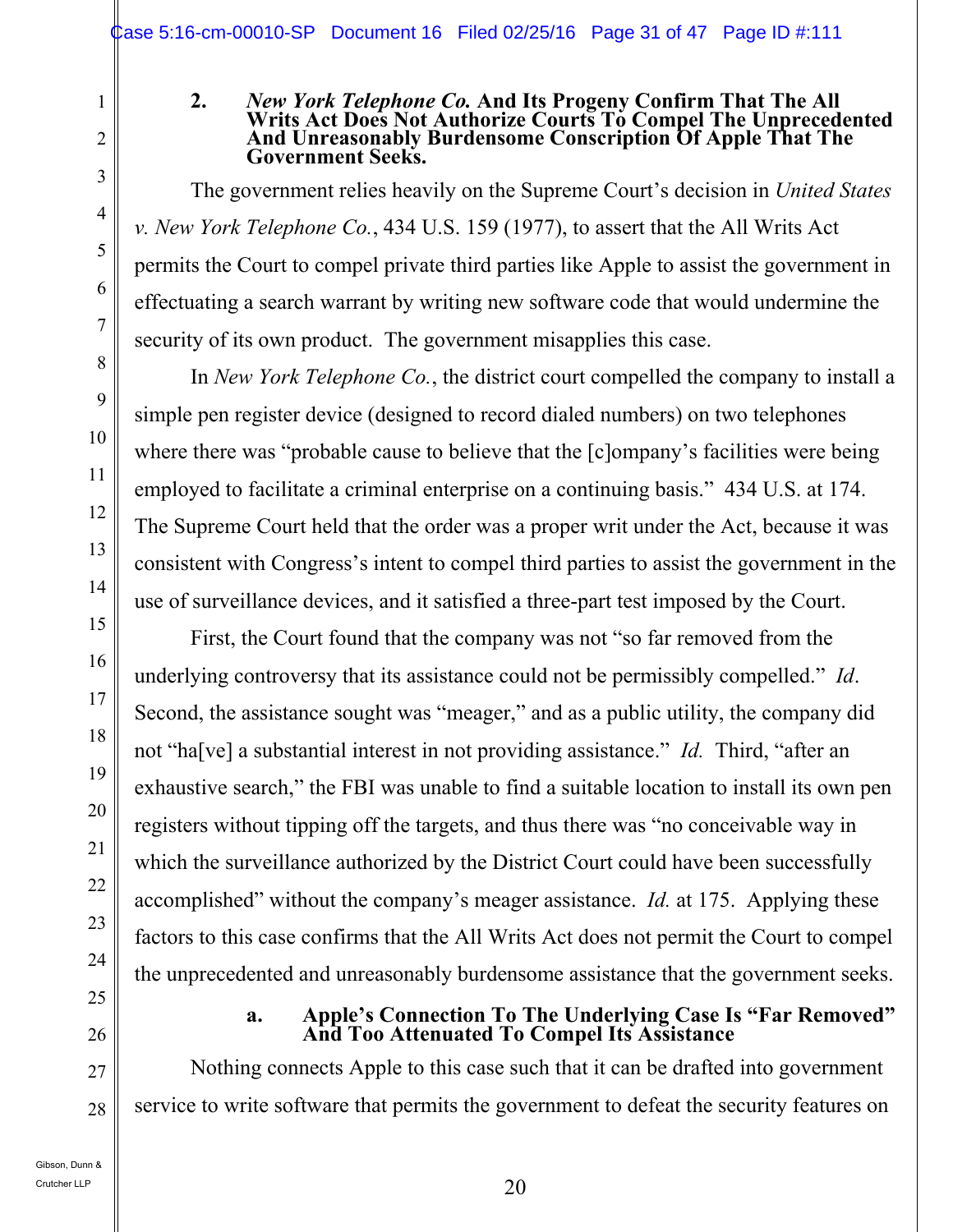### 2. *New York Telephone Co.* And Its Progeny Confirm That The All Writs Act Does Not Authorize Courts To Compel The Unprecedented And Unreasonably Burdensome Conscription Of Apple That The Government Seeks.

The government relies heavily on the Supreme Court's decision in *United States v. New York Telephone Co.*, 434 U.S. 159 (1977), to assert that the All Writs Act permits the Court to compel private third parties like Apple to assist the government in effectuating a search warrant by writing new software code that would undermine the security of its own product. The government misapplies this case.

In *New York Telephone Co.*, the district court compelled the company to install a simple pen register device (designed to record dialed numbers) on two telephones where there was "probable cause to believe that the [c]ompany's facilities were being employed to facilitate a criminal enterprise on a continuing basis." 434 U.S. at 174. The Supreme Court held that the order was a proper writ under the Act, because it was consistent with Congress's intent to compel third parties to assist the government in the use of surveillance devices, and it satisfied a three-part test imposed by the Court.

First, the Court found that the company was not "so far removed from the underlying controversy that its assistance could not be permissibly compelled." *Id*. Second, the assistance sought was "meager," and as a public utility, the company did not "ha[ve] a substantial interest in not providing assistance." *Id.* Third, "after an exhaustive search," the FBI was unable to find a suitable location to install its own pen registers without tipping off the targets, and thus there was "no conceivable way in which the surveillance authorized by the District Court could have been successfully accomplished" without the company's meager assistance. *Id.* at 175. Applying these factors to this case confirms that the All Writs Act does not permit the Court to compel the unprecedented and unreasonably burdensome assistance that the government seeks.

#### a. Apple's Connection To The Underlying Case Is "Far Removed" And Too Attenuated To Compel Its Assistance

Nothing connects Apple to this case such that it can be drafted into government service to write software that permits the government to defeat the security features on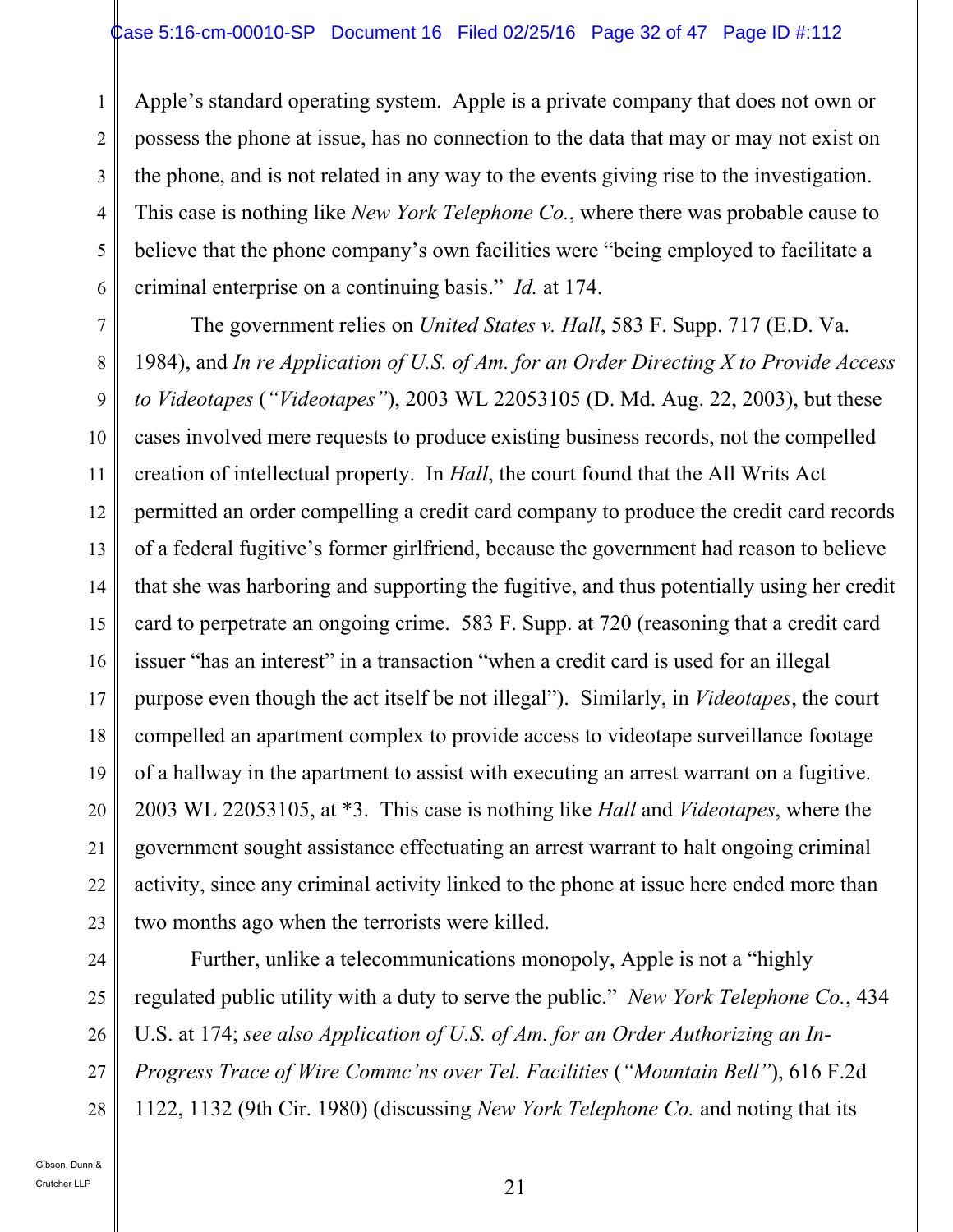Apple's standard operating system. Apple is a private company that does not own or possess the phone at issue, has no connection to the data that may or may not exist on the phone, and is not related in any way to the events giving rise to the investigation. This case is nothing like *New York Telephone Co.*, where there was probable cause to believe that the phone company's own facilities were "being employed to facilitate a criminal enterprise on a continuing basis." *Id.* at 174.

The government relies on *United States v. Hall*, 583 F. Supp. 717 (E.D. Va. 1984), and *In re Application of U.S. of Am. for an Order Directing X to Provide Access to Videotapes* (*"Videotapes"*), 2003 WL 22053105 (D. Md. Aug. 22, 2003), but these cases involved mere requests to produce existing business records, not the compelled creation of intellectual property. In *Hall*, the court found that the All Writs Act permitted an order compelling a credit card company to produce the credit card records of a federal fugitive's former girlfriend, because the government had reason to believe that she was harboring and supporting the fugitive, and thus potentially using her credit card to perpetrate an ongoing crime. 583 F. Supp. at 720 (reasoning that a credit card issuer "has an interest" in a transaction "when a credit card is used for an illegal purpose even though the act itself be not illegal"). Similarly, in *Videotapes*, the court compelled an apartment complex to provide access to videotape surveillance footage of a hallway in the apartment to assist with executing an arrest warrant on a fugitive. 2003 WL 22053105, at *3. This case is nothing like *Hall* and *Videotapes*, where the government sought assistance effectuating an arrest warrant to halt ongoing criminal activity, since any criminal activity linked to the phone at issue here ended more than two months ago when the terrorists were killed.

Further, unlike a telecommunications monopoly, Apple is not a "highly regulated public utility with a duty to serve the public." *New York Telephone Co.*, 434 U.S. at 174; *see also Application of U.S. of Am. for an Order Authorizing an In-Progress Trace of Wire Commc'ns over Tel. Facilities* (*"Mountain Bell"*), 616 F.2d 1122, 1132 (9th Cir. 1980) (discussing *New York Telephone Co.* and noting that its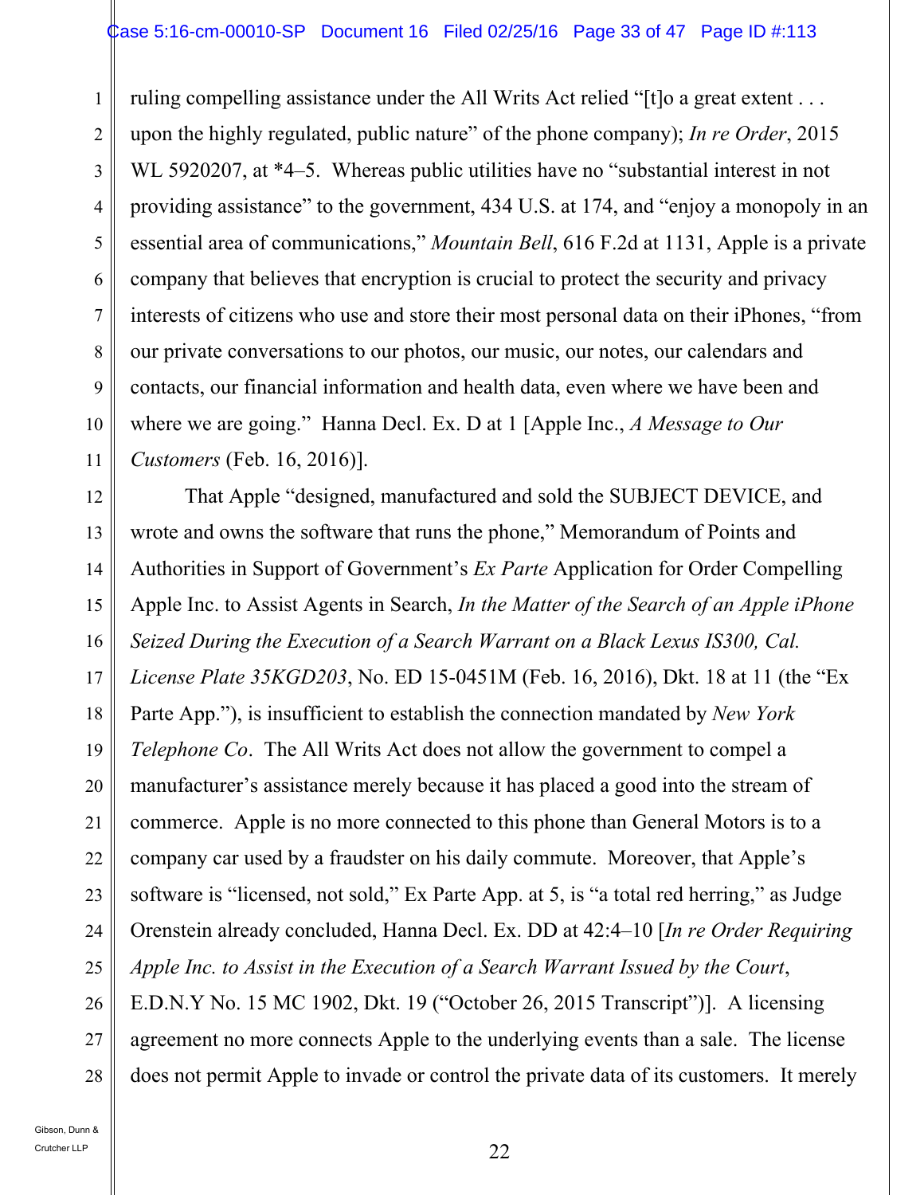ruling compelling assistance under the All Writs Act relied "[t]o a great extent . . . upon the highly regulated, public nature" of the phone company); *In re Order*, 2015 WL 5920207, at *4–5. Whereas public utilities have no "substantial interest in not providing assistance" to the government, 434 U.S. at 174, and "enjoy a monopoly in an essential area of communications," *Mountain Bell*, 616 F.2d at 1131, Apple is a private company that believes that encryption is crucial to protect the security and privacy interests of citizens who use and store their most personal data on their iPhones, "from our private conversations to our photos, our music, our notes, our calendars and contacts, our financial information and health data, even where we have been and where we are going." Hanna Decl. Ex. D at 1 [Apple Inc., *A Message to Our Customers* (Feb. 16, 2016)].

That Apple "designed, manufactured and sold the SUBJECT DEVICE, and wrote and owns the software that runs the phone," Memorandum of Points and Authorities in Support of Government's *Ex Parte* Application for Order Compelling Apple Inc. to Assist Agents in Search, *In the Matter of the Search of an Apple iPhone Seized During the Execution of a Search Warrant on a Black Lexus IS300, Cal. License Plate 35KGD203*, No. ED 15-0451M (Feb. 16, 2016), Dkt. 18 at 11 (the "Ex Parte App."), is insufficient to establish the connection mandated by *New York Telephone Co*. The All Writs Act does not allow the government to compel a manufacturer's assistance merely because it has placed a good into the stream of commerce. Apple is no more connected to this phone than General Motors is to a company car used by a fraudster on his daily commute. Moreover, that Apple's software is "licensed, not sold," Ex Parte App. at 5, is "a total red herring," as Judge Orenstein already concluded, Hanna Decl. Ex. DD at 42:4–10 [*In re Order Requiring Apple Inc. to Assist in the Execution of a Search Warrant Issued by the Court*, E.D.N.Y No. 15 MC 1902, Dkt. 19 ("October 26, 2015 Transcript")]. A licensing agreement no more connects Apple to the underlying events than a sale. The license does not permit Apple to invade or control the private data of its customers. It merely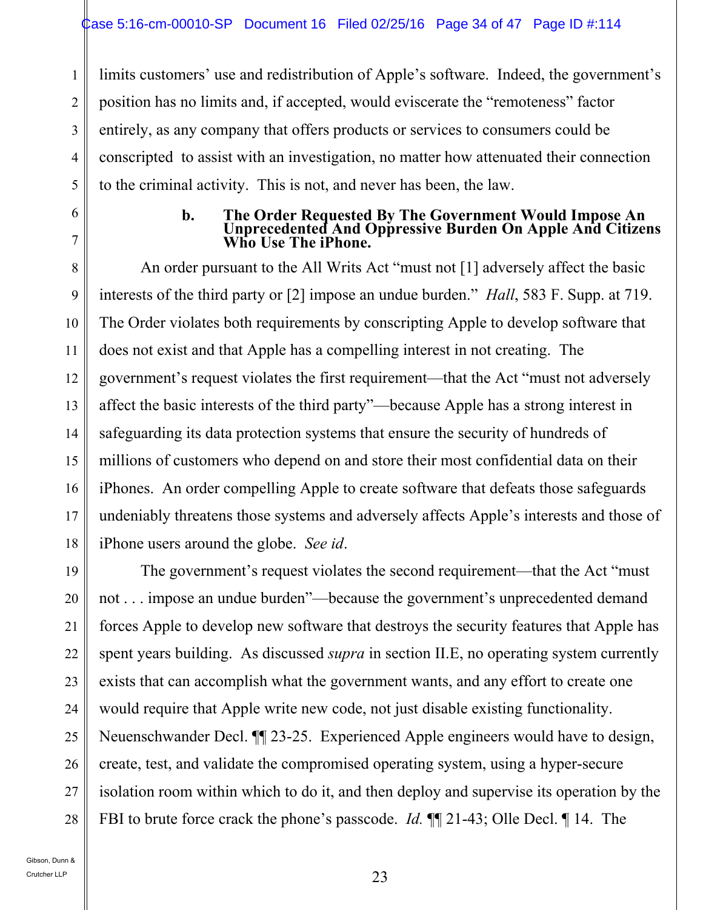limits customers' use and redistribution of Apple's software. Indeed, the government's position has no limits and, if accepted, would eviscerate the "remoteness" factor entirely, as any company that offers products or services to consumers could be conscripted to assist with an investigation, no matter how attenuated their connection to the criminal activity. This is not, and never has been, the law.

### b. The Order Requested By The Government Would Impose An Unprecedented And Oppressive Burden On Apple And Citizens Who Use The iPhone.

An order pursuant to the All Writs Act "must not [1] adversely affect the basic interests of the third party or [2] impose an undue burden." *Hall*, 583 F. Supp. at 719. The Order violates both requirements by conscripting Apple to develop software that does not exist and that Apple has a compelling interest in not creating. The government's request violates the first requirement—that the Act "must not adversely affect the basic interests of the third party"—because Apple has a strong interest in safeguarding its data protection systems that ensure the security of hundreds of millions of customers who depend on and store their most confidential data on their iPhones. An order compelling Apple to create software that defeats those safeguards undeniably threatens those systems and adversely affects Apple's interests and those of iPhone users around the globe. *See id*.

The government's request violates the second requirement—that the Act "must not . . . impose an undue burden"—because the government's unprecedented demand forces Apple to develop new software that destroys the security features that Apple has spent years building. As discussed *supra* in section II.E, no operating system currently exists that can accomplish what the government wants, and any effort to create one would require that Apple write new code, not just disable existing functionality. Neuenschwander Decl. ¶¶ 23-25. Experienced Apple engineers would have to design, create, test, and validate the compromised operating system, using a hyper-secure isolation room within which to do it, and then deploy and supervise its operation by the FBI to brute force crack the phone's passcode. *Id.* ¶¶ 21-43; Olle Decl. ¶ 14. The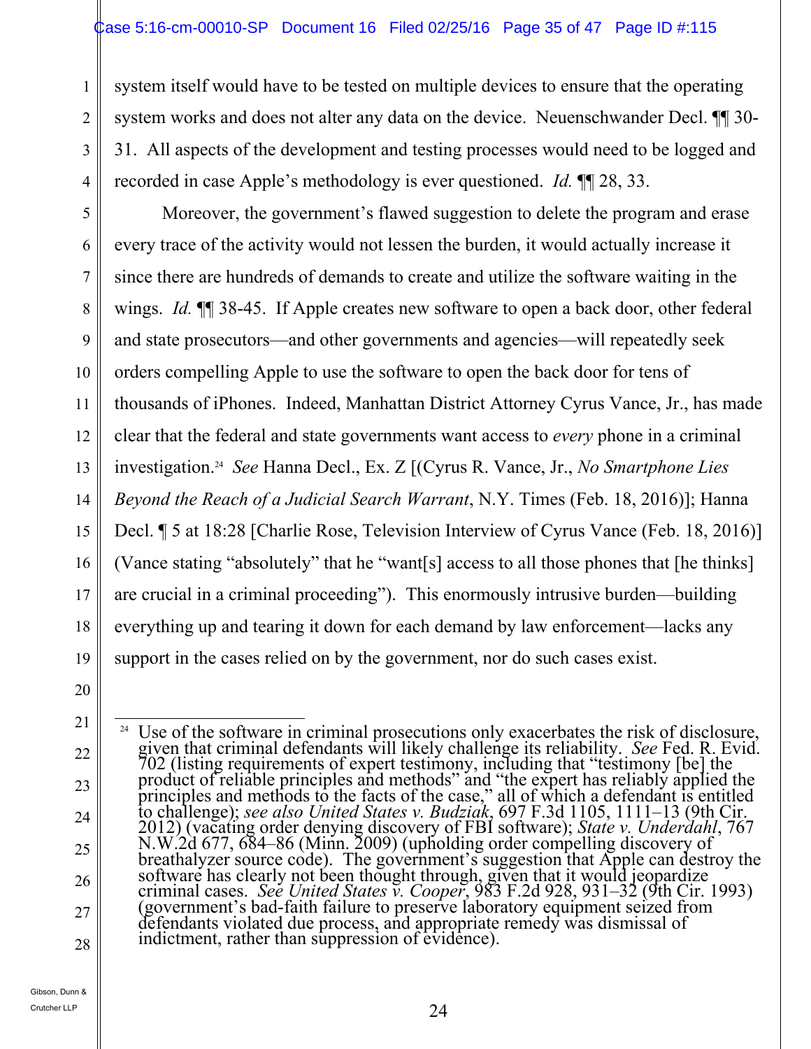system itself would have to be tested on multiple devices to ensure that the operating system works and does not alter any data on the device. Neuenschwander Decl. ¶¶ 30-31. All aspects of the development and testing processes would need to be logged and recorded in case Apple's methodology is ever questioned. *Id.* ¶¶ 28, 33.

Moreover, the government's flawed suggestion to delete the program and erase every trace of the activity would not lessen the burden, it would actually increase it since there are hundreds of demands to create and utilize the software waiting in the wings. *Id.* ¶¶ 38-45. If Apple creates new software to open a back door, other federal and state prosecutors—and other governments and agencies—will repeatedly seek orders compelling Apple to use the software to open the back door for tens of thousands of iPhones. Indeed, Manhattan District Attorney Cyrus Vance, Jr., has made clear that the federal and state governments want access to *every* phone in a criminal investigation.[24] *See* Hanna Decl., Ex. Z [(Cyrus R. Vance, Jr., *No Smartphone Lies Beyond the Reach of a Judicial Search Warrant*, N.Y. Times (Feb. 18, 2016)]; Hanna Decl. ¶ 5 at 18:28 [Charlie Rose, Television Interview of Cyrus Vance (Feb. 18, 2016)] (Vance stating "absolutely" that he "want[s] access to all those phones that [he thinks] are crucial in a criminal proceeding"). This enormously intrusive burden—building everything up and tearing it down for each demand by law enforcement—lacks any support in the cases relied on by the government, nor do such cases exist.

---

[24] Use of the software in criminal prosecutions only exacerbates the risk of disclosure, given that criminal defendants will likely challenge its reliability. *See* Fed. R. Evid. 702 (listing requirements of expert testimony, including that "testimony [be] the product of reliable principles and methods" and "the expert has reliably applied the principles and methods to the facts of the case," all of which a defendant is entitled to challenge); *see also United States v. Budziak*, 697 F.3d 1105, 1111–13 (9th Cir. 2012) (vacating order denying discovery of FBI software); *State v. Underdahl*, 767 N.W.2d 677, 684–86 (Minn. 2009) (upholding order compelling discovery of breathalyzer source code). The government's suggestion that Apple can destroy the software has clearly not been thought through, given that it would jeopardize criminal cases. *See United States v. Cooper*, 983 F.2d 928, 931–32 (9th Cir. 1993) (government's bad-faith failure to preserve laboratory equipment seized from defendants violated due process, and appropriate remedy was dismissal of indictment, rather than suppression of evidence).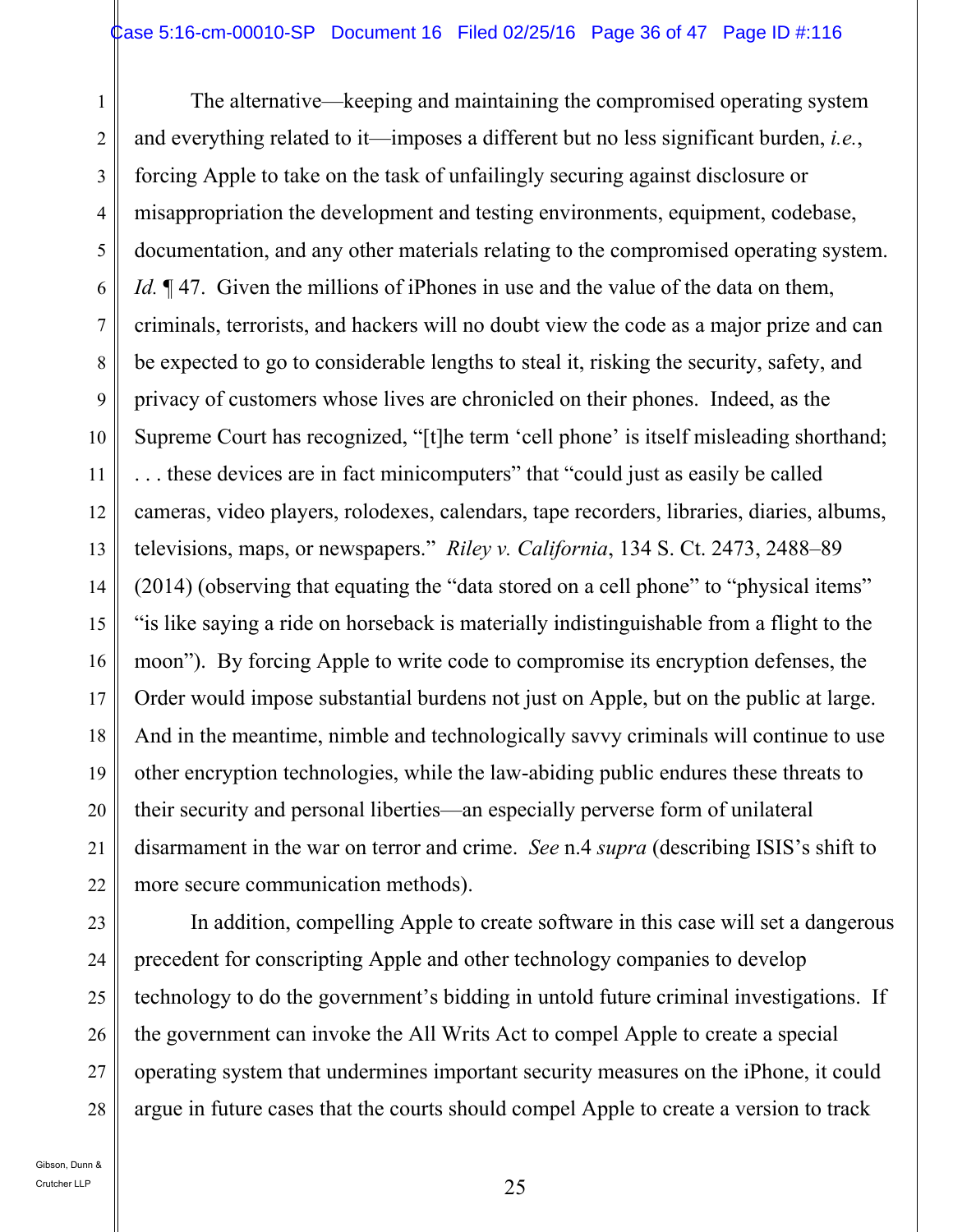The alternative—keeping and maintaining the compromised operating system and everything related to it—imposes a different but no less significant burden, *i.e.*, forcing Apple to take on the task of unfailingly securing against disclosure or misappropriation the development and testing environments, equipment, codebase, documentation, and any other materials relating to the compromised operating system. *Id.* ¶ 47. Given the millions of iPhones in use and the value of the data on them, criminals, terrorists, and hackers will no doubt view the code as a major prize and can be expected to go to considerable lengths to steal it, risking the security, safety, and privacy of customers whose lives are chronicled on their phones. Indeed, as the Supreme Court has recognized, "[t]he term 'cell phone' is itself misleading shorthand; . . . these devices are in fact minicomputers" that "could just as easily be called cameras, video players, rolodexes, calendars, tape recorders, libraries, diaries, albums, televisions, maps, or newspapers." *Riley v. California*, 134 S. Ct. 2473, 2488–89 (2014) (observing that equating the "data stored on a cell phone" to "physical items" "is like saying a ride on horseback is materially indistinguishable from a flight to the moon"). By forcing Apple to write code to compromise its encryption defenses, the Order would impose substantial burdens not just on Apple, but on the public at large. And in the meantime, nimble and technologically savvy criminals will continue to use other encryption technologies, while the law-abiding public endures these threats to their security and personal liberties—an especially perverse form of unilateral disarmament in the war on terror and crime. *See* n.4 *supra* (describing ISIS's shift to more secure communication methods).

In addition, compelling Apple to create software in this case will set a dangerous precedent for conscripting Apple and other technology companies to develop technology to do the government's bidding in untold future criminal investigations. If the government can invoke the All Writs Act to compel Apple to create a special operating system that undermines important security measures on the iPhone, it could argue in future cases that the courts should compel Apple to create a version to track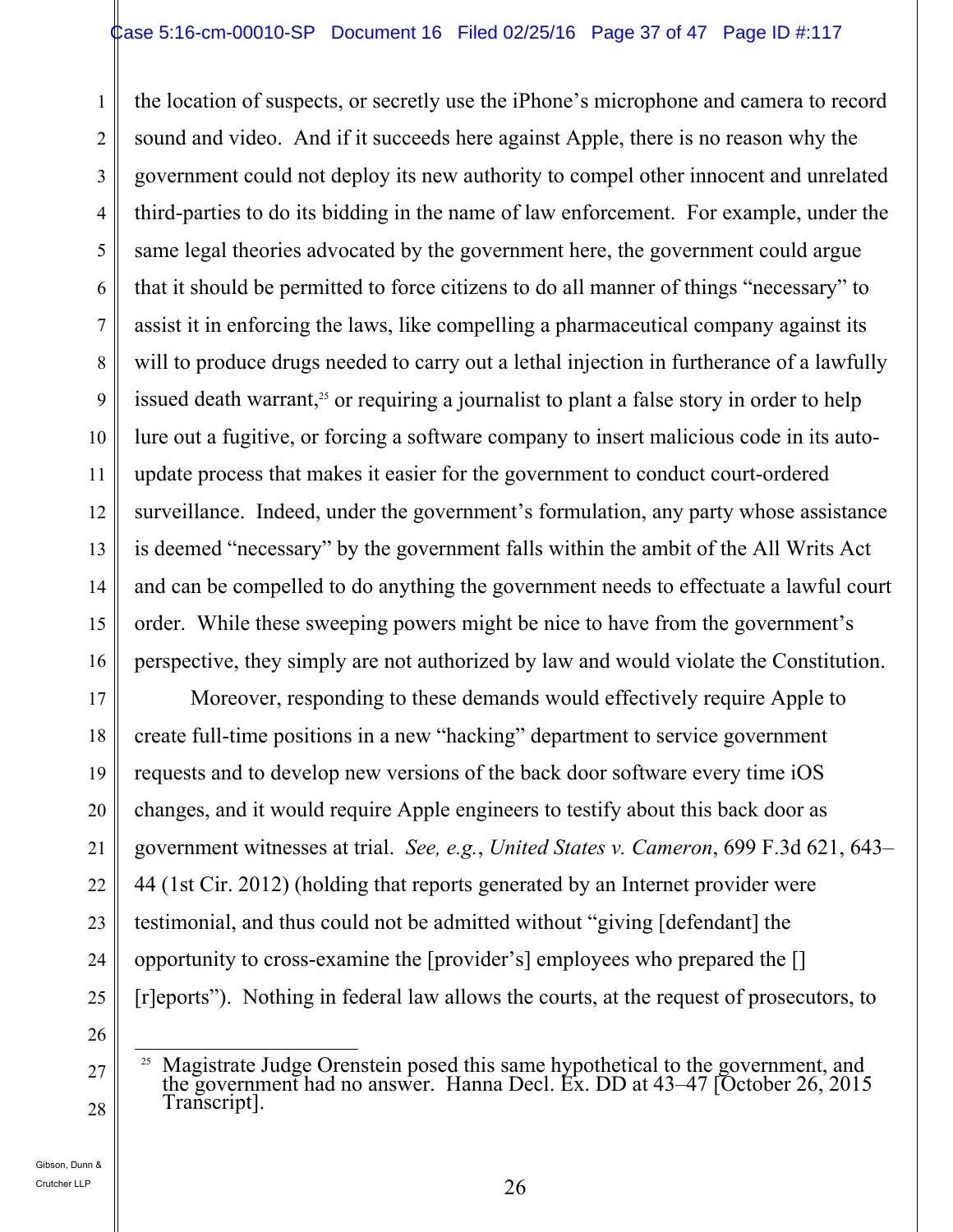the location of suspects, or secretly use the iPhone's microphone and camera to record sound and video. And if it succeeds here against Apple, there is no reason why the government could not deploy its new authority to compel other innocent and unrelated third-parties to do its bidding in the name of law enforcement. For example, under the same legal theories advocated by the government here, the government could argue that it should be permitted to force citizens to do all manner of things "necessary" to assist it in enforcing the laws, like compelling a pharmaceutical company against its will to produce drugs needed to carry out a lethal injection in furtherance of a lawfully issued death warrant,[25] or requiring a journalist to plant a false story in order to help lure out a fugitive, or forcing a software company to insert malicious code in its auto-update process that makes it easier for the government to conduct court-ordered surveillance. Indeed, under the government's formulation, any party whose assistance is deemed "necessary" by the government falls within the ambit of the All Writs Act and can be compelled to do anything the government needs to effectuate a lawful court order. While these sweeping powers might be nice to have from the government's perspective, they simply are not authorized by law and would violate the Constitution.

Moreover, responding to these demands would effectively require Apple to create full-time positions in a new "hacking" department to service government requests and to develop new versions of the back door software every time iOS changes, and it would require Apple engineers to testify about this back door as government witnesses at trial. *See, e.g.*, *United States v. Cameron*, 699 F.3d 621, 643–44 (1st Cir. 2012) (holding that reports generated by an Internet provider were testimonial, and thus could not be admitted without "giving [defendant] the opportunity to cross-examine the [provider's] employees who prepared the [] [r]eports"). Nothing in federal law allows the courts, at the request of prosecutors, to

---

[25] Magistrate Judge Orenstein posed this same hypothetical to the government, and the government had no answer. Hanna Decl. Ex. DD at 43–47 [October 26, 2015 Transcript].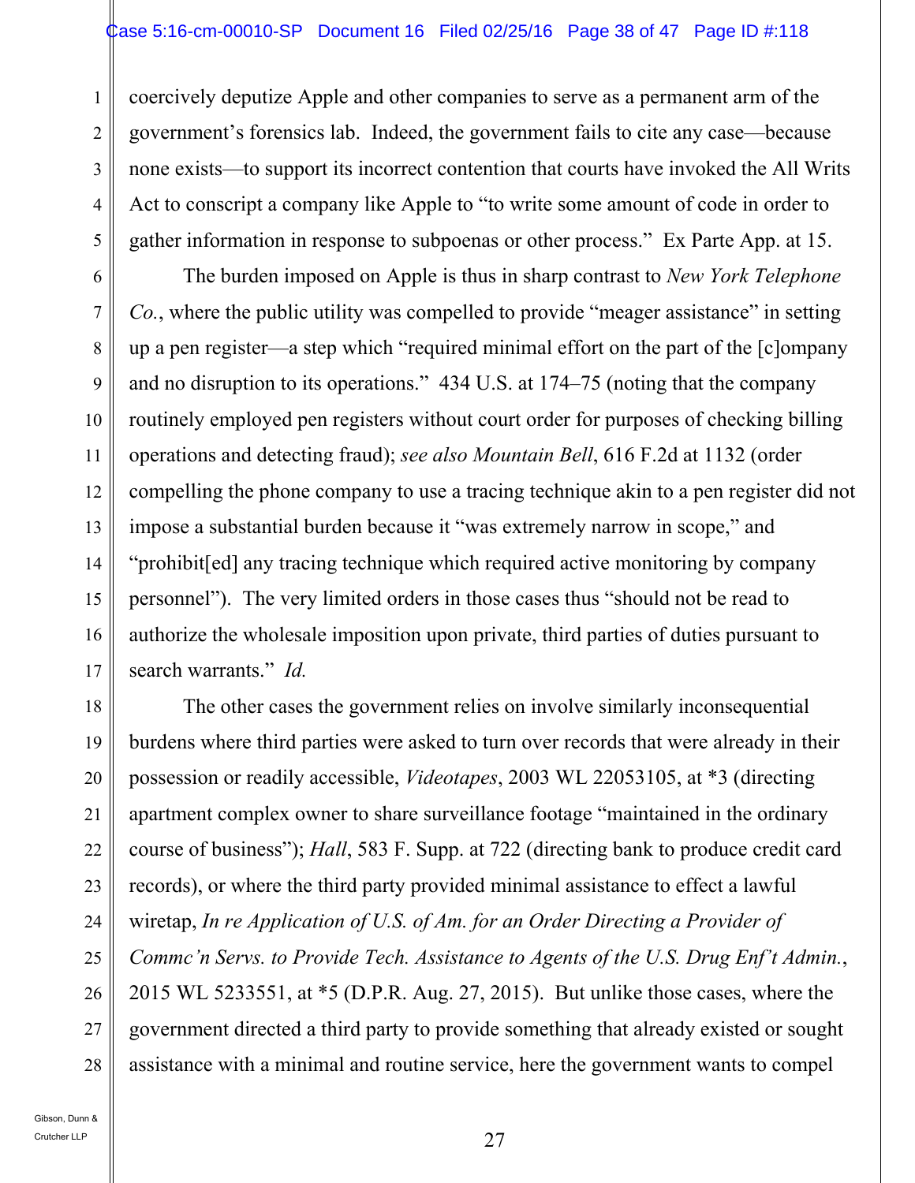coercively deputize Apple and other companies to serve as a permanent arm of the government's forensics lab. Indeed, the government fails to cite any case—because none exists—to support its incorrect contention that courts have invoked the All Writs Act to conscript a company like Apple to "to write some amount of code in order to gather information in response to subpoenas or other process." Ex Parte App. at 15.

The burden imposed on Apple is thus in sharp contrast to *New York Telephone Co.*, where the public utility was compelled to provide "meager assistance" in setting up a pen register—a step which "required minimal effort on the part of the [c]ompany and no disruption to its operations." 434 U.S. at 174–75 (noting that the company routinely employed pen registers without court order for purposes of checking billing operations and detecting fraud); *see also Mountain Bell*, 616 F.2d at 1132 (order compelling the phone company to use a tracing technique akin to a pen register did not impose a substantial burden because it "was extremely narrow in scope," and "prohibit[ed] any tracing technique which required active monitoring by company personnel"). The very limited orders in those cases thus "should not be read to authorize the wholesale imposition upon private, third parties of duties pursuant to search warrants." *Id.*

The other cases the government relies on involve similarly inconsequential burdens where third parties were asked to turn over records that were already in their possession or readily accessible, *Videotapes*, 2003 WL 22053105, at *3 (directing apartment complex owner to share surveillance footage "maintained in the ordinary course of business"); *Hall*, 583 F. Supp. at 722 (directing bank to produce credit card records), or where the third party provided minimal assistance to effect a lawful wiretap, *In re Application of U.S. of Am. for an Order Directing a Provider of Commc'n Servs. to Provide Tech. Assistance to Agents of the U.S. Drug Enf't Admin.*, 2015 WL 5233551, at *5 (D.P.R. Aug. 27, 2015). But unlike those cases, where the government directed a third party to provide something that already existed or sought assistance with a minimal and routine service, here the government wants to compel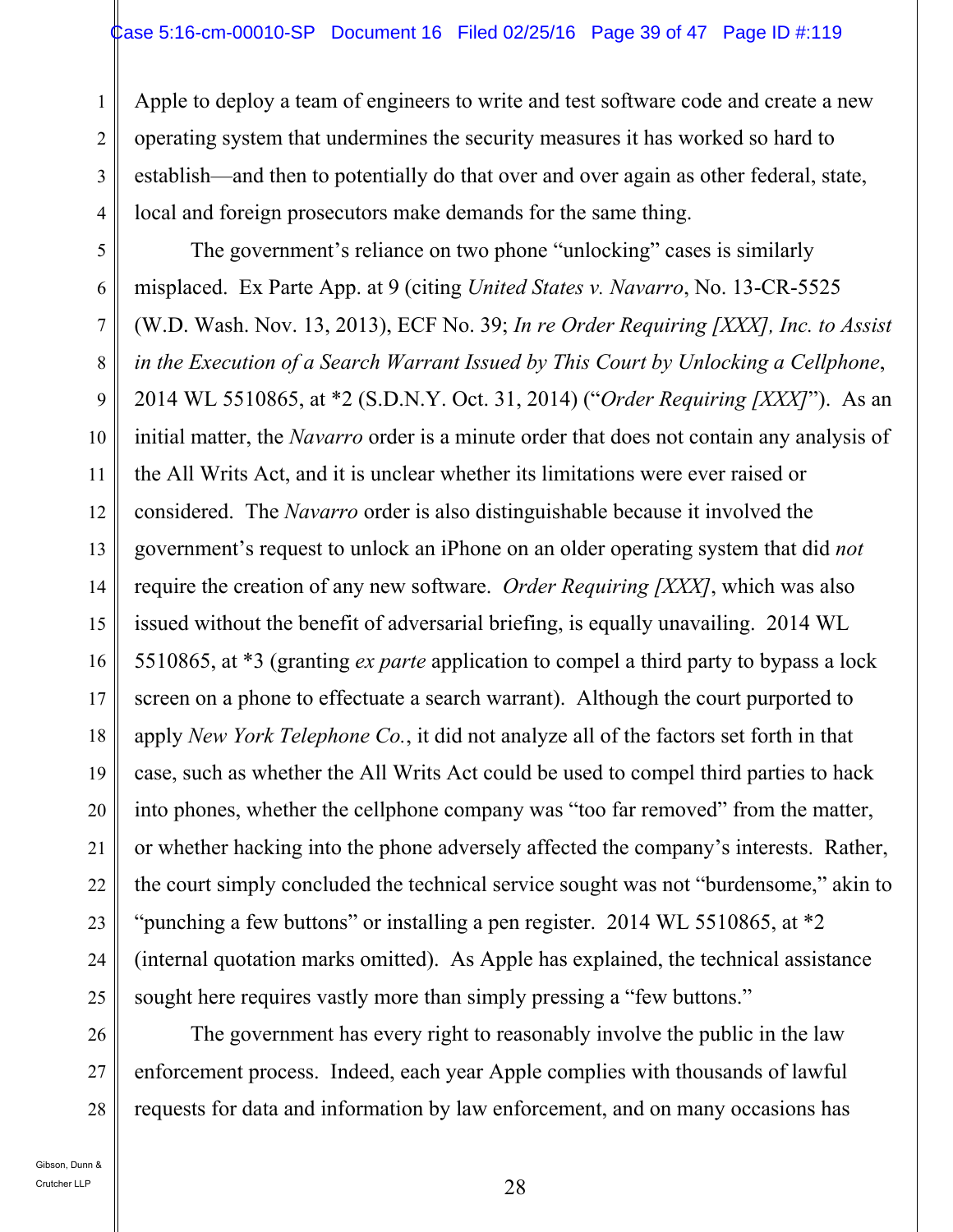Apple to deploy a team of engineers to write and test software code and create a new operating system that undermines the security measures it has worked so hard to establish—and then to potentially do that over and over again as other federal, state, local and foreign prosecutors make demands for the same thing.

The government's reliance on two phone "unlocking" cases is similarly misplaced. Ex Parte App. at 9 (citing *United States v. Navarro*, No. 13-CR-5525 (W.D. Wash. Nov. 13, 2013), ECF No. 39; *In re Order Requiring [XXX], Inc. to Assist in the Execution of a Search Warrant Issued by This Court by Unlocking a Cellphone*, 2014 WL 5510865, at *2 (S.D.N.Y. Oct. 31, 2014) ("*Order Requiring [XXX]*"). As an initial matter, the *Navarro* order is a minute order that does not contain any analysis of the All Writs Act, and it is unclear whether its limitations were ever raised or considered. The *Navarro* order is also distinguishable because it involved the government's request to unlock an iPhone on an older operating system that did *not* require the creation of any new software. *Order Requiring [XXX]*, which was also issued without the benefit of adversarial briefing, is equally unavailing. 2014 WL 5510865, at *3 (granting *ex parte* application to compel a third party to bypass a lock screen on a phone to effectuate a search warrant). Although the court purported to apply *New York Telephone Co.*, it did not analyze all of the factors set forth in that case, such as whether the All Writs Act could be used to compel third parties to hack into phones, whether the cellphone company was "too far removed" from the matter, or whether hacking into the phone adversely affected the company's interests. Rather, the court simply concluded the technical service sought was not "burdensome," akin to "punching a few buttons" or installing a pen register. 2014 WL 5510865, at *2 (internal quotation marks omitted). As Apple has explained, the technical assistance sought here requires vastly more than simply pressing a "few buttons."

The government has every right to reasonably involve the public in the law enforcement process. Indeed, each year Apple complies with thousands of lawful requests for data and information by law enforcement, and on many occasions has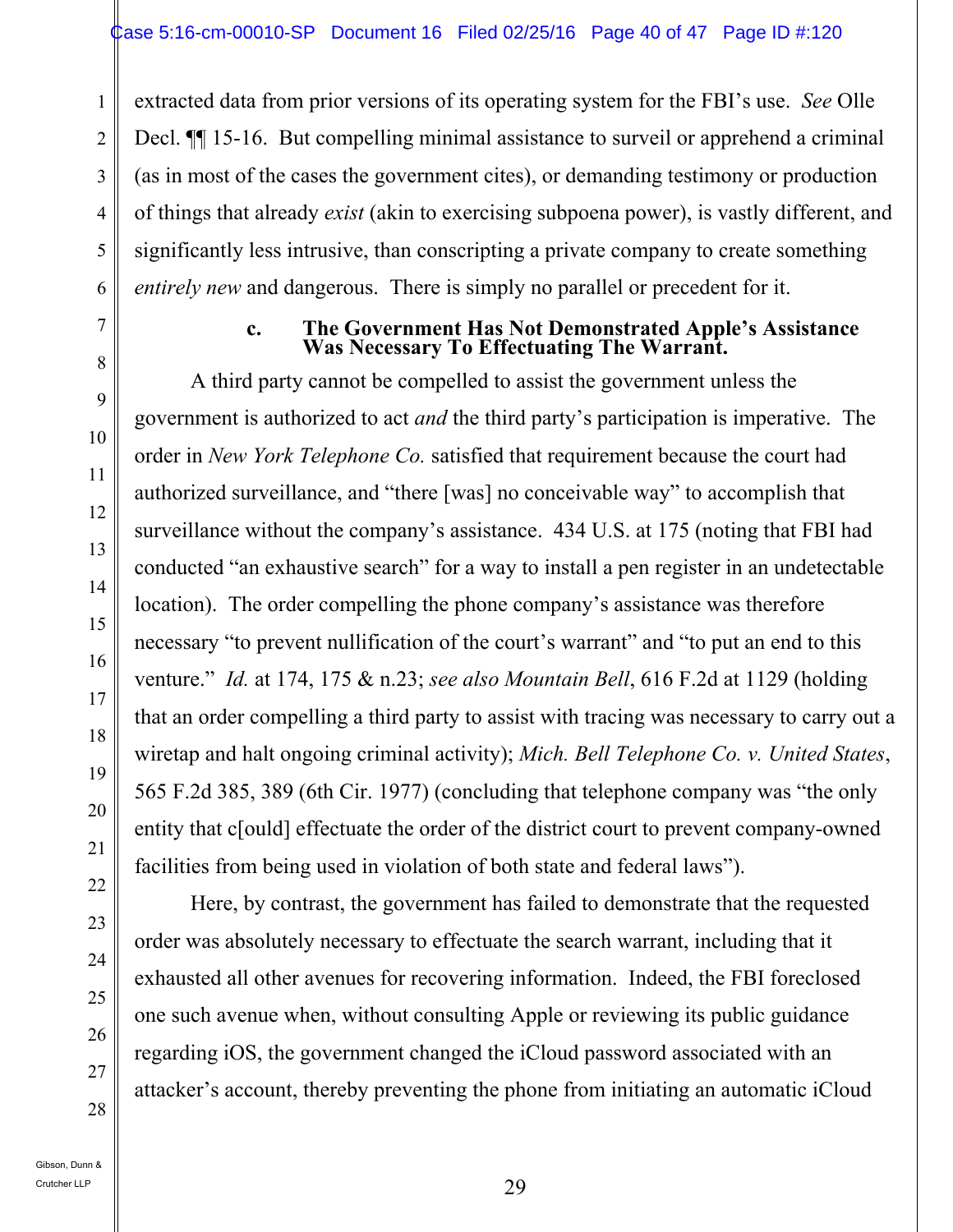extracted data from prior versions of its operating system for the FBI's use. *See* Olle Decl. ¶¶ 15-16. But compelling minimal assistance to surveil or apprehend a criminal (as in most of the cases the government cites), or demanding testimony or production of things that already *exist* (akin to exercising subpoena power), is vastly different, and significantly less intrusive, than conscripting a private company to create something *entirely new* and dangerous. There is simply no parallel or precedent for it.

**c. The Government Has Not Demonstrated Apple's Assistance Was Necessary To Effectuating The Warrant.**

A third party cannot be compelled to assist the government unless the government is authorized to act *and* the third party's participation is imperative. The order in *New York Telephone Co.* satisfied that requirement because the court had authorized surveillance, and "there [was] no conceivable way" to accomplish that surveillance without the company's assistance. 434 U.S. at 175 (noting that FBI had conducted "an exhaustive search" for a way to install a pen register in an undetectable location). The order compelling the phone company's assistance was therefore necessary "to prevent nullification of the court's warrant" and "to put an end to this venture." *Id.* at 174, 175 & n.23; *see also Mountain Bell*, 616 F.2d at 1129 (holding that an order compelling a third party to assist with tracing was necessary to carry out a wiretap and halt ongoing criminal activity); *Mich. Bell Telephone Co. v. United States*, 565 F.2d 385, 389 (6th Cir. 1977) (concluding that telephone company was "the only entity that c[ould] effectuate the order of the district court to prevent company-owned facilities from being used in violation of both state and federal laws").

Here, by contrast, the government has failed to demonstrate that the requested order was absolutely necessary to effectuate the search warrant, including that it exhausted all other avenues for recovering information. Indeed, the FBI foreclosed one such avenue when, without consulting Apple or reviewing its public guidance regarding iOS, the government changed the iCloud password associated with an attacker's account, thereby preventing the phone from initiating an automatic iCloud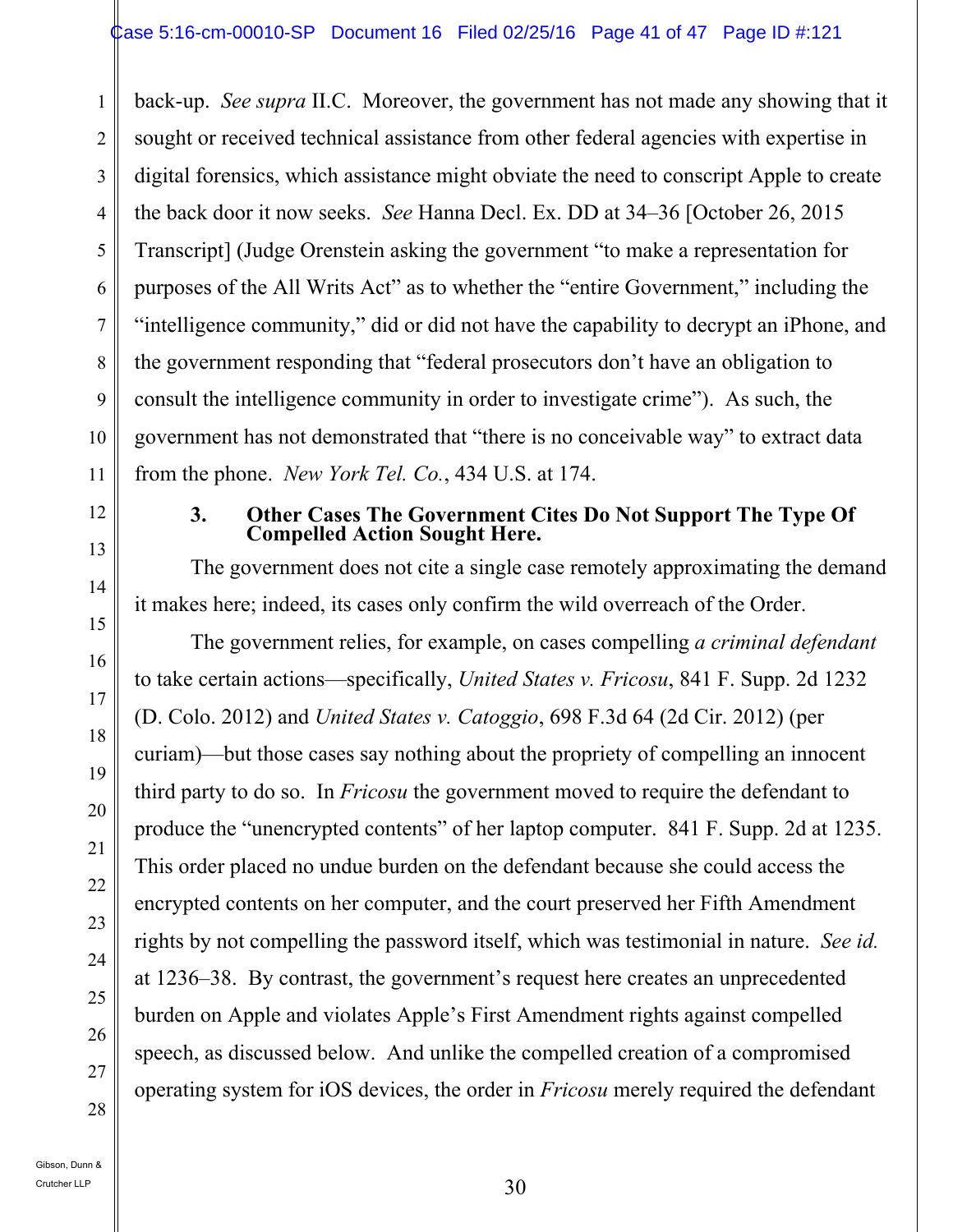back-up. *See supra* II.C. Moreover, the government has not made any showing that it sought or received technical assistance from other federal agencies with expertise in digital forensics, which assistance might obviate the need to conscript Apple to create the back door it now seeks. *See* Hanna Decl. Ex. DD at 34–36 [October 26, 2015 Transcript] (Judge Orenstein asking the government "to make a representation for purposes of the All Writs Act" as to whether the "entire Government," including the "intelligence community," did or did not have the capability to decrypt an iPhone, and the government responding that "federal prosecutors don't have an obligation to consult the intelligence community in order to investigate crime"). As such, the government has not demonstrated that "there is no conceivable way" to extract data from the phone. *New York Tel. Co.*, 434 U.S. at 174.

### 3. Other Cases The Government Cites Do Not Support The Type Of Compelled Action Sought Here.

The government does not cite a single case remotely approximating the demand it makes here; indeed, its cases only confirm the wild overreach of the Order.

The government relies, for example, on cases compelling *a criminal defendant* to take certain actions—specifically, *United States v. Fricosu*, 841 F. Supp. 2d 1232 (D. Colo. 2012) and *United States v. Catoggio*, 698 F.3d 64 (2d Cir. 2012) (per curiam)—but those cases say nothing about the propriety of compelling an innocent third party to do so. In *Fricosu* the government moved to require the defendant to produce the "unencrypted contents" of her laptop computer. 841 F. Supp. 2d at 1235. This order placed no undue burden on the defendant because she could access the encrypted contents on her computer, and the court preserved her Fifth Amendment rights by not compelling the password itself, which was testimonial in nature. *See id.* at 1236–38. By contrast, the government's request here creates an unprecedented burden on Apple and violates Apple's First Amendment rights against compelled speech, as discussed below. And unlike the compelled creation of a compromised operating system for iOS devices, the order in *Fricosu* merely required the defendant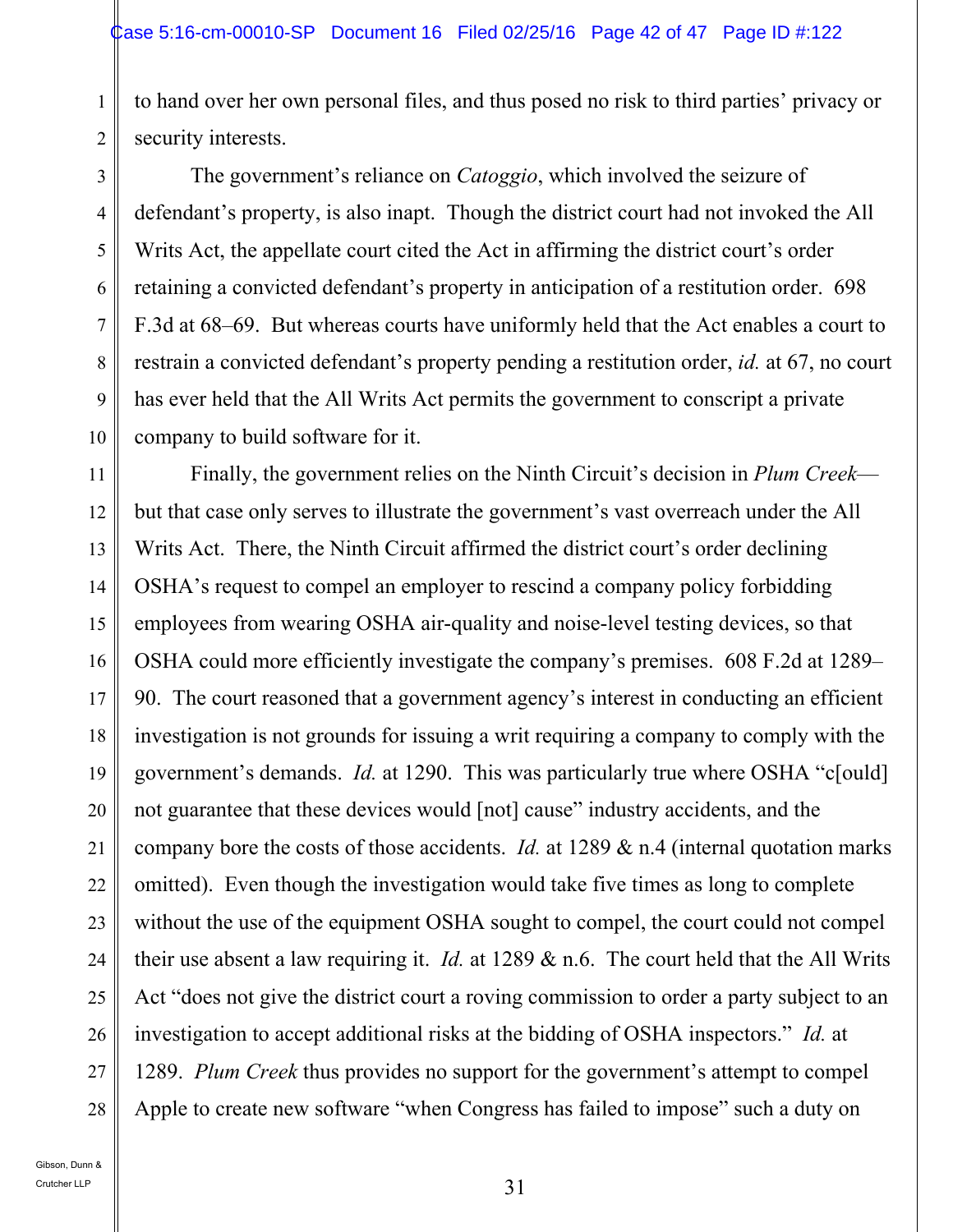to hand over her own personal files, and thus posed no risk to third parties' privacy or security interests.

The government's reliance on *Catoggio*, which involved the seizure of defendant's property, is also inapt. Though the district court had not invoked the All Writs Act, the appellate court cited the Act in affirming the district court's order retaining a convicted defendant's property in anticipation of a restitution order. 698 F.3d at 68–69. But whereas courts have uniformly held that the Act enables a court to restrain a convicted defendant's property pending a restitution order, *id.* at 67, no court has ever held that the All Writs Act permits the government to conscript a private company to build software for it.

Finally, the government relies on the Ninth Circuit's decision in *Plum Creek*—but that case only serves to illustrate the government's vast overreach under the All Writs Act. There, the Ninth Circuit affirmed the district court's order declining OSHA's request to compel an employer to rescind a company policy forbidding employees from wearing OSHA air-quality and noise-level testing devices, so that OSHA could more efficiently investigate the company's premises. 608 F.2d at 1289–90. The court reasoned that a government agency's interest in conducting an efficient investigation is not grounds for issuing a writ requiring a company to comply with the government's demands. *Id.* at 1290. This was particularly true where OSHA "c[ould] not guarantee that these devices would [not] cause" industry accidents, and the company bore the costs of those accidents. *Id.* at 1289 & n.4 (internal quotation marks omitted). Even though the investigation would take five times as long to complete without the use of the equipment OSHA sought to compel, the court could not compel their use absent a law requiring it. *Id.* at 1289 & n.6. The court held that the All Writs Act "does not give the district court a roving commission to order a party subject to an investigation to accept additional risks at the bidding of OSHA inspectors." *Id.* at 1289. *Plum Creek* thus provides no support for the government's attempt to compel Apple to create new software "when Congress has failed to impose" such a duty on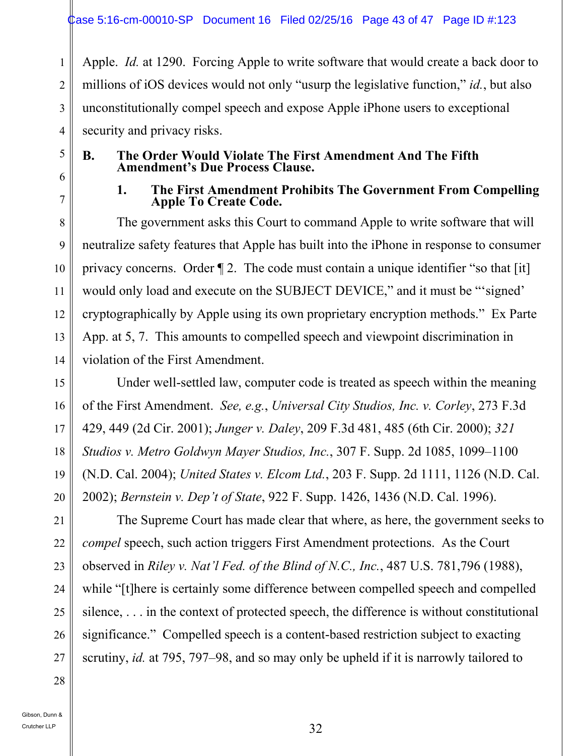Apple. *Id.* at 1290. Forcing Apple to write software that would create a back door to millions of iOS devices would not only "usurp the legislative function," *id.*, but also unconstitutionally compel speech and expose Apple iPhone users to exceptional security and privacy risks.

### B. The Order Would Violate The First Amendment And The Fifth Amendment's Due Process Clause.

#### 1. The First Amendment Prohibits The Government From Compelling Apple To Create Code.

The government asks this Court to command Apple to write software that will neutralize safety features that Apple has built into the iPhone in response to consumer privacy concerns. Order ¶ 2. The code must contain a unique identifier "so that [it] would only load and execute on the SUBJECT DEVICE," and it must be "'signed' cryptographically by Apple using its own proprietary encryption methods." Ex Parte App. at 5, 7. This amounts to compelled speech and viewpoint discrimination in violation of the First Amendment.

Under well-settled law, computer code is treated as speech within the meaning of the First Amendment. *See, e.g.*, *Universal City Studios, Inc. v. Corley*, 273 F.3d 429, 449 (2d Cir. 2001); *Junger v. Daley*, 209 F.3d 481, 485 (6th Cir. 2000); *321 Studios v. Metro Goldwyn Mayer Studios, Inc.*, 307 F. Supp. 2d 1085, 1099–1100 (N.D. Cal. 2004); *United States v. Elcom Ltd.*, 203 F. Supp. 2d 1111, 1126 (N.D. Cal. 2002); *Bernstein v. Dep't of State*, 922 F. Supp. 1426, 1436 (N.D. Cal. 1996).

The Supreme Court has made clear that where, as here, the government seeks to *compel* speech, such action triggers First Amendment protections. As the Court observed in *Riley v. Nat'l Fed. of the Blind of N.C., Inc.*, 487 U.S. 781,796 (1988), while "[t]here is certainly some difference between compelled speech and compelled silence, . . . in the context of protected speech, the difference is without constitutional significance." Compelled speech is a content-based restriction subject to exacting scrutiny, *id.* at 795, 797–98, and so may only be upheld if it is narrowly tailored to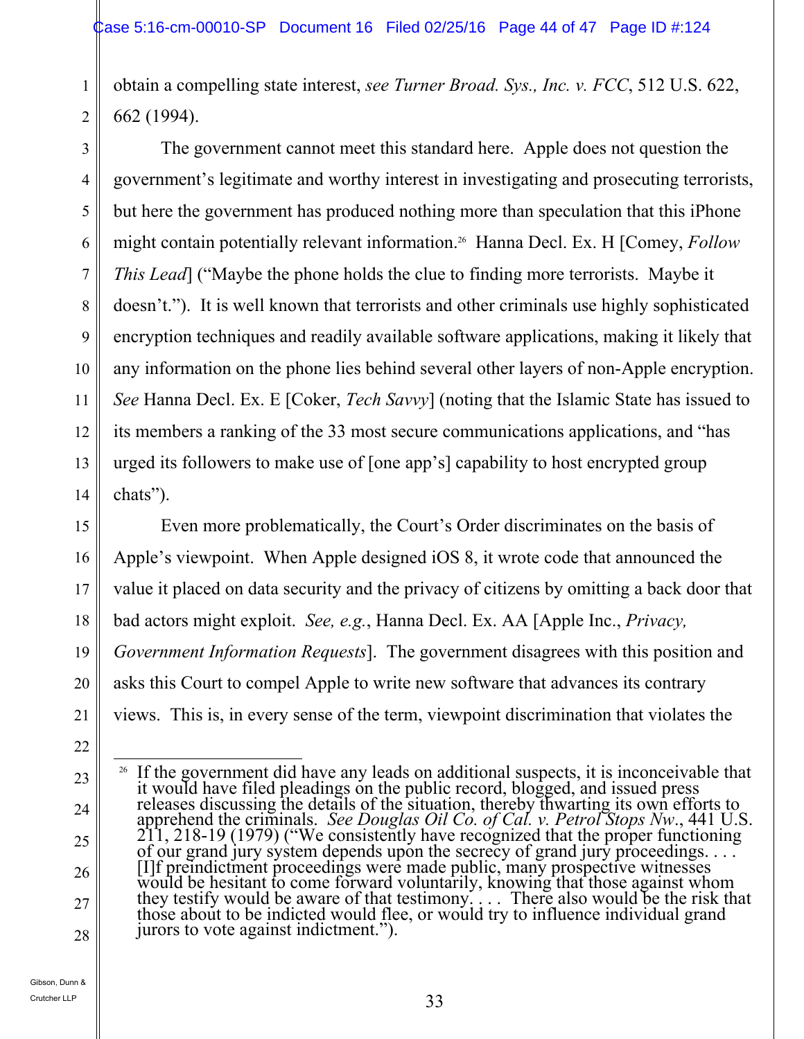obtain a compelling state interest, *see Turner Broad. Sys., Inc. v. FCC*, 512 U.S. 622, 662 (1994).

The government cannot meet this standard here. Apple does not question the government's legitimate and worthy interest in investigating and prosecuting terrorists, but here the government has produced nothing more than speculation that this iPhone might contain potentially relevant information.[26] Hanna Decl. Ex. H [Comey, *Follow This Lead*] ("Maybe the phone holds the clue to finding more terrorists. Maybe it doesn't."). It is well known that terrorists and other criminals use highly sophisticated encryption techniques and readily available software applications, making it likely that any information on the phone lies behind several other layers of non-Apple encryption. *See* Hanna Decl. Ex. E [Coker, *Tech Savvy*] (noting that the Islamic State has issued to its members a ranking of the 33 most secure communications applications, and "has urged its followers to make use of [one app's] capability to host encrypted group chats").

Even more problematically, the Court's Order discriminates on the basis of Apple's viewpoint. When Apple designed iOS 8, it wrote code that announced the value it placed on data security and the privacy of citizens by omitting a back door that bad actors might exploit. *See, e.g.*, Hanna Decl. Ex. AA [Apple Inc., *Privacy, Government Information Requests*]. The government disagrees with this position and asks this Court to compel Apple to write new software that advances its contrary views. This is, in every sense of the term, viewpoint discrimination that violates the

---

[26] If the government did have any leads on additional suspects, it is inconceivable that it would have filed pleadings on the public record, blogged, and issued press releases discussing the details of the situation, thereby thwarting its own efforts to apprehend the criminals. *See Douglas Oil Co. of Cal. v. Petrol Stops Nw.*, 441 U.S. 211, 218-19 (1979) ("We consistently have recognized that the proper functioning of our grand jury system depends upon the secrecy of grand jury proceedings. . . . [I]f preindictment proceedings were made public, many prospective witnesses would be hesitant to come forward voluntarily, knowing that those against whom they testify would be aware of that testimony. . . . There also would be the risk that those about to be indicted would flee, or would try to influence individual grand jurors to vote against indictment.").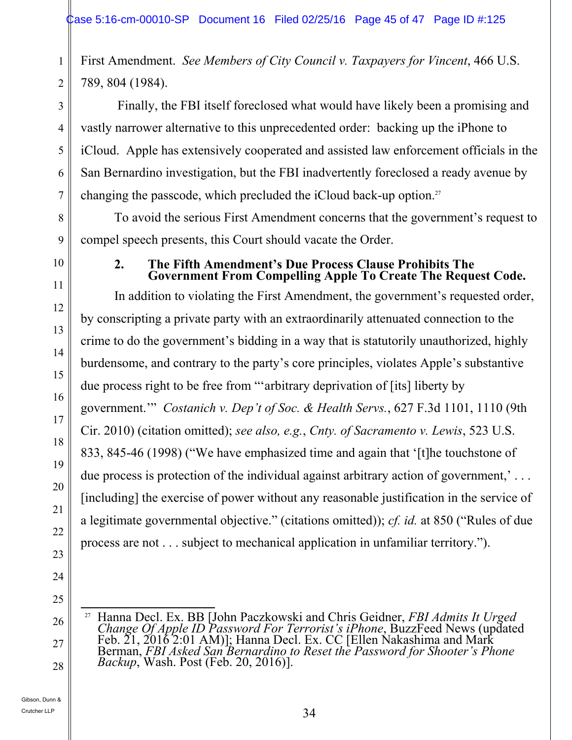First Amendment. *See Members of City Council v. Taxpayers for Vincent*, 466 U.S. 789, 804 (1984).

Finally, the FBI itself foreclosed what would have likely been a promising and vastly narrower alternative to this unprecedented order: backing up the iPhone to iCloud. Apple has extensively cooperated and assisted law enforcement officials in the San Bernardino investigation, but the FBI inadvertently foreclosed a ready avenue by changing the passcode, which precluded the iCloud back-up option.[27]

To avoid the serious First Amendment concerns that the government's request to compel speech presents, this Court should vacate the Order.

**2. The Fifth Amendment's Due Process Clause Prohibits The Government From Compelling Apple To Create The Request Code.**

In addition to violating the First Amendment, the government's requested order, by conscripting a private party with an extraordinarily attenuated connection to the crime to do the government's bidding in a way that is statutorily unauthorized, highly burdensome, and contrary to the party's core principles, violates Apple's substantive due process right to be free from "'arbitrary deprivation of [its] liberty by government.'" *Costanich v. Dep't of Soc. & Health Servs.*, 627 F.3d 1101, 1110 (9th Cir. 2010) (citation omitted); *see also, e.g.*, *Cnty. of Sacramento v. Lewis*, 523 U.S. 833, 845-46 (1998) ("We have emphasized time and again that '[t]he touchstone of due process is protection of the individual against arbitrary action of government,' . . . [including] the exercise of power without any reasonable justification in the service of a legitimate governmental objective." (citations omitted)); *cf. id.* at 850 ("Rules of due process are not . . . subject to mechanical application in unfamiliar territory.").

---

[27] Hanna Decl. Ex. BB [John Paczkowski and Chris Geidner, *FBI Admits It Urged Change Of Apple ID Password For Terrorist's iPhone*, BuzzFeed News (updated Feb. 21, 2016 2:01 AM)]; Hanna Decl. Ex. CC [Ellen Nakashima and Mark Berman, *FBI Asked San Bernardino to Reset the Password for Shooter's Phone Backup*, Wash. Post (Feb. 20, 2016)].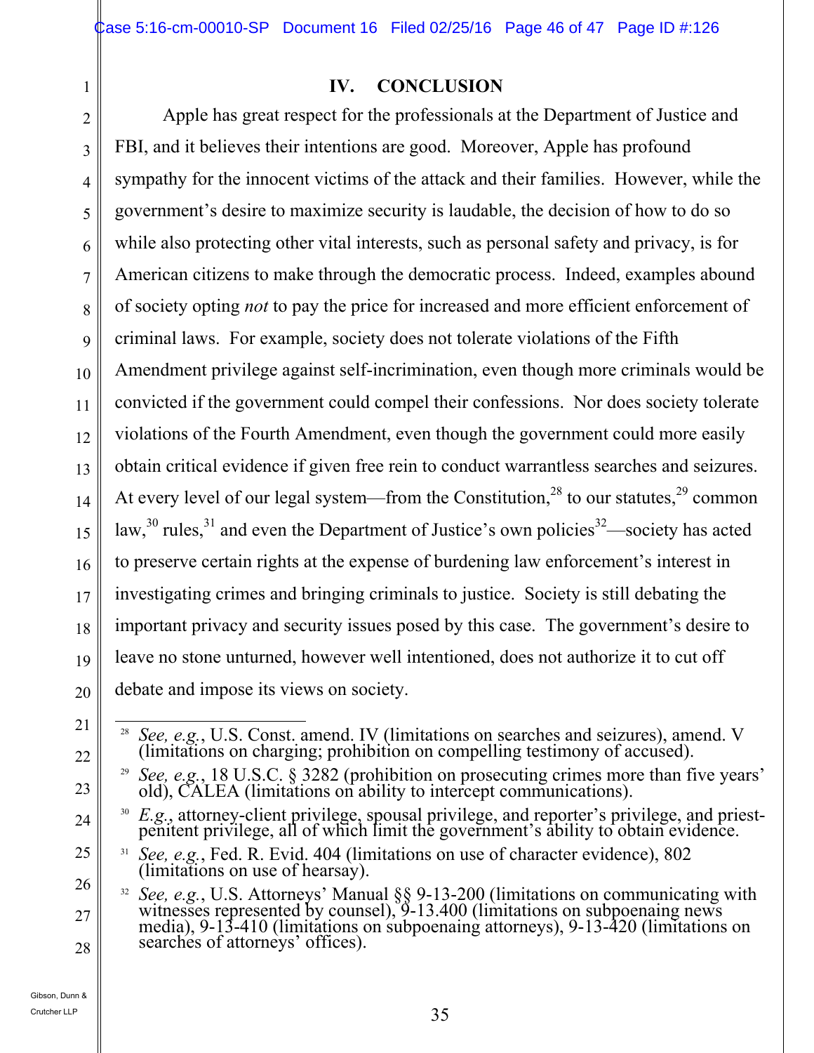## IV. CONCLUSION

Apple has great respect for the professionals at the Department of Justice and FBI, and it believes their intentions are good. Moreover, Apple has profound sympathy for the innocent victims of the attack and their families. However, while the government's desire to maximize security is laudable, the decision of how to do so while also protecting other vital interests, such as personal safety and privacy, is for American citizens to make through the democratic process. Indeed, examples abound of society opting *not* to pay the price for increased and more efficient enforcement of criminal laws. For example, society does not tolerate violations of the Fifth Amendment privilege against self-incrimination, even though more criminals would be convicted if the government could compel their confessions. Nor does society tolerate violations of the Fourth Amendment, even though the government could more easily obtain critical evidence if given free rein to conduct warrantless searches and seizures. At every level of our legal system—from the Constitution,[28] to our statutes,[29] common law,[30] rules,[31] and even the Department of Justice's own policies[32]—society has acted to preserve certain rights at the expense of burdening law enforcement's interest in investigating crimes and bringing criminals to justice. Society is still debating the important privacy and security issues posed by this case. The government's desire to leave no stone unturned, however well intentioned, does not authorize it to cut off debate and impose its views on society.

---

[28] *See, e.g.*, U.S. Const. amend. IV (limitations on searches and seizures), amend. V (limitations on charging; prohibition on compelling testimony of accused).

[29] *See, e.g.*, 18 U.S.C. § 3282 (prohibition on prosecuting crimes more than five years' old), CALEA (limitations on ability to intercept communications).

[30] *E.g.*, attorney-client privilege, spousal privilege, and reporter's privilege, and priest-penitent privilege, all of which limit the government's ability to obtain evidence.

[31] *See, e.g.*, Fed. R. Evid. 404 (limitations on use of character evidence), 802 (limitations on use of hearsay).

[32] *See, e.g.*, U.S. Attorneys' Manual §§ 9-13-200 (limitations on communicating with witnesses represented by counsel), 9-13.400 (limitations on subpoenaing news media), 9-13-410 (limitations on subpoenaing attorneys), 9-13-420 (limitations on searches of attorneys' offices).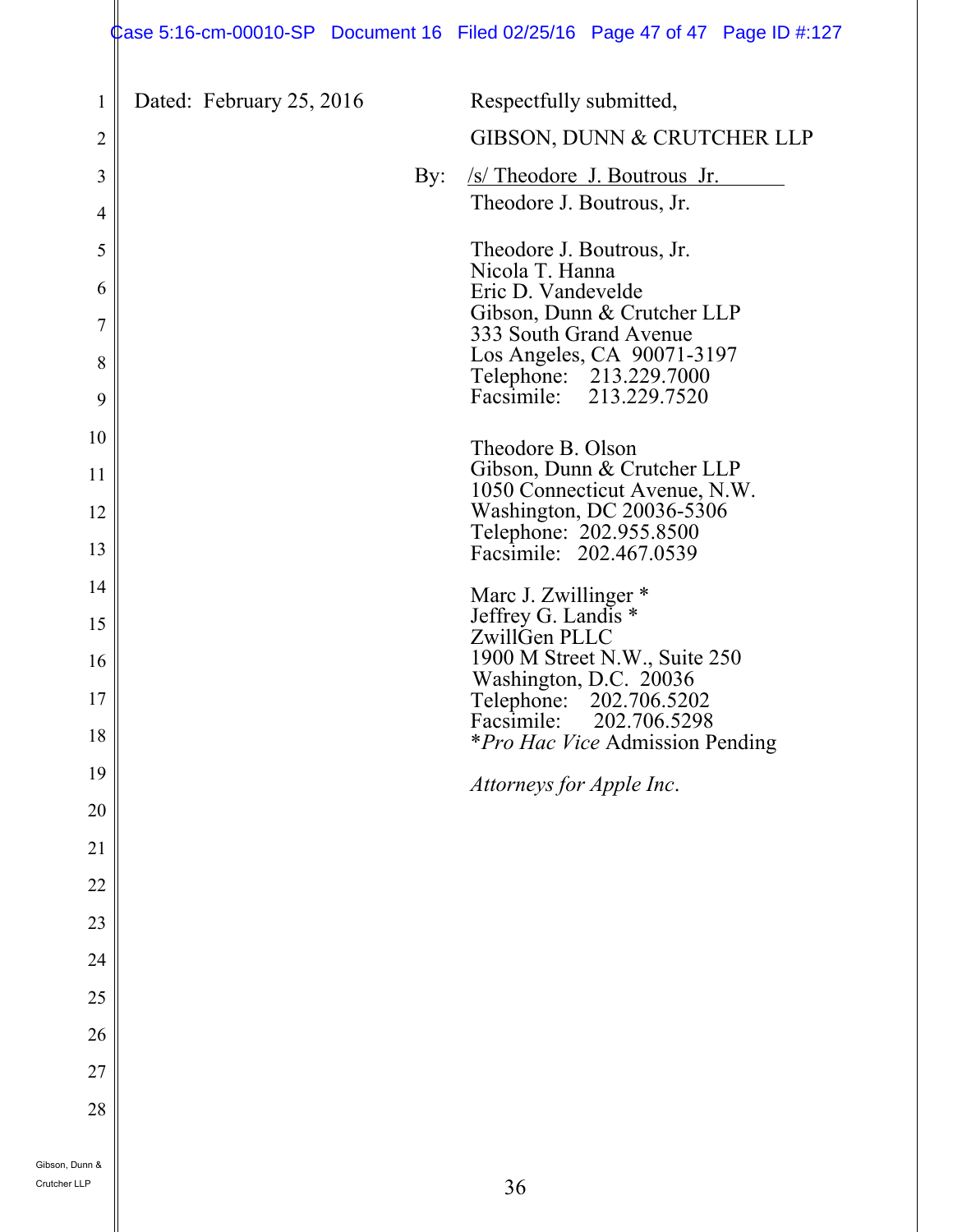Dated: February 25, 2016

Respectfully submitted,

GIBSON, DUNN & CRUTCHER LLP

By: /s/ Theodore J. Boutrous Jr.
Theodore J. Boutrous, Jr.

Theodore J. Boutrous, Jr.
Nicola T. Hanna
Eric D. Vandevelde
Gibson, Dunn & Crutcher LLP
333 South Grand Avenue
Los Angeles, CA 90071-3197
Telephone: 213.229.7000
Facsimile: 213.229.7520

Theodore B. Olson
Gibson, Dunn & Crutcher LLP
1050 Connecticut Avenue, N.W.
Washington, DC 20036-5306
Telephone: 202.955.8500
Facsimile: 202.467.0539

Marc J. Zwillinger *
Jeffrey G. Landis *
ZwillGen PLLC
1900 M Street N.W., Suite 250
Washington, D.C. 20036
Telephone: 202.706.5202
Facsimile: 202.706.5298
**Pro Hac Vice* Admission Pending

*Attorneys for Apple Inc.*